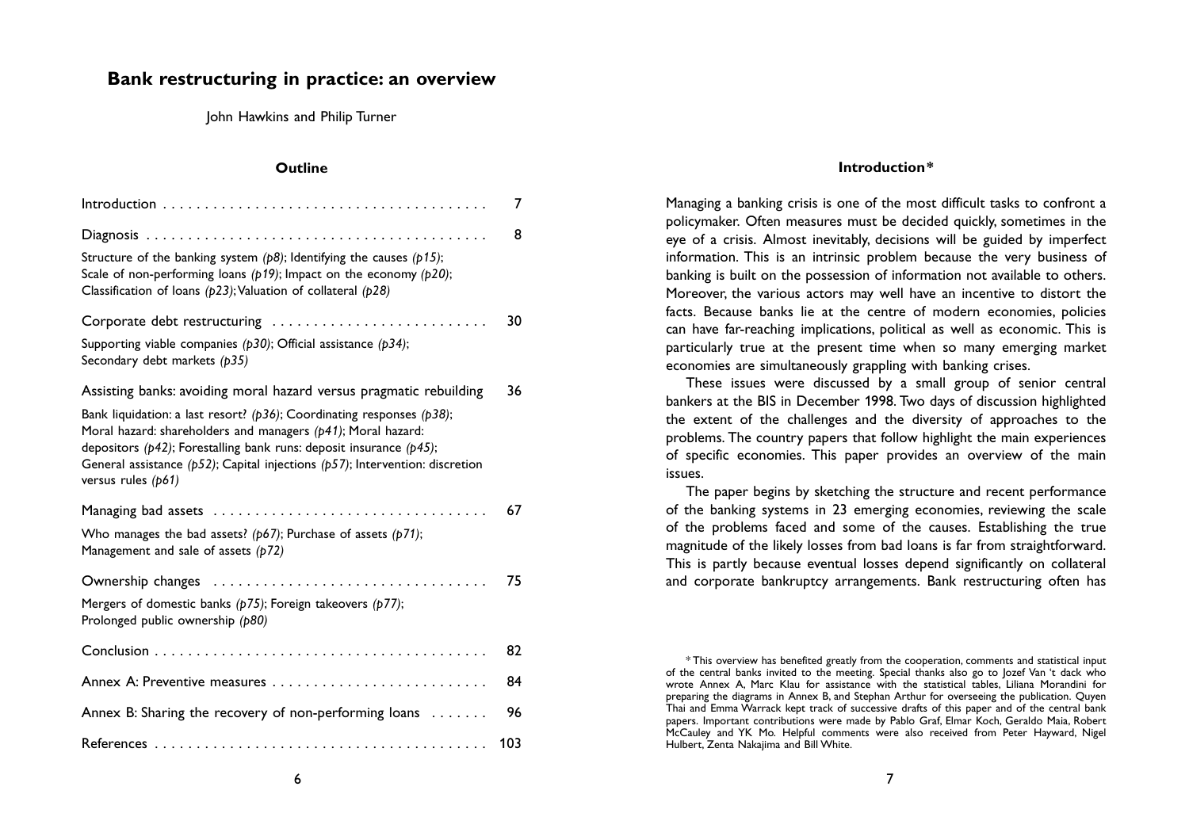# Bank restructuring in practice: an overview

John Hawkins and Philip Turner

## Outline

| | |
|---|---|
| Introduction | 7 |
| Diagnosis | 8 |
| Structure of the banking system *(p8)*; Identifying the causes *(p15)*; Scale of non-performing loans *(p19)*; Impact on the economy *(p20)*; Classification of loans *(p23)*; Valuation of collateral *(p28)* | |
| Corporate debt restructuring | 30 |
| Supporting viable companies *(p30)*; Official assistance *(p34)*; Secondary debt markets *(p35)* | |
| Assisting banks: avoiding moral hazard versus pragmatic rebuilding | 36 |
| Bank liquidation: a last resort? *(p36)*; Coordinating responses *(p38)*; Moral hazard: shareholders and managers *(p41)*; Moral hazard: depositors *(p42)*; Forestalling bank runs: deposit insurance *(p45)*; General assistance *(p52)*; Capital injections *(p57)*; Intervention: discretion versus rules *(p61)* | |
| Managing bad assets | 67 |
| Who manages the bad assets? *(p67)*; Purchase of assets *(p71)*; Management and sale of assets *(p72)* | |
| Ownership changes | 75 |
| Mergers of domestic banks *(p75)*; Foreign takeovers *(p77)*; Prolonged public ownership *(p80)* | |
| Conclusion | 82 |
| Annex A: Preventive measures | 84 |
| Annex B: Sharing the recovery of non-performing loans | 96 |
| References | 103 |

## Introduction*

Managing a banking crisis is one of the most difficult tasks to confront a policymaker. Often measures must be decided quickly, sometimes in the eye of a crisis. Almost inevitably, decisions will be guided by imperfect information. This is an intrinsic problem because the very business of banking is built on the possession of information not available to others. Moreover, the various actors may well have an incentive to distort the facts. Because banks lie at the centre of modern economies, policies can have far-reaching implications, political as well as economic. This is particularly true at the present time when so many emerging market economies are simultaneously grappling with banking crises.

These issues were discussed by a small group of senior central bankers at the BIS in December 1998. Two days of discussion highlighted the extent of the challenges and the diversity of approaches to the problems. The country papers that follow highlight the main experiences of specific economies. This paper provides an overview of the main issues.

The paper begins by sketching the structure and recent performance of the banking systems in 23 emerging economies, reviewing the scale of the problems faced and some of the causes. Establishing the true magnitude of the likely losses from bad loans is far from straightforward. This is partly because eventual losses depend significantly on collateral and corporate bankruptcy arrangements. Bank restructuring often has

\* This overview has benefited greatly from the cooperation, comments and statistical input of the central banks invited to the meeting. Special thanks also go to Jozef Van 't dack who wrote Annex A, Marc Klau for assistance with the statistical tables, Liliana Morandini for preparing the diagrams in Annex B, and Stephan Arthur for overseeing the publication. Quyen Thai and Emma Warrack kept track of successive drafts of this paper and of the central bank papers. Important contributions were made by Pablo Graf, Elmar Koch, Geraldo Maia, Robert McCauley and YK Mo. Helpful comments were also received from Peter Hayward, Nigel Hulbert, Zenta Nakajima and Bill White.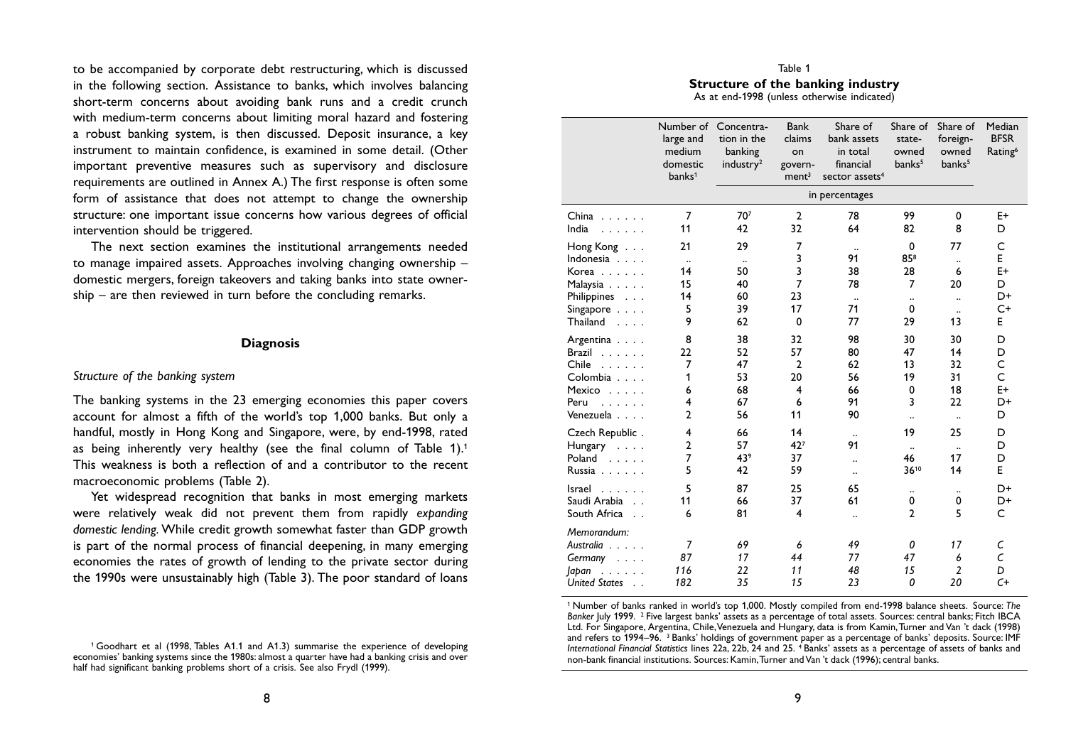to be accompanied by corporate debt restructuring, which is discussed in the following section. Assistance to banks, which involves balancing short-term concerns about avoiding bank runs and a credit crunch with medium-term concerns about limiting moral hazard and fostering a robust banking system, is then discussed. Deposit insurance, a key instrument to maintain confidence, is examined in some detail. (Other important preventive measures such as supervisory and disclosure requirements are outlined in Annex A.) The first response is often some form of assistance that does not attempt to change the ownership structure: one important issue concerns how various degrees of official intervention should be triggered.

The next section examines the institutional arrangements needed to manage impaired assets. Approaches involving changing ownership – domestic mergers, foreign takeovers and taking banks into state ownership – are then reviewed in turn before the concluding remarks.

## Diagnosis

### *Structure of the banking system*

The banking systems in the 23 emerging economies this paper covers account for almost a fifth of the world's top 1,000 banks. But only a handful, mostly in Hong Kong and Singapore, were, by end-1998, rated as being inherently very healthy (see the final column of Table 1).[1] This weakness is both a reflection of and a contributor to the recent macroeconomic problems (Table 2).

Yet widespread recognition that banks in most emerging markets were relatively weak did not prevent them from rapidly *expanding domestic lending*. While credit growth somewhat faster than GDP growth is part of the normal process of financial deepening, in many emerging economies the rates of growth of lending to the private sector during the 1990s were unsustainably high (Table 3). The poor standard of loans

[1] Goodhart et al (1998, Tables A1.1 and A1.3) summarise the experience of developing economies' banking systems since the 1980s: almost a quarter have had a banking crisis and over half had significant banking problems short of a crisis. See also Frydl (1999).

Table 1
**Structure of the banking industry**
As at end-1998 (unless otherwise indicated)

| | Number of large and medium domestic banks[1] | Concentration in the banking industry[2] | Bank claims on government[3] | Share of bank assets in total financial sector assets[4] | Share of state-owned banks[5] | Share of foreign-owned banks[5] | Median BFSR Rating[6] |
|---|---|---|---|---|---|---|---|
| | | in percentages | | | | | |
| China | 7 | 70[7] | 2 | 78 | 99 | 0 | E+ |
| India | 11 | 42 | 32 | 64 | 82 | 8 | D |
| Hong Kong | 21 | 29 | 7 | .. | 0 | 77 | C |
| Indonesia | .. | .. | 3 | 91 | 85[8] | .. | E |
| Korea | 14 | 50 | 3 | 38 | 28 | 6 | E+ |
| Malaysia | 15 | 40 | 7 | 78 | 7 | 20 | D |
| Philippines | 14 | 60 | 23 | .. | .. | .. | D+ |
| Singapore | 5 | 39 | 17 | 71 | 0 | .. | C+ |
| Thailand | 9 | 62 | 0 | 77 | 29 | 13 | E |
| Argentina | 8 | 38 | 32 | 98 | 30 | 30 | D |
| Brazil | 22 | 52 | 57 | 80 | 47 | 14 | D |
| Chile | 7 | 47 | 2 | 62 | 13 | 32 | C |
| Colombia | 1 | 53 | 20 | 56 | 19 | 31 | C |
| Mexico | 6 | 68 | 4 | 66 | 0 | 18 | E+ |
| Peru | 4 | 67 | 6 | 91 | 3 | 22 | D+ |
| Venezuela | 2 | 56 | 11 | 90 | .. | .. | D |
| Czech Republic | 4 | 66 | 14 | .. | 19 | 25 | D |
| Hungary | 2 | 57 | 42[7] | 91 | .. | .. | D |
| Poland | 7 | 43[9] | 37 | .. | 46 | 17 | D |
| Russia | 5 | 42 | 59 | .. | 36[10] | 14 | E |
| Israel | 5 | 87 | 25 | 65 | .. | .. | D+ |
| Saudi Arabia | 11 | 66 | 37 | 61 | 0 | 0 | D+ |
| South Africa | 6 | 81 | 4 | .. | 2 | 5 | C |
| *Memorandum:* | | | | | | | |
| *Australia* | *7* | *69* | *6* | *49* | *0* | *17* | *C* |
| *Germany* | *87* | *17* | *44* | *77* | *47* | *6* | *C* |
| *Japan* | *116* | *22* | *11* | *48* | *15* | *2* | *D* |
| *United States* | *182* | *35* | *15* | *23* | *0* | *20* | *C+* |

[1] Number of banks ranked in world's top 1,000. Mostly compiled from end-1998 balance sheets. Source: *The Banker* July 1999. [2] Five largest banks' assets as a percentage of total assets. Sources: central banks; Fitch IBCA Ltd. For Singapore, Argentina, Chile, Venezuela and Hungary, data is from Kamin, Turner and Van 't dack (1998) and refers to 1994–96. [3] Banks' holdings of government paper as a percentage of banks' deposits. Source: IMF *International Financial Statistics* lines 22a, 22b, 24 and 25. [4] Banks' assets as a percentage of assets of banks and non-bank financial institutions. Sources: Kamin, Turner and Van 't dack (1996); central banks.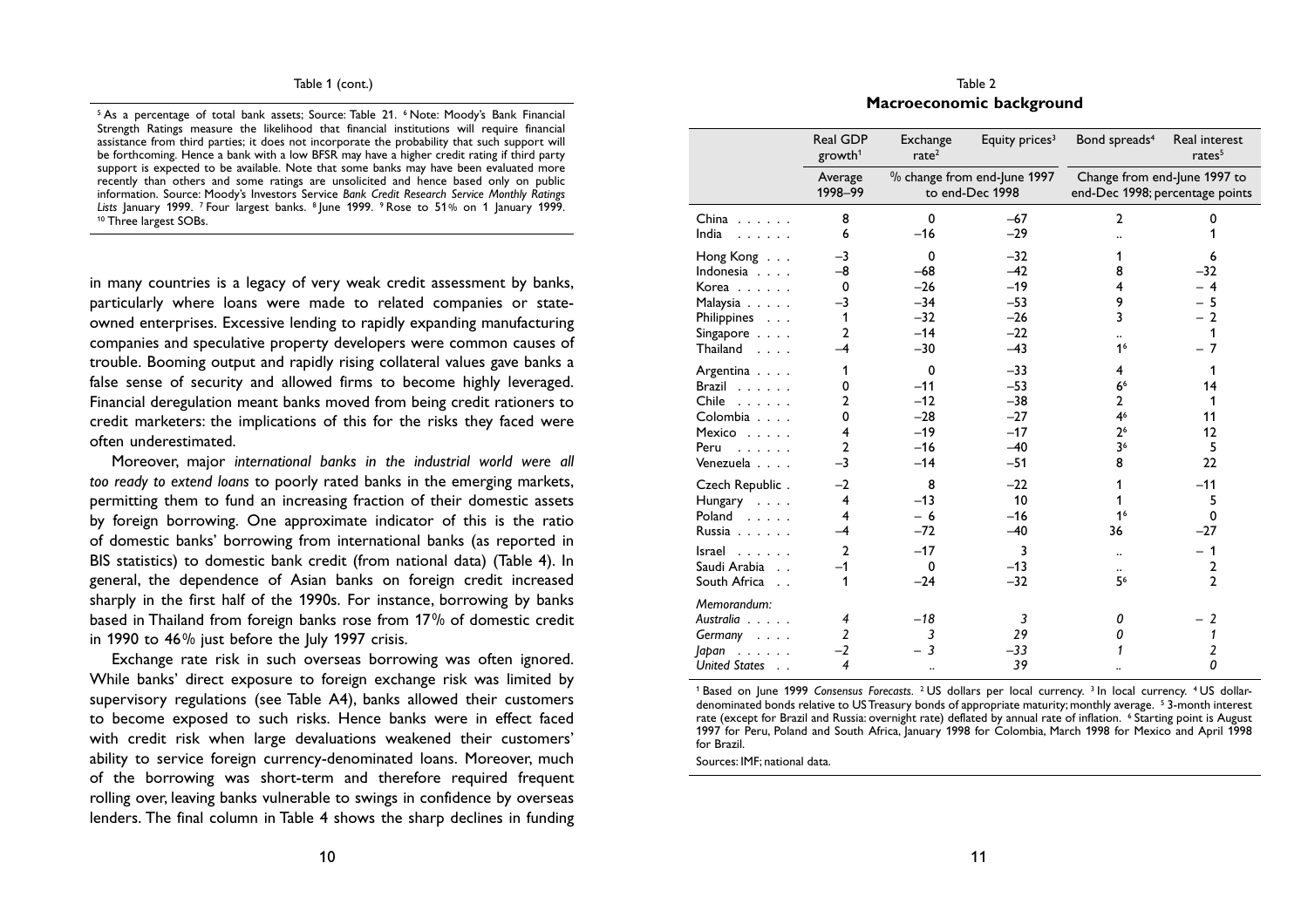Table 1 (cont.)

[5] As a percentage of total bank assets; Source: Table 21. [6] Note: Moody's Bank Financial Strength Ratings measure the likelihood that financial institutions will require financial assistance from third parties; it does not incorporate the probability that such support will be forthcoming. Hence a bank with a low BFSR may have a higher credit rating if third party support is expected to be available. Note that some banks may have been evaluated more recently than others and some ratings are unsolicited and hence based only on public information. Source: Moody's Investors Service *Bank Credit Research Service Monthly Ratings Lists* January 1999. [7] Four largest banks. [8] June 1999. [9] Rose to 51% on 1 January 1999. [10] Three largest SOBs.

in many countries is a legacy of very weak credit assessment by banks, particularly where loans were made to related companies or state-owned enterprises. Excessive lending to rapidly expanding manufacturing companies and speculative property developers were common causes of trouble. Booming output and rapidly rising collateral values gave banks a false sense of security and allowed firms to become highly leveraged. Financial deregulation meant banks moved from being credit rationers to credit marketers: the implications of this for the risks they faced were often underestimated.

Moreover, major *international banks in the industrial world were all too ready to extend loans* to poorly rated banks in the emerging markets, permitting them to fund an increasing fraction of their domestic assets by foreign borrowing. One approximate indicator of this is the ratio of domestic banks' borrowing from international banks (as reported in BIS statistics) to domestic bank credit (from national data) (Table 4). In general, the dependence of Asian banks on foreign credit increased sharply in the first half of the 1990s. For instance, borrowing by banks based in Thailand from foreign banks rose from 17% of domestic credit in 1990 to 46% just before the July 1997 crisis.

Exchange rate risk in such overseas borrowing was often ignored. While banks' direct exposure to foreign exchange risk was limited by supervisory regulations (see Table A4), banks allowed their customers to become exposed to such risks. Hence banks were in effect faced with credit risk when large devaluations weakened their customers' ability to service foreign currency-denominated loans. Moreover, much of the borrowing was short-term and therefore required frequent rolling over, leaving banks vulnerable to swings in confidence by overseas lenders. The final column in Table 4 shows the sharp declines in funding

Table 2

**Macroeconomic background**

| | Real GDP growth[1] | Exchange rate[2] | Equity prices[3] | Bond spreads[4] | Real interest rates[5] |
|---|---|---|---|---|---|
| | Average 1998–99 | % change from end-June 1997 to end-Dec 1998 | | Change from end-June 1997 to end-Dec 1998; percentage points | |
| China | 8 | 0 | –67 | 2 | 0 |
| India | 6 | –16 | –29 | .. | 1 |
| Hong Kong | –3 | 0 | –32 | 1 | 6 |
| Indonesia | –8 | –68 | –42 | 8 | –32 |
| Korea | 0 | –26 | –19 | 4 | – 4 |
| Malaysia | –3 | –34 | –53 | 9 | – 5 |
| Philippines | 1 | –32 | –26 | 3 | – 2 |
| Singapore | 2 | –14 | –22 | .. | 1 |
| Thailand | –4 | –30 | –43 | 1[6] | – 7 |
| Argentina | 1 | 0 | –33 | 4 | 1 |
| Brazil | 0 | –11 | –53 | 6[6] | 14 |
| Chile | 2 | –12 | –38 | 2 | 1 |
| Colombia | 0 | –28 | –27 | 4[6] | 11 |
| Mexico | 4 | –19 | –17 | 2[6] | 12 |
| Peru | 2 | –16 | –40 | 3[6] | 5 |
| Venezuela | –3 | –14 | –51 | 8 | 22 |
| Czech Republic | –2 | 8 | –22 | 1 | –11 |
| Hungary | 4 | –13 | 10 | 1 | 5 |
| Poland | 4 | – 6 | –16 | 1[6] | 0 |
| Russia | –4 | –72 | –40 | 36 | –27 |
| Israel | 2 | –17 | 3 | .. | – 1 |
| Saudi Arabia | –1 | 0 | –13 | .. | 2 |
| South Africa | 1 | –24 | –32 | 5[6] | 2 |
| *Memorandum:* | | | | | |
| *Australia* | *4* | *–18* | *3* | *0* | *– 2* |
| *Germany* | *2* | *3* | *29* | *0* | *1* |
| *Japan* | *–2* | *– 3* | *–33* | *1* | *2* |
| *United States* | *4* | *..* | *39* | *..* | *0* |

[1] Based on June 1999 *Consensus Forecasts*. [2] US dollars per local currency. [3] In local currency. [4] US dollar-denominated bonds relative to US Treasury bonds of appropriate maturity; monthly average. [5] 3-month interest rate (except for Brazil and Russia: overnight rate) deflated by annual rate of inflation. [6] Starting point is August 1997 for Peru, Poland and South Africa, January 1998 for Colombia, March 1998 for Mexico and April 1998 for Brazil.

Sources: IMF; national data.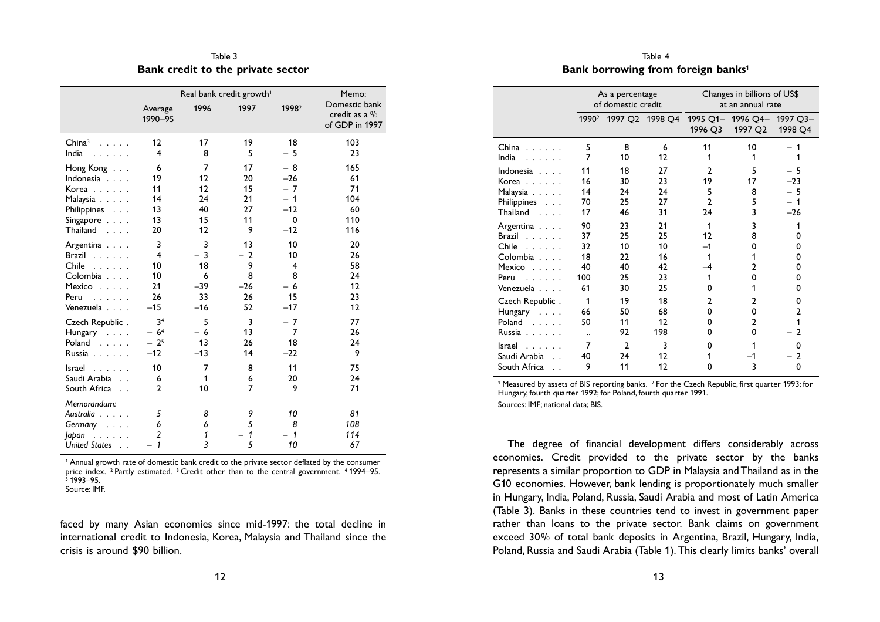Table 3
**Bank credit to the private sector**

| | Real bank credit growth[1] | | | | Memo: |
|---|---|---|---|---|---|
| | Average 1990–95 | 1996 | 1997 | 1998[2] | Domestic bank credit as a % of GDP in 1997 |
| China[3] | 12 | 17 | 19 | 18 | 103 |
| India | 4 | 8 | 5 | – 5 | 23 |
| Hong Kong | 6 | 7 | 17 | – 8 | 165 |
| Indonesia | 19 | 12 | 20 | –26 | 61 |
| Korea | 11 | 12 | 15 | – 7 | 71 |
| Malaysia | 14 | 24 | 21 | – 1 | 104 |
| Philippines | 13 | 40 | 27 | –12 | 60 |
| Singapore | 13 | 15 | 11 | 0 | 110 |
| Thailand | 20 | 12 | 9 | –12 | 116 |
| Argentina | 3 | 3 | 13 | 10 | 20 |
| Brazil | 4 | – 3 | – 2 | 10 | 26 |
| Chile | 10 | 18 | 9 | 4 | 58 |
| Colombia | 10 | 6 | 8 | 8 | 24 |
| Mexico | 21 | –39 | –26 | – 6 | 12 |
| Peru | 26 | 33 | 26 | 15 | 23 |
| Venezuela | –15 | –16 | 52 | –17 | 12 |
| Czech Republic | 3[4] | 5 | 3 | – 7 | 77 |
| Hungary | – 6[4] | – 6 | 13 | 7 | 26 |
| Poland | – 2[5] | 13 | 26 | 18 | 24 |
| Russia | –12 | –13 | 14 | –22 | 9 |
| Israel | 10 | 7 | 8 | 11 | 75 |
| Saudi Arabia | 6 | 1 | 6 | 20 | 24 |
| South Africa | 2 | 10 | 7 | 9 | 71 |
| *Memorandum:* | | | | | |
| *Australia* | *5* | *8* | *9* | *10* | *81* |
| *Germany* | *6* | *6* | *5* | *8* | *108* |
| *Japan* | *2* | *1* | *– 1* | *– 1* | *114* |
| *United States* | *– 1* | *3* | *5* | *10* | *67* |

[1] Annual growth rate of domestic bank credit to the private sector deflated by the consumer price index. [2] Partly estimated. [3] Credit other than to the central government. [4] 1994–95. [5] 1993–95.
Source: IMF.

faced by many Asian economies since mid-1997: the total decline in international credit to Indonesia, Korea, Malaysia and Thailand since the crisis is around $90 billion.

Table 4
**Bank borrowing from foreign banks**[1]

| | As a percentage of domestic credit | | | Changes in billions of US$ at an annual rate | | |
|---|---|---|---|---|---|---|
| | 1990[2] | 1997 Q2 | 1998 Q4 | 1995 Q1–1996 Q3 | 1996 Q4–1997 Q2 | 1997 Q3–1998 Q4 |
| China | 5 | 8 | 6 | 11 | 10 | – 1 |
| India | 7 | 10 | 12 | 1 | 1 | 1 |
| Indonesia | 11 | 18 | 27 | 2 | 5 | – 5 |
| Korea | 16 | 30 | 23 | 19 | 17 | –23 |
| Malaysia | 14 | 24 | 24 | 5 | 8 | – 5 |
| Philippines | 70 | 25 | 27 | 2 | 5 | – 1 |
| Thailand | 17 | 46 | 31 | 24 | 3 | –26 |
| Argentina | 90 | 23 | 21 | 1 | 3 | 1 |
| Brazil | 37 | 25 | 25 | 12 | 8 | 0 |
| Chile | 32 | 10 | 10 | –1 | 0 | 0 |
| Colombia | 18 | 22 | 16 | 1 | 1 | 0 |
| Mexico | 40 | 40 | 42 | –4 | 2 | 0 |
| Peru | 100 | 25 | 23 | 1 | 0 | 0 |
| Venezuela | 61 | 30 | 25 | 0 | 1 | 0 |
| Czech Republic | 1 | 19 | 18 | 2 | 2 | 0 |
| Hungary | 66 | 50 | 68 | 0 | 0 | 2 |
| Poland | 50 | 11 | 12 | 0 | 2 | 1 |
| Russia | .. | 92 | 198 | 0 | 0 | – 2 |
| Israel | 7 | 2 | 3 | 0 | 1 | 0 |
| Saudi Arabia | 40 | 24 | 12 | 1 | –1 | – 2 |
| South Africa | 9 | 11 | 12 | 0 | 3 | 0 |

[1] Measured by assets of BIS reporting banks. [2] For the Czech Republic, first quarter 1993; for Hungary, fourth quarter 1992; for Poland, fourth quarter 1991.
Sources: IMF; national data; BIS.

The degree of financial development differs considerably across economies. Credit provided to the private sector by the banks represents a similar proportion to GDP in Malaysia and Thailand as in the G10 economies. However, bank lending is proportionately much smaller in Hungary, India, Poland, Russia, Saudi Arabia and most of Latin America (Table 3). Banks in these countries tend to invest in government paper rather than loans to the private sector. Bank claims on government exceed 30% of total bank deposits in Argentina, Brazil, Hungary, India, Poland, Russia and Saudi Arabia (Table 1). This clearly limits banks' overall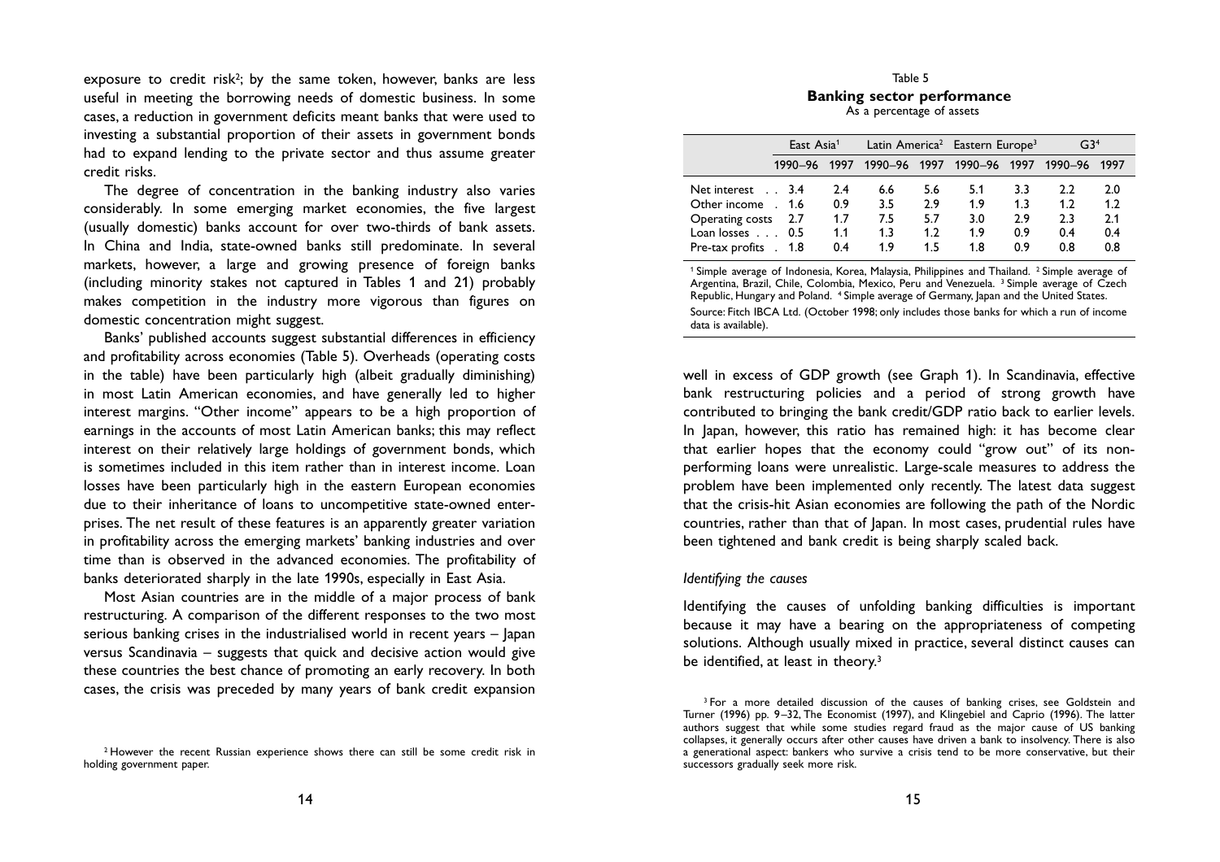exposure to credit risk[2]; by the same token, however, banks are less useful in meeting the borrowing needs of domestic business. In some cases, a reduction in government deficits meant banks that were used to investing a substantial proportion of their assets in government bonds had to expand lending to the private sector and thus assume greater credit risks.

The degree of concentration in the banking industry also varies considerably. In some emerging market economies, the five largest (usually domestic) banks account for over two-thirds of bank assets. In China and India, state-owned banks still predominate. In several markets, however, a large and growing presence of foreign banks (including minority stakes not captured in Tables 1 and 21) probably makes competition in the industry more vigorous than figures on domestic concentration might suggest.

Banks' published accounts suggest substantial differences in efficiency and profitability across economies (Table 5). Overheads (operating costs in the table) have been particularly high (albeit gradually diminishing) in most Latin American economies, and have generally led to higher interest margins. "Other income" appears to be a high proportion of earnings in the accounts of most Latin American banks; this may reflect interest on their relatively large holdings of government bonds, which is sometimes included in this item rather than in interest income. Loan losses have been particularly high in the eastern European economies due to their inheritance of loans to uncompetitive state-owned enterprises. The net result of these features is an apparently greater variation in profitability across the emerging markets' banking industries and over time than is observed in the advanced economies. The profitability of banks deteriorated sharply in the late 1990s, especially in East Asia.

Most Asian countries are in the middle of a major process of bank restructuring. A comparison of the different responses to the two most serious banking crises in the industrialised world in recent years – Japan versus Scandinavia – suggests that quick and decisive action would give these countries the best chance of promoting an early recovery. In both cases, the crisis was preceded by many years of bank credit expansion well in excess of GDP growth (see Graph 1). In Scandinavia, effective bank restructuring policies and a period of strong growth have contributed to bringing the bank credit/GDP ratio back to earlier levels. In Japan, however, this ratio has remained high: it has become clear that earlier hopes that the economy could "grow out" of its non-performing loans were unrealistic. Large-scale measures to address the problem have been implemented only recently. The latest data suggest that the crisis-hit Asian economies are following the path of the Nordic countries, rather than that of Japan. In most cases, prudential rules have been tightened and bank credit is being sharply scaled back.

Table 5

**Banking sector performance**

As a percentage of assets

| | East Asia[1] | | Latin America[2] | | Eastern Europe[3] | | G3[4] | |
|---|---|---|---|---|---|---|---|---|
| | 1990–96 | 1997 | 1990–96 | 1997 | 1990–96 | 1997 | 1990–96 | 1997 |
| Net interest | 3.4 | 2.4 | 6.6 | 5.6 | 5.1 | 3.3 | 2.2 | 2.0 |
| Other income | 1.6 | 0.9 | 3.5 | 2.9 | 1.9 | 1.3 | 1.2 | 1.2 |
| Operating costs | 2.7 | 1.7 | 7.5 | 5.7 | 3.0 | 2.9 | 2.3 | 2.1 |
| Loan losses | 0.5 | 1.1 | 1.3 | 1.2 | 1.9 | 0.9 | 0.4 | 0.4 |
| Pre-tax profits | 1.8 | 0.4 | 1.9 | 1.5 | 1.8 | 0.9 | 0.8 | 0.8 |

[1] Simple average of Indonesia, Korea, Malaysia, Philippines and Thailand. [2] Simple average of Argentina, Brazil, Chile, Colombia, Mexico, Peru and Venezuela. [3] Simple average of Czech Republic, Hungary and Poland. [4] Simple average of Germany, Japan and the United States.

Source: Fitch IBCA Ltd. (October 1998; only includes those banks for which a run of income data is available).

*Identifying the causes*

Identifying the causes of unfolding banking difficulties is important because it may have a bearing on the appropriateness of competing solutions. Although usually mixed in practice, several distinct causes can be identified, at least in theory.[3]

[2] However the recent Russian experience shows there can still be some credit risk in holding government paper.

[3] For a more detailed discussion of the causes of banking crises, see Goldstein and Turner (1996) pp. 9–32, The Economist (1997), and Klingebiel and Caprio (1996). The latter authors suggest that while some studies regard fraud as the major cause of US banking collapses, it generally occurs after other causes have driven a bank to insolvency. There is also a generational aspect: bankers who survive a crisis tend to be more conservative, but their successors gradually seek more risk.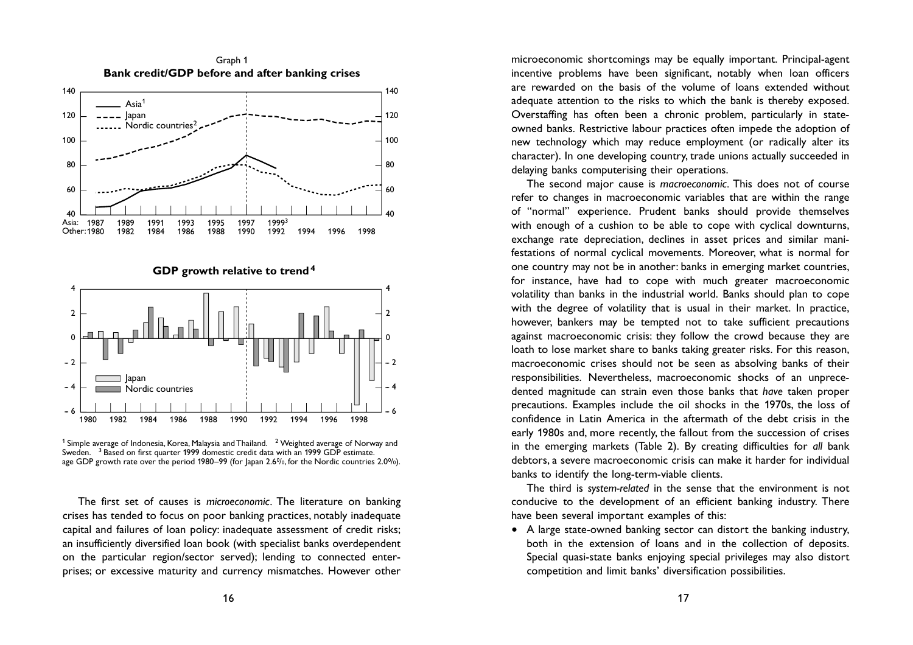Graph 1

**Bank credit/GDP before and after banking crises**

**GDP growth relative to trend[4]**

[1] Simple average of Indonesia, Korea, Malaysia and Thailand. [2] Weighted average of Norway and Sweden. [3] Based on first quarter 1999 domestic credit data with an 1999 GDP estimate. age GDP growth rate over the period 1980–99 (for Japan 2.6%, for the Nordic countries 2.0%).

The first set of causes is *microeconomic*. The literature on banking crises has tended to focus on poor banking practices, notably inadequate capital and failures of loan policy: inadequate assessment of credit risks; an insufficiently diversified loan book (with specialist banks overdependent on the particular region/sector served); lending to connected enterprises; or excessive maturity and currency mismatches. However other microeconomic shortcomings may be equally important. Principal-agent incentive problems have been significant, notably when loan officers are rewarded on the basis of the volume of loans extended without adequate attention to the risks to which the bank is thereby exposed. Overstaffing has often been a chronic problem, particularly in state-owned banks. Restrictive labour practices often impede the adoption of new technology which may reduce employment (or radically alter its character). In one developing country, trade unions actually succeeded in delaying banks computerising their operations.

The second major cause is *macroeconomic*. This does not of course refer to changes in macroeconomic variables that are within the range of "normal" experience. Prudent banks should provide themselves with enough of a cushion to be able to cope with cyclical downturns, exchange rate depreciation, declines in asset prices and similar manifestations of normal cyclical movements. Moreover, what is normal for one country may not be in another: banks in emerging market countries, for instance, have had to cope with much greater macroeconomic volatility than banks in the industrial world. Banks should plan to cope with the degree of volatility that is usual in their market. In practice, however, bankers may be tempted not to take sufficient precautions against macroeconomic crisis: they follow the crowd because they are loath to lose market share to banks taking greater risks. For this reason, macroeconomic crises should not be seen as absolving banks of their responsibilities. Nevertheless, macroeconomic shocks of an unprecedented magnitude can strain even those banks that *have* taken proper precautions. Examples include the oil shocks in the 1970s, the loss of confidence in Latin America in the aftermath of the debt crisis in the early 1980s and, more recently, the fallout from the succession of crises in the emerging markets (Table 2). By creating difficulties for *all* bank debtors, a severe macroeconomic crisis can make it harder for individual banks to identify the long-term-viable clients.

The third is *system-related* in the sense that the environment is not conducive to the development of an efficient banking industry. There have been several important examples of this:

- A large state-owned banking sector can distort the banking industry, both in the extension of loans and in the collection of deposits. Special quasi-state banks enjoying special privileges may also distort competition and limit banks' diversification possibilities.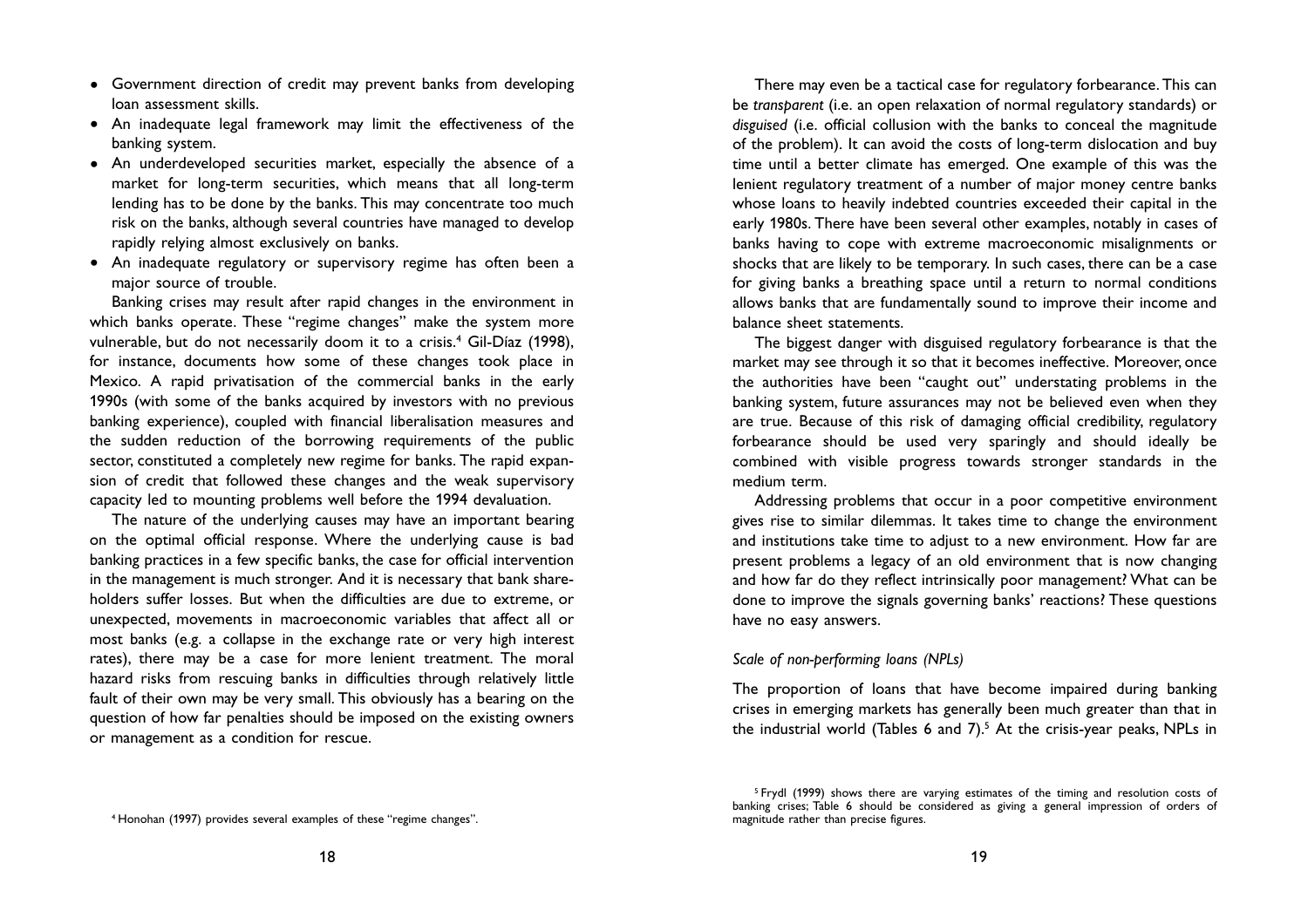- Government direction of credit may prevent banks from developing loan assessment skills.
- An inadequate legal framework may limit the effectiveness of the banking system.
- An underdeveloped securities market, especially the absence of a market for long-term securities, which means that all long-term lending has to be done by the banks. This may concentrate too much risk on the banks, although several countries have managed to develop rapidly relying almost exclusively on banks.
- An inadequate regulatory or supervisory regime has often been a major source of trouble.

Banking crises may result after rapid changes in the environment in which banks operate. These "regime changes" make the system more vulnerable, but do not necessarily doom it to a crisis.[4] Gil-Díaz (1998), for instance, documents how some of these changes took place in Mexico. A rapid privatisation of the commercial banks in the early 1990s (with some of the banks acquired by investors with no previous banking experience), coupled with financial liberalisation measures and the sudden reduction of the borrowing requirements of the public sector, constituted a completely new regime for banks. The rapid expansion of credit that followed these changes and the weak supervisory capacity led to mounting problems well before the 1994 devaluation.

The nature of the underlying causes may have an important bearing on the optimal official response. Where the underlying cause is bad banking practices in a few specific banks, the case for official intervention in the management is much stronger. And it is necessary that bank shareholders suffer losses. But when the difficulties are due to extreme, or unexpected, movements in macroeconomic variables that affect all or most banks (e.g. a collapse in the exchange rate or very high interest rates), there may be a case for more lenient treatment. The moral hazard risks from rescuing banks in difficulties through relatively little fault of their own may be very small. This obviously has a bearing on the question of how far penalties should be imposed on the existing owners or management as a condition for rescue.

There may even be a tactical case for regulatory forbearance. This can be *transparent* (i.e. an open relaxation of normal regulatory standards) or *disguised* (i.e. official collusion with the banks to conceal the magnitude of the problem). It can avoid the costs of long-term dislocation and buy time until a better climate has emerged. One example of this was the lenient regulatory treatment of a number of major money centre banks whose loans to heavily indebted countries exceeded their capital in the early 1980s. There have been several other examples, notably in cases of banks having to cope with extreme macroeconomic misalignments or shocks that are likely to be temporary. In such cases, there can be a case for giving banks a breathing space until a return to normal conditions allows banks that are fundamentally sound to improve their income and balance sheet statements.

The biggest danger with disguised regulatory forbearance is that the market may see through it so that it becomes ineffective. Moreover, once the authorities have been "caught out" understating problems in the banking system, future assurances may not be believed even when they are true. Because of this risk of damaging official credibility, regulatory forbearance should be used very sparingly and should ideally be combined with visible progress towards stronger standards in the medium term.

Addressing problems that occur in a poor competitive environment gives rise to similar dilemmas. It takes time to change the environment and institutions take time to adjust to a new environment. How far are present problems a legacy of an old environment that is now changing and how far do they reflect intrinsically poor management? What can be done to improve the signals governing banks' reactions? These questions have no easy answers.

### *Scale of non-performing loans (NPLs)*

The proportion of loans that have become impaired during banking crises in emerging markets has generally been much greater than that in the industrial world (Tables 6 and 7).[5] At the crisis-year peaks, NPLs in

[4] Honohan (1997) provides several examples of these "regime changes".

[5] Frydl (1999) shows there are varying estimates of the timing and resolution costs of banking crises; Table 6 should be considered as giving a general impression of orders of magnitude rather than precise figures.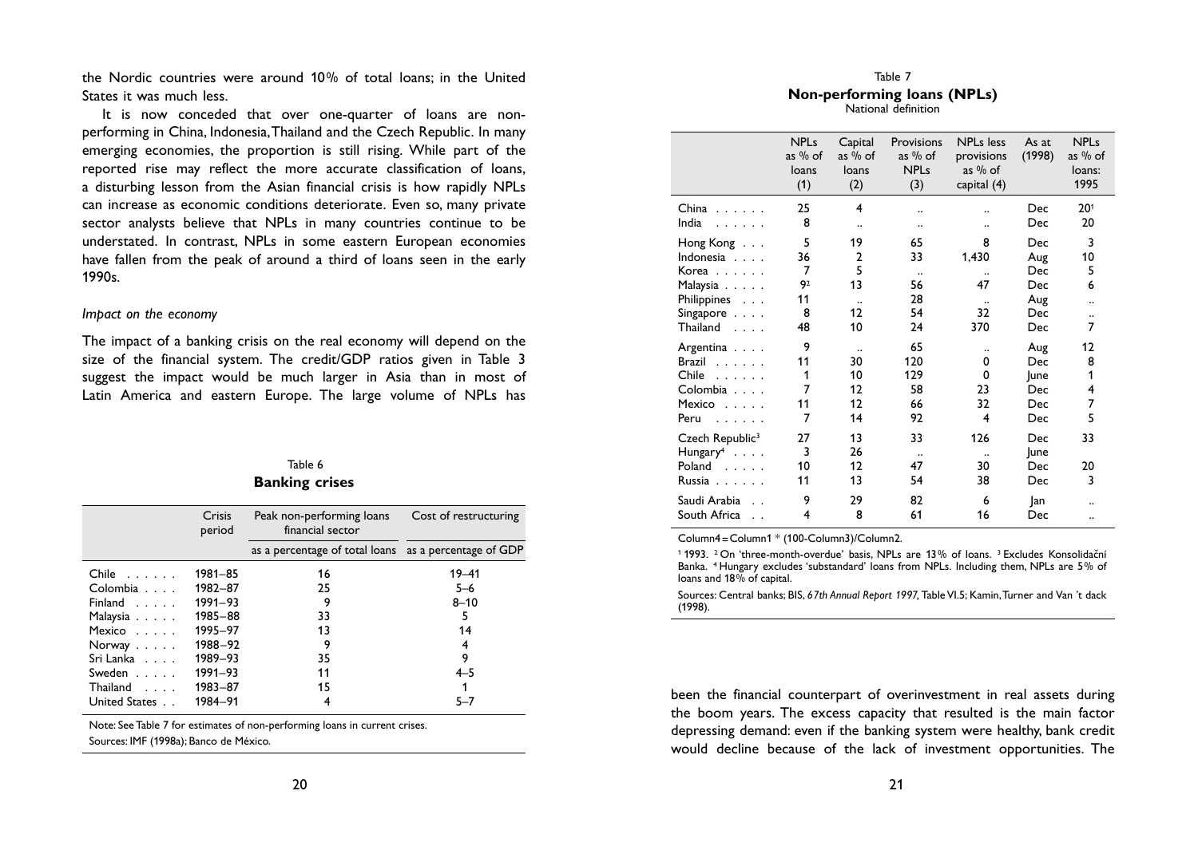the Nordic countries were around 10% of total loans; in the United States it was much less.

It is now conceded that over one-quarter of loans are non-performing in China, Indonesia, Thailand and the Czech Republic. In many emerging economies, the proportion is still rising. While part of the reported rise may reflect the more accurate classification of loans, a disturbing lesson from the Asian financial crisis is how rapidly NPLs can increase as economic conditions deteriorate. Even so, many private sector analysts believe that NPLs in many countries continue to be understated. In contrast, NPLs in some eastern European economies have fallen from the peak of around a third of loans seen in the early 1990s.

*Impact on the economy*

The impact of a banking crisis on the real economy will depend on the size of the financial system. The credit/GDP ratios given in Table 3 suggest the impact would be much larger in Asia than in most of Latin America and eastern Europe. The large volume of NPLs has been the financial counterpart of overinvestment in real assets during the boom years. The excess capacity that resulted is the main factor depressing demand: even if the banking system were healthy, bank credit would decline because of the lack of investment opportunities. The

Table 6

**Banking crises**

| | Crisis period | Peak non-performing loans financial sector | Cost of restructuring |
|---|---|---|---|
| | | as a percentage of total loans | as a percentage of GDP |
| Chile | 1981–85 | 16 | 19–41 |
| Colombia | 1982–87 | 25 | 5–6 |
| Finland | 1991–93 | 9 | 8–10 |
| Malaysia | 1985–88 | 33 | 5 |
| Mexico | 1995–97 | 13 | 14 |
| Norway | 1988–92 | 9 | 4 |
| Sri Lanka | 1989–93 | 35 | 9 |
| Sweden | 1991–93 | 11 | 4–5 |
| Thailand | 1983–87 | 15 | 1 |
| United States | 1984–91 | 4 | 5–7 |

Note: See Table 7 for estimates of non-performing loans in current crises.
Sources: IMF (1998a); Banco de México.

Table 7

**Non-performing loans (NPLs)**

National definition

| | NPLs as % of loans (1) | Capital as % of loans (2) | Provisions as % of NPLs (3) | NPLs less provisions as % of capital (4) | As at (1998) | NPLs as % of loans: 1995 |
|---|---|---|---|---|---|---|
| China | 25 | 4 | .. | .. | Dec | 20[1] |
| India | 8 | .. | .. | .. | Dec | 20 |
| Hong Kong | 5 | 19 | 65 | 8 | Dec | 3 |
| Indonesia | 36 | 2 | 33 | 1,430 | Aug | 10 |
| Korea | 7 | 5 | .. | .. | Dec | 5 |
| Malaysia | 9[2] | 13 | 56 | 47 | Dec | 6 |
| Philippines | 11 | .. | 28 | .. | Aug | .. |
| Singapore | 8 | 12 | 54 | 32 | Dec | .. |
| Thailand | 48 | 10 | 24 | 370 | Dec | 7 |
| Argentina | 9 | .. | 65 | .. | Aug | 12 |
| Brazil | 11 | 30 | 120 | 0 | Dec | 8 |
| Chile | 1 | 10 | 129 | 0 | June | 1 |
| Colombia | 7 | 12 | 58 | 23 | Dec | 4 |
| Mexico | 11 | 12 | 66 | 32 | Dec | 7 |
| Peru | 7 | 14 | 92 | 4 | Dec | 5 |
| Czech Republic[3] | 27 | 13 | 33 | 126 | Dec | 33 |
| Hungary[4] | 3 | 26 | .. | .. | June | |
| Poland | 10 | 12 | 47 | 30 | Dec | 20 |
| Russia | 11 | 13 | 54 | 38 | Dec | 3 |
| Saudi Arabia | 9 | 29 | 82 | 6 | Jan | .. |
| South Africa | 4 | 8 | 61 | 16 | Dec | .. |

Column4 = Column1 * (100-Column3)/Column2.

[1] 1993. [2] On 'three-month-overdue' basis, NPLs are 13% of loans. [3] Excludes Konsolidační Banka. [4] Hungary excludes 'substandard' loans from NPLs. Including them, NPLs are 5% of loans and 18% of capital.

Sources: Central banks; BIS, *67th Annual Report 1997*, Table VI.5; Kamin, Turner and Van 't dack (1998).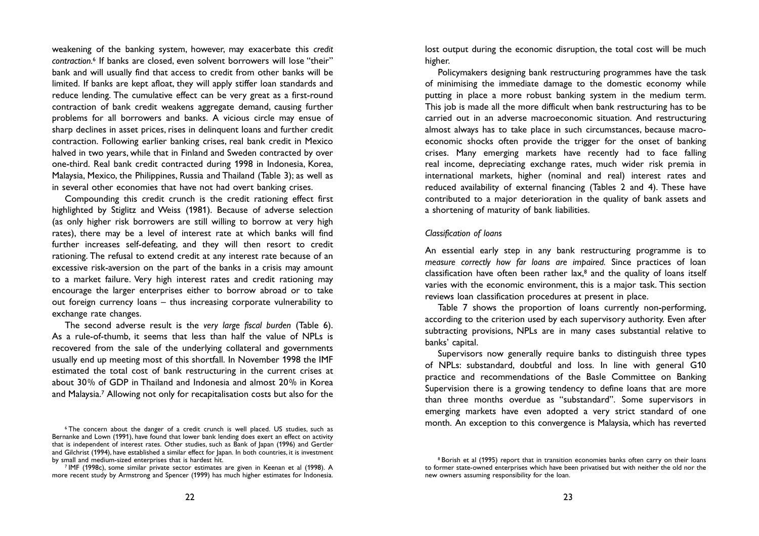weakening of the banking system, however, may exacerbate this *credit contraction.*[6] If banks are closed, even solvent borrowers will lose "their" bank and will usually find that access to credit from other banks will be limited. If banks are kept afloat, they will apply stiffer loan standards and reduce lending. The cumulative effect can be very great as a first-round contraction of bank credit weakens aggregate demand, causing further problems for all borrowers and banks. A vicious circle may ensue of sharp declines in asset prices, rises in delinquent loans and further credit contraction. Following earlier banking crises, real bank credit in Mexico halved in two years, while that in Finland and Sweden contracted by over one-third. Real bank credit contracted during 1998 in Indonesia, Korea, Malaysia, Mexico, the Philippines, Russia and Thailand (Table 3); as well as in several other economies that have not had overt banking crises.

Compounding this credit crunch is the credit rationing effect first highlighted by Stiglitz and Weiss (1981). Because of adverse selection (as only higher risk borrowers are still willing to borrow at very high rates), there may be a level of interest rate at which banks will find further increases self-defeating, and they will then resort to credit rationing. The refusal to extend credit at any interest rate because of an excessive risk-aversion on the part of the banks in a crisis may amount to a market failure. Very high interest rates and credit rationing may encourage the larger enterprises either to borrow abroad or to take out foreign currency loans – thus increasing corporate vulnerability to exchange rate changes.

The second adverse result is the *very large fiscal burden* (Table 6). As a rule-of-thumb, it seems that less than half the value of NPLs is recovered from the sale of the underlying collateral and governments usually end up meeting most of this shortfall. In November 1998 the IMF estimated the total cost of bank restructuring in the current crises at about 30% of GDP in Thailand and Indonesia and almost 20% in Korea and Malaysia.[7] Allowing not only for recapitalisation costs but also for the lost output during the economic disruption, the total cost will be much higher.

Policymakers designing bank restructuring programmes have the task of minimising the immediate damage to the domestic economy while putting in place a more robust banking system in the medium term. This job is made all the more difficult when bank restructuring has to be carried out in an adverse macroeconomic situation. And restructuring almost always has to take place in such circumstances, because macroeconomic shocks often provide the trigger for the onset of banking crises. Many emerging markets have recently had to face falling real income, depreciating exchange rates, much wider risk premia in international markets, higher (nominal and real) interest rates and reduced availability of external financing (Tables 2 and 4). These have contributed to a major deterioration in the quality of bank assets and a shortening of maturity of bank liabilities.

### *Classification of loans*

An essential early step in any bank restructuring programme is to *measure correctly how far loans are impaired.* Since practices of loan classification have often been rather lax,[8] and the quality of loans itself varies with the economic environment, this is a major task. This section reviews loan classification procedures at present in place.

Table 7 shows the proportion of loans currently non-performing, according to the criterion used by each supervisory authority. Even after subtracting provisions, NPLs are in many cases substantial relative to banks' capital.

Supervisors now generally require banks to distinguish three types of NPLs: substandard, doubtful and loss. In line with general G10 practice and recommendations of the Basle Committee on Banking Supervision there is a growing tendency to define loans that are more than three months overdue as "substandard". Some supervisors in emerging markets have even adopted a very strict standard of one month. An exception to this convergence is Malaysia, which has reverted

---

[6] The concern about the danger of a credit crunch is well placed. US studies, such as Bernanke and Lown (1991), have found that lower bank lending does exert an effect on activity that is independent of interest rates. Other studies, such as Bank of Japan (1996) and Gertler and Gilchrist (1994), have established a similar effect for Japan. In both countries, it is investment by small and medium-sized enterprises that is hardest hit.

[7] IMF (1998c), some similar private sector estimates are given in Keenan et al (1998). A more recent study by Armstrong and Spencer (1999) has much higher estimates for Indonesia.

[8] Borish et al (1995) report that in transition economies banks often carry on their loans to former state-owned enterprises which have been privatised but with neither the old nor the new owners assuming responsibility for the loan.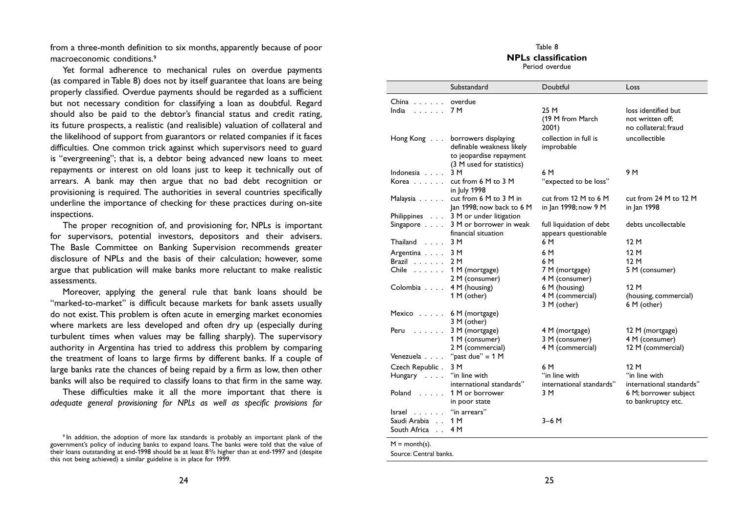from a three-month definition to six months, apparently because of poor macroeconomic conditions.[9]

Yet formal adherence to mechanical rules on overdue payments (as compared in Table 8) does not by itself guarantee that loans are being properly classified. Overdue payments should be regarded as a sufficient but not necessary condition for classifying a loan as doubtful. Regard should also be paid to the debtor's financial status and credit rating, its future prospects, a realistic (and realisible) valuation of collateral and the likelihood of support from guarantors or related companies if it faces difficulties. One common trick against which supervisors need to guard is "evergreening"; that is, a debtor being advanced new loans to meet repayments or interest on old loans just to keep it technically out of arrears. A bank may then argue that no bad debt recognition or provisioning is required. The authorities in several countries specifically underline the importance of checking for these practices during on-site inspections.

The proper recognition of, and provisioning for, NPLs is important for supervisors, potential investors, depositors and their advisers. The Basle Committee on Banking Supervision recommends greater disclosure of NPLs and the basis of their calculation; however, some argue that publication will make banks more reluctant to make realistic assessments.

Moreover, applying the general rule that bank loans should be "marked-to-market" is difficult because markets for bank assets usually do not exist. This problem is often acute in emerging market economies where markets are less developed and often dry up (especially during turbulent times when values may be falling sharply). The supervisory authority in Argentina has tried to address this problem by comparing the treatment of loans to large firms by different banks. If a couple of large banks rate the chances of being repaid by a firm as low, then other banks will also be required to classify loans to that firm in the same way.

These difficulties make it all the more important that there is *adequate general provisioning for NPLs as well as specific provisions for*

[9] In addition, the adoption of more lax standards is probably an important plank of the government's policy of inducing banks to expand loans. The banks were told that the value of their loans outstanding at end-1998 should be at least 8% higher than at end-1997 and (despite this not being achieved) a similar guideline is in place for 1999.

Table 8
**NPLs classification**
Period overdue

| | Substandard | Doubtful | Loss |
|---|---|---|---|
| China | overdue | | |
| India | 7 M | 25 M (19 M from March 2001) | loss identified but not written off; no collateral; fraud |
| Hong Kong | borrowers displaying definable weakness likely to jeopardise repayment (3 M used for statistics) | collection in full is improbable | uncollectible |
| Indonesia | 3 M | 6 M | 9 M |
| Korea | cut from 6 M to 3 M in July 1998 | "expected to be loss" | |
| Malaysia | cut from 6 M to 3 M in Jan 1998; now back to 6 M | cut from 12 M to 6 M in Jan 1998; now 9 M | cut from 24 M to 12 M in Jan 1998 |
| Philippines | 3 M or under litigation | | |
| Singapore | 3 M or borrower in weak financial situation | full liquidation of debt appears questionable | debts uncollectable |
| Thailand | 3 M | 6 M | 12 M |
| Argentina | 3 M | 6 M | 12 M |
| Brazil | 2 M | 6 M | 12 M |
| Chile | 1 M (mortgage)<br>2 M (consumer) | 7 M (mortgage)<br>4 M (consumer) | 5 M (consumer) |
| Colombia | 4 M (housing)<br>1 M (other) | 6 M (housing)<br>4 M (commercial)<br>3 M (other) | 12 M (housing, commercial)<br>6 M (other) |
| Mexico | 6 M (mortgage)<br>3 M (other) | | |
| Peru | 3 M (mortgage)<br>1 M (consumer)<br>2 M (commercial) | 4 M (mortgage)<br>3 M (consumer)<br>4 M (commercial) | 12 M (mortgage)<br>4 M (consumer)<br>12 M (commercial) |
| Venezuela | "past due" = 1 M | | |
| Czech Republic | 3 M | 6 M | 12 M |
| Hungary | "in line with international standards" | "in line with international standards" | "in line with international standards" |
| Poland | 1 M or borrower in poor state | 3 M | 6 M; borrower subject to bankruptcy etc. |
| Israel | "in arrears" | | |
| Saudi Arabia | 1 M | 3–6 M | |
| South Africa | 4 M | | |

M = month(s).

Source: Central banks.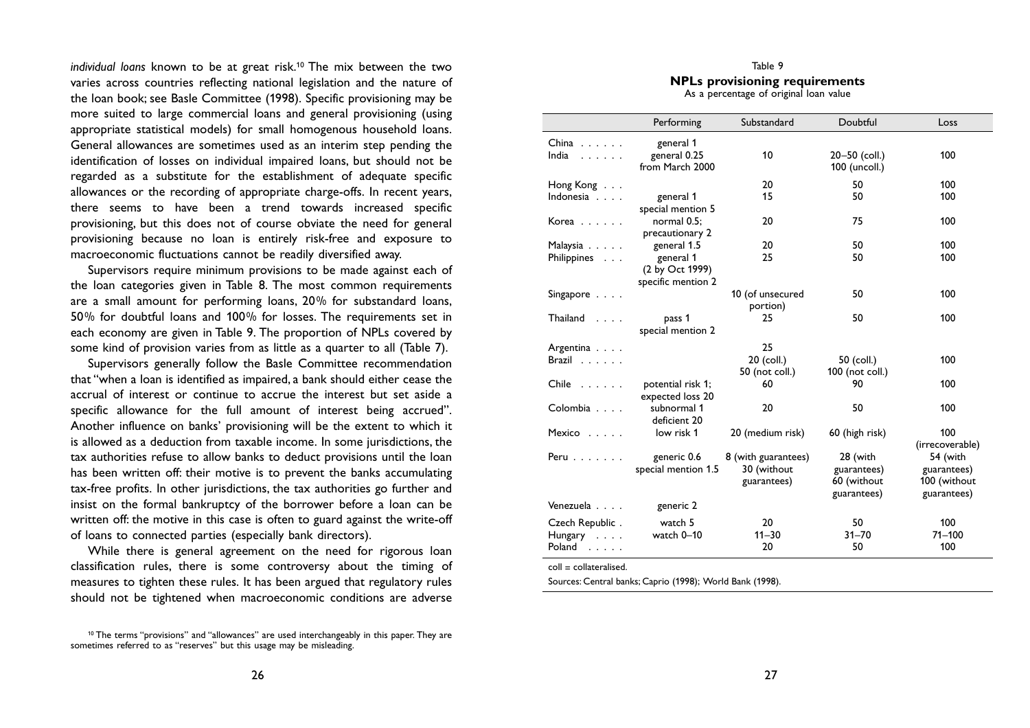*individual loans* known to be at great risk.[10] The mix between the two varies across countries reflecting national legislation and the nature of the loan book; see Basle Committee (1998). Specific provisioning may be more suited to large commercial loans and general provisioning (using appropriate statistical models) for small homogenous household loans. General allowances are sometimes used as an interim step pending the identification of losses on individual impaired loans, but should not be regarded as a substitute for the establishment of adequate specific allowances or the recording of appropriate charge-offs. In recent years, there seems to have been a trend towards increased specific provisioning, but this does not of course obviate the need for general provisioning because no loan is entirely risk-free and exposure to macroeconomic fluctuations cannot be readily diversified away.

Supervisors require minimum provisions to be made against each of the loan categories given in Table 8. The most common requirements are a small amount for performing loans, 20% for substandard loans, 50% for doubtful loans and 100% for losses. The requirements set in each economy are given in Table 9. The proportion of NPLs covered by some kind of provision varies from as little as a quarter to all (Table 7).

Supervisors generally follow the Basle Committee recommendation that "when a loan is identified as impaired, a bank should either cease the accrual of interest or continue to accrue the interest but set aside a specific allowance for the full amount of interest being accrued". Another influence on banks' provisioning will be the extent to which it is allowed as a deduction from taxable income. In some jurisdictions, the tax authorities refuse to allow banks to deduct provisions until the loan has been written off: their motive is to prevent the banks accumulating tax-free profits. In other jurisdictions, the tax authorities go further and insist on the formal bankruptcy of the borrower before a loan can be written off: the motive in this case is often to guard against the write-off of loans to connected parties (especially bank directors).

While there is general agreement on the need for rigorous loan classification rules, there is some controversy about the timing of measures to tighten these rules. It has been argued that regulatory rules should not be tightened when macroeconomic conditions are adverse

[10] The terms "provisions" and "allowances" are used interchangeably in this paper. They are sometimes referred to as "reserves" but this usage may be misleading.

Table 9
**NPLs provisioning requirements**
As a percentage of original loan value

| | Performing | Substandard | Doubtful | Loss |
|---|---|---|---|---|
| China | general 1 | | | |
| India | general 0.25 from March 2000 | 10 | 20–50 (coll.) 100 (uncoll.) | 100 |
| Hong Kong | | 20 | 50 | 100 |
| Indonesia | general 1 special mention 5 | 15 | 50 | 100 |
| Korea | normal 0.5; precautionary 2 | 20 | 75 | 100 |
| Malaysia | general 1.5 | 20 | 50 | 100 |
| Philippines | general 1 (2 by Oct 1999) specific mention 2 | 25 | 50 | 100 |
| Singapore | | 10 (of unsecured portion) | 50 | 100 |
| Thailand | pass 1 special mention 2 | 25 | 50 | 100 |
| Argentina | | 25 | | |
| Brazil | | 20 (coll.) 50 (not coll.) | 50 (coll.) 100 (not coll.) | 100 |
| Chile | potential risk 1; expected loss 20 | 60 | 90 | 100 |
| Colombia | subnormal 1 deficient 20 | 20 | 50 | 100 |
| Mexico | low risk 1 | 20 (medium risk) | 60 (high risk) | 100 (irrecoverable) |
| Peru | generic 0.6 special mention 1.5 | 8 (with guarantees) 30 (without guarantees) | 28 (with guarantees) 60 (without guarantees) | 54 (with guarantees) 100 (without guarantees) |
| Venezuela | generic 2 | | | |
| Czech Republic | watch 5 | 20 | 50 | 100 |
| Hungary | watch 0–10 | 11–30 | 31–70 | 71–100 |
| Poland | | 20 | 50 | 100 |

coll = collateralised.

Sources: Central banks; Caprio (1998); World Bank (1998).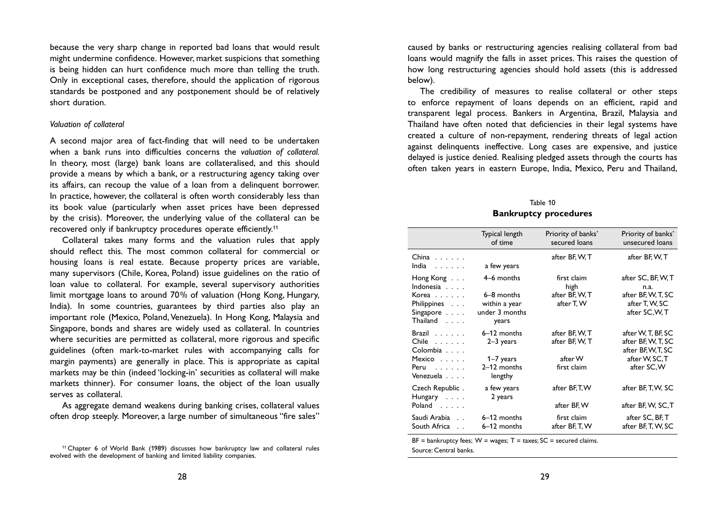because the very sharp change in reported bad loans that would result might undermine confidence. However, market suspicions that something is being hidden can hurt confidence much more than telling the truth. Only in exceptional cases, therefore, should the application of rigorous standards be postponed and any postponement should be of relatively short duration.

*Valuation of collateral*

A second major area of fact-finding that will need to be undertaken when a bank runs into difficulties concerns the *valuation of collateral.* In theory, most (large) bank loans are collateralised, and this should provide a means by which a bank, or a restructuring agency taking over its affairs, can recoup the value of a loan from a delinquent borrower. In practice, however, the collateral is often worth considerably less than its book value (particularly when asset prices have been depressed by the crisis). Moreover, the underlying value of the collateral can be recovered only if bankruptcy procedures operate efficiently.[11]

Collateral takes many forms and the valuation rules that apply should reflect this. The most common collateral for commercial or housing loans is real estate. Because property prices are variable, many supervisors (Chile, Korea, Poland) issue guidelines on the ratio of loan value to collateral. For example, several supervisory authorities limit mortgage loans to around 70% of valuation (Hong Kong, Hungary, India). In some countries, guarantees by third parties also play an important role (Mexico, Poland, Venezuela). In Hong Kong, Malaysia and Singapore, bonds and shares are widely used as collateral. In countries where securities are permitted as collateral, more rigorous and specific guidelines (often mark-to-market rules with accompanying calls for margin payments) are generally in place. This is appropriate as capital markets may be thin (indeed 'locking-in' securities as collateral will make markets thinner). For consumer loans, the object of the loan usually serves as collateral.

As aggregate demand weakens during banking crises, collateral values often drop steeply. Moreover, a large number of simultaneous "fire sales" caused by banks or restructuring agencies realising collateral from bad loans would magnify the falls in asset prices. This raises the question of how long restructuring agencies should hold assets (this is addressed below).

The credibility of measures to realise collateral or other steps to enforce repayment of loans depends on an efficient, rapid and transparent legal process. Bankers in Argentina, Brazil, Malaysia and Thailand have often noted that deficiencies in their legal systems have created a culture of non-repayment, rendering threats of legal action against delinquents ineffective. Long cases are expensive, and justice delayed is justice denied. Realising pledged assets through the courts has often taken years in eastern Europe, India, Mexico, Peru and Thailand,

Table 10

**Bankruptcy procedures**

| | Typical length of time | Priority of banks' secured loans | Priority of banks' unsecured loans |
|---|---|---|---|
| China | | after BF, W, T | after BF, W, T |
| India | a few years | | |
| Hong Kong | 4–6 months | first claim | after SC, BF, W, T |
| Indonesia | | high | n.a. |
| Korea | 6–8 months | after BF, W, T | after BF, W, T, SC |
| Philippines | within a year | after T, W | after T, W, SC |
| Singapore | under 3 months | | after SC, W, T |
| Thailand | years | | |
| Brazil | 6–12 months | after BF, W, T | after W, T, BF, SC |
| Chile | 2–3 years | after BF, W, T | after BF, W, T, SC |
| Colombia | | | after BF, W, T, SC |
| Mexico | 1–7 years | after W | after W, SC, T |
| Peru | 2–12 months | first claim | after SC, W |
| Venezuela | lengthy | | |
| Czech Republic | a few years | after BF, T, W | after BF, T, W, SC |
| Hungary | 2 years | | |
| Poland | | after BF, W | after BF, W, SC, T |
| Saudi Arabia | 6–12 months | first claim | after SC, BF, T |
| South Africa | 6–12 months | after BF, T, W | after BF, T, W, SC |

BF = bankruptcy fees; W = wages; T = taxes; SC = secured claims.

Source: Central banks.

[11] Chapter 6 of World Bank (1989) discusses how bankruptcy law and collateral rules evolved with the development of banking and limited liability companies.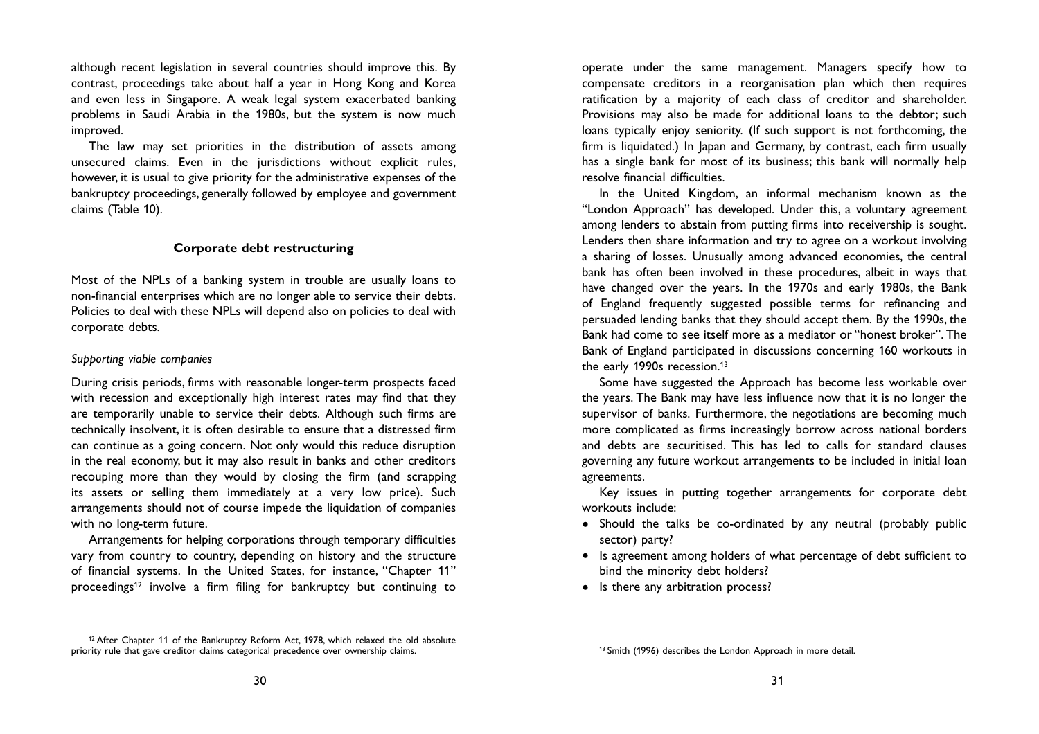although recent legislation in several countries should improve this. By contrast, proceedings take about half a year in Hong Kong and Korea and even less in Singapore. A weak legal system exacerbated banking problems in Saudi Arabia in the 1980s, but the system is now much improved.

The law may set priorities in the distribution of assets among unsecured claims. Even in the jurisdictions without explicit rules, however, it is usual to give priority for the administrative expenses of the bankruptcy proceedings, generally followed by employee and government claims (Table 10).

## Corporate debt restructuring

Most of the NPLs of a banking system in trouble are usually loans to non-financial enterprises which are no longer able to service their debts. Policies to deal with these NPLs will depend also on policies to deal with corporate debts.

### *Supporting viable companies*

During crisis periods, firms with reasonable longer-term prospects faced with recession and exceptionally high interest rates may find that they are temporarily unable to service their debts. Although such firms are technically insolvent, it is often desirable to ensure that a distressed firm can continue as a going concern. Not only would this reduce disruption in the real economy, but it may also result in banks and other creditors recouping more than they would by closing the firm (and scrapping its assets or selling them immediately at a very low price). Such arrangements should not of course impede the liquidation of companies with no long-term future.

Arrangements for helping corporations through temporary difficulties vary from country to country, depending on history and the structure of financial systems. In the United States, for instance, "Chapter 11" proceedings[12] involve a firm filing for bankruptcy but continuing to operate under the same management. Managers specify how to compensate creditors in a reorganisation plan which then requires ratification by a majority of each class of creditor and shareholder. Provisions may also be made for additional loans to the debtor; such loans typically enjoy seniority. (If such support is not forthcoming, the firm is liquidated.) In Japan and Germany, by contrast, each firm usually has a single bank for most of its business; this bank will normally help resolve financial difficulties.

In the United Kingdom, an informal mechanism known as the "London Approach" has developed. Under this, a voluntary agreement among lenders to abstain from putting firms into receivership is sought. Lenders then share information and try to agree on a workout involving a sharing of losses. Unusually among advanced economies, the central bank has often been involved in these procedures, albeit in ways that have changed over the years. In the 1970s and early 1980s, the Bank of England frequently suggested possible terms for refinancing and persuaded lending banks that they should accept them. By the 1990s, the Bank had come to see itself more as a mediator or "honest broker". The Bank of England participated in discussions concerning 160 workouts in the early 1990s recession.[13]

Some have suggested the Approach has become less workable over the years. The Bank may have less influence now that it is no longer the supervisor of banks. Furthermore, the negotiations are becoming much more complicated as firms increasingly borrow across national borders and debts are securitised. This has led to calls for standard clauses governing any future workout arrangements to be included in initial loan agreements.

Key issues in putting together arrangements for corporate debt workouts include:

- Should the talks be co-ordinated by any neutral (probably public sector) party?
- Is agreement among holders of what percentage of debt sufficient to bind the minority debt holders?
- Is there any arbitration process?

[12] After Chapter 11 of the Bankruptcy Reform Act, 1978, which relaxed the old absolute priority rule that gave creditor claims categorical precedence over ownership claims.

[13] Smith (1996) describes the London Approach in more detail.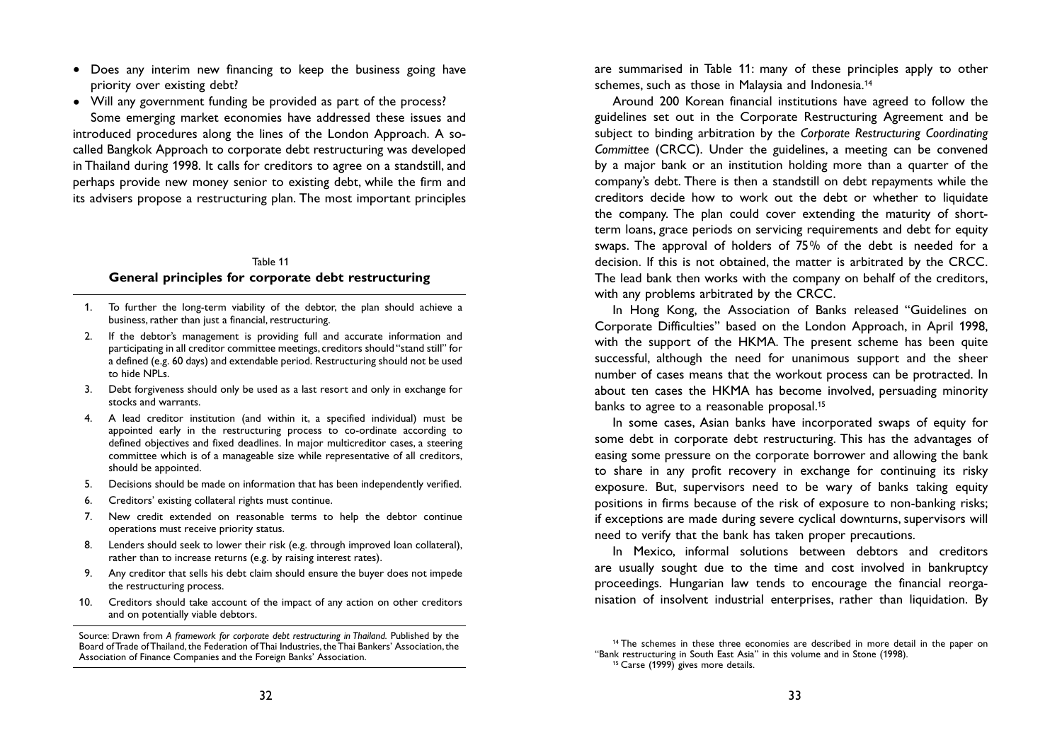- Does any interim new financing to keep the business going have priority over existing debt?
- Will any government funding be provided as part of the process?

Some emerging market economies have addressed these issues and introduced procedures along the lines of the London Approach. A so-called Bangkok Approach to corporate debt restructuring was developed in Thailand during 1998. It calls for creditors to agree on a standstill, and perhaps provide new money senior to existing debt, while the firm and its advisers propose a restructuring plan. The most important principles are summarised in Table 11: many of these principles apply to other schemes, such as those in Malaysia and Indonesia.[14]

Table 11

**General principles for corporate debt restructuring**

1. To further the long-term viability of the debtor, the plan should achieve a business, rather than just a financial, restructuring.
2. If the debtor's management is providing full and accurate information and participating in all creditor committee meetings, creditors should "stand still" for a defined (e.g. 60 days) and extendable period. Restructuring should not be used to hide NPLs.
3. Debt forgiveness should only be used as a last resort and only in exchange for stocks and warrants.
4. A lead creditor institution (and within it, a specified individual) must be appointed early in the restructuring process to co-ordinate according to defined objectives and fixed deadlines. In major multicreditor cases, a steering committee which is of a manageable size while representative of all creditors, should be appointed.
5. Decisions should be made on information that has been independently verified.
6. Creditors' existing collateral rights must continue.
7. New credit extended on reasonable terms to help the debtor continue operations must receive priority status.
8. Lenders should seek to lower their risk (e.g. through improved loan collateral), rather than to increase returns (e.g. by raising interest rates).
9. Any creditor that sells his debt claim should ensure the buyer does not impede the restructuring process.
10. Creditors should take account of the impact of any action on other creditors and on potentially viable debtors.

Source: Drawn from *A framework for corporate debt restructuring in Thailand.* Published by the Board of Trade of Thailand, the Federation of Thai Industries, the Thai Bankers' Association, the Association of Finance Companies and the Foreign Banks' Association.

Around 200 Korean financial institutions have agreed to follow the guidelines set out in the Corporate Restructuring Agreement and be subject to binding arbitration by the *Corporate Restructuring Coordinating Committee* (CRCC). Under the guidelines, a meeting can be convened by a major bank or an institution holding more than a quarter of the company's debt. There is then a standstill on debt repayments while the creditors decide how to work out the debt or whether to liquidate the company. The plan could cover extending the maturity of short-term loans, grace periods on servicing requirements and debt for equity swaps. The approval of holders of 75% of the debt is needed for a decision. If this is not obtained, the matter is arbitrated by the CRCC. The lead bank then works with the company on behalf of the creditors, with any problems arbitrated by the CRCC.

In Hong Kong, the Association of Banks released "Guidelines on Corporate Difficulties" based on the London Approach, in April 1998, with the support of the HKMA. The present scheme has been quite successful, although the need for unanimous support and the sheer number of cases means that the workout process can be protracted. In about ten cases the HKMA has become involved, persuading minority banks to agree to a reasonable proposal.[15]

In some cases, Asian banks have incorporated swaps of equity for some debt in corporate debt restructuring. This has the advantages of easing some pressure on the corporate borrower and allowing the bank to share in any profit recovery in exchange for continuing its risky exposure. But, supervisors need to be wary of banks taking equity positions in firms because of the risk of exposure to non-banking risks; if exceptions are made during severe cyclical downturns, supervisors will need to verify that the bank has taken proper precautions.

In Mexico, informal solutions between debtors and creditors are usually sought due to the time and cost involved in bankruptcy proceedings. Hungarian law tends to encourage the financial reorganisation of insolvent industrial enterprises, rather than liquidation. By

[14] The schemes in these three economies are described in more detail in the paper on "Bank restructuring in South East Asia" in this volume and in Stone (1998).

[15] Carse (1999) gives more details.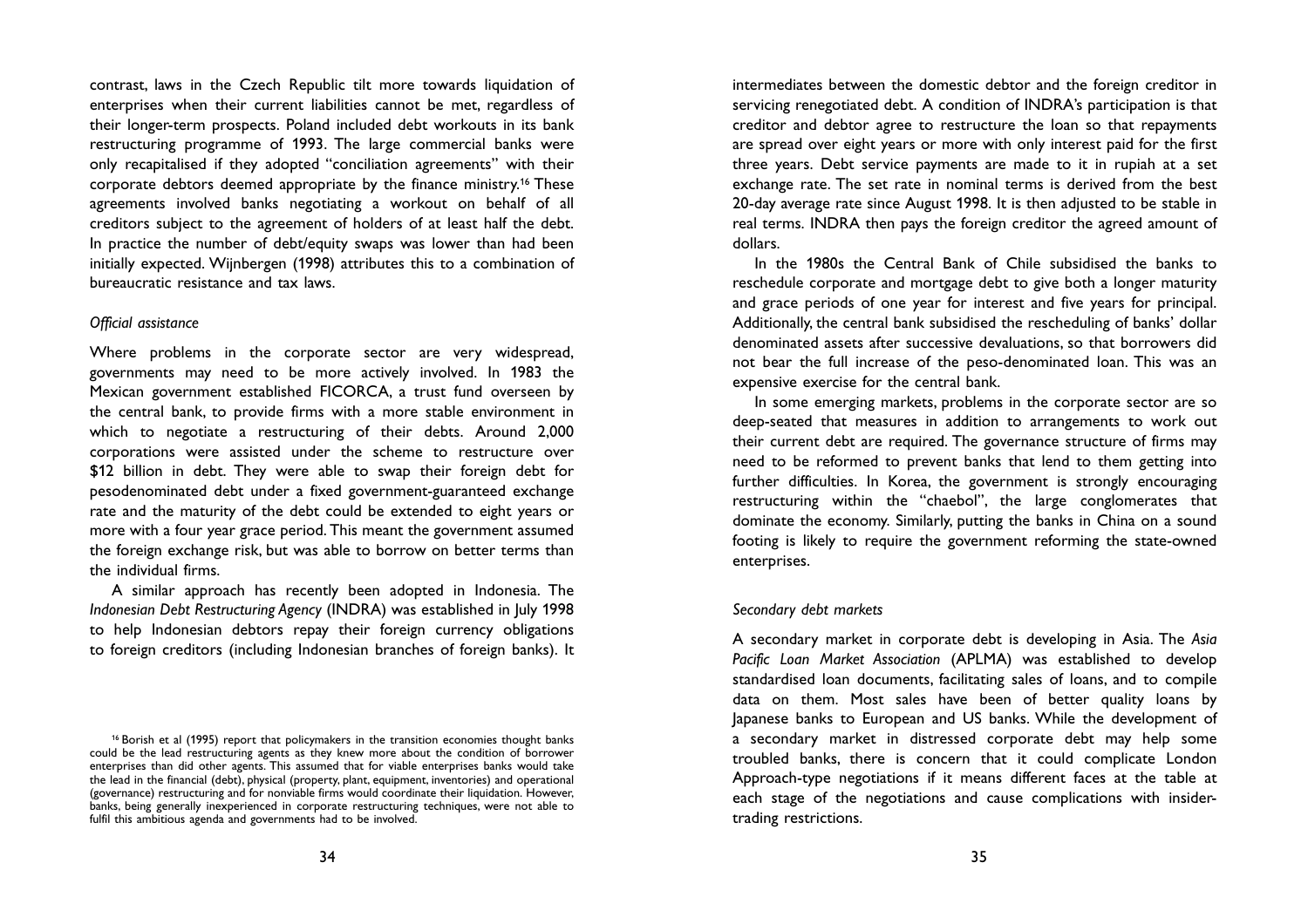contrast, laws in the Czech Republic tilt more towards liquidation of enterprises when their current liabilities cannot be met, regardless of their longer-term prospects. Poland included debt workouts in its bank restructuring programme of 1993. The large commercial banks were only recapitalised if they adopted "conciliation agreements" with their corporate debtors deemed appropriate by the finance ministry.[16] These agreements involved banks negotiating a workout on behalf of all creditors subject to the agreement of holders of at least half the debt. In practice the number of debt/equity swaps was lower than had been initially expected. Wijnbergen (1998) attributes this to a combination of bureaucratic resistance and tax laws.

*Official assistance*

Where problems in the corporate sector are very widespread, governments may need to be more actively involved. In 1983 the Mexican government established FICORCA, a trust fund overseen by the central bank, to provide firms with a more stable environment in which to negotiate a restructuring of their debts. Around 2,000 corporations were assisted under the scheme to restructure over $12 billion in debt. They were able to swap their foreign debt for pesodenominated debt under a fixed government-guaranteed exchange rate and the maturity of the debt could be extended to eight years or more with a four year grace period. This meant the government assumed the foreign exchange risk, but was able to borrow on better terms than the individual firms.

A similar approach has recently been adopted in Indonesia. The *Indonesian Debt Restructuring Agency* (INDRA) was established in July 1998 to help Indonesian debtors repay their foreign currency obligations to foreign creditors (including Indonesian branches of foreign banks). It intermediates between the domestic debtor and the foreign creditor in servicing renegotiated debt. A condition of INDRA's participation is that creditor and debtor agree to restructure the loan so that repayments are spread over eight years or more with only interest paid for the first three years. Debt service payments are made to it in rupiah at a set exchange rate. The set rate in nominal terms is derived from the best 20-day average rate since August 1998. It is then adjusted to be stable in real terms. INDRA then pays the foreign creditor the agreed amount of dollars.

In the 1980s the Central Bank of Chile subsidised the banks to reschedule corporate and mortgage debt to give both a longer maturity and grace periods of one year for interest and five years for principal. Additionally, the central bank subsidised the rescheduling of banks' dollar denominated assets after successive devaluations, so that borrowers did not bear the full increase of the peso-denominated loan. This was an expensive exercise for the central bank.

In some emerging markets, problems in the corporate sector are so deep-seated that measures in addition to arrangements to work out their current debt are required. The governance structure of firms may need to be reformed to prevent banks that lend to them getting into further difficulties. In Korea, the government is strongly encouraging restructuring within the "chaebol", the large conglomerates that dominate the economy. Similarly, putting the banks in China on a sound footing is likely to require the government reforming the state-owned enterprises.

*Secondary debt markets*

A secondary market in corporate debt is developing in Asia. The *Asia Pacific Loan Market Association* (APLMA) was established to develop standardised loan documents, facilitating sales of loans, and to compile data on them. Most sales have been of better quality loans by Japanese banks to European and US banks. While the development of a secondary market in distressed corporate debt may help some troubled banks, there is concern that it could complicate London Approach-type negotiations if it means different faces at the table at each stage of the negotiations and cause complications with insider-trading restrictions.

[16] Borish et al (1995) report that policymakers in the transition economies thought banks could be the lead restructuring agents as they knew more about the condition of borrower enterprises than did other agents. This assumed that for viable enterprises banks would take the lead in the financial (debt), physical (property, plant, equipment, inventories) and operational (governance) restructuring and for nonviable firms would coordinate their liquidation. However, banks, being generally inexperienced in corporate restructuring techniques, were not able to fulfil this ambitious agenda and governments had to be involved.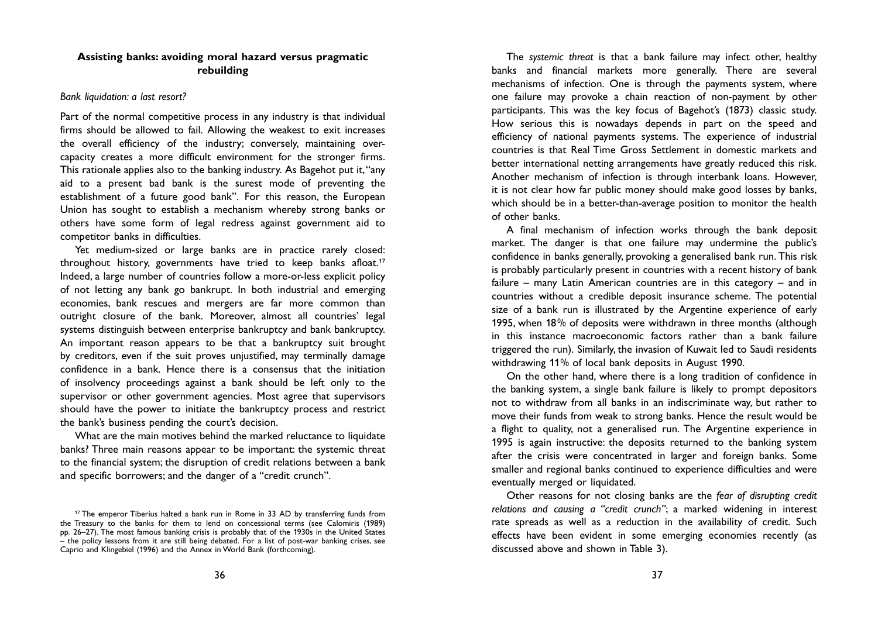### Assisting banks: avoiding moral hazard versus pragmatic rebuilding

*Bank liquidation: a last resort?*

Part of the normal competitive process in any industry is that individual firms should be allowed to fail. Allowing the weakest to exit increases the overall efficiency of the industry; conversely, maintaining overcapacity creates a more difficult environment for the stronger firms. This rationale applies also to the banking industry. As Bagehot put it, "any aid to a present bad bank is the surest mode of preventing the establishment of a future good bank". For this reason, the European Union has sought to establish a mechanism whereby strong banks or others have some form of legal redress against government aid to competitor banks in difficulties.

Yet medium-sized or large banks are in practice rarely closed: throughout history, governments have tried to keep banks afloat.[17] Indeed, a large number of countries follow a more-or-less explicit policy of not letting any bank go bankrupt. In both industrial and emerging economies, bank rescues and mergers are far more common than outright closure of the bank. Moreover, almost all countries' legal systems distinguish between enterprise bankruptcy and bank bankruptcy. An important reason appears to be that a bankruptcy suit brought by creditors, even if the suit proves unjustified, may terminally damage confidence in a bank. Hence there is a consensus that the initiation of insolvency proceedings against a bank should be left only to the supervisor or other government agencies. Most agree that supervisors should have the power to initiate the bankruptcy process and restrict the bank's business pending the court's decision.

What are the main motives behind the marked reluctance to liquidate banks? Three main reasons appear to be important: the systemic threat to the financial system; the disruption of credit relations between a bank and specific borrowers; and the danger of a "credit crunch".

[17] The emperor Tiberius halted a bank run in Rome in 33 AD by transferring funds from the Treasury to the banks for them to lend on concessional terms (see Calomiris (1989) pp. 26–27). The most famous banking crisis is probably that of the 1930s in the United States – the policy lessons from it are still being debated. For a list of post-war banking crises, see Caprio and Klingebiel (1996) and the Annex in World Bank (forthcoming).

The *systemic threat* is that a bank failure may infect other, healthy banks and financial markets more generally. There are several mechanisms of infection. One is through the payments system, where one failure may provoke a chain reaction of non-payment by other participants. This was the key focus of Bagehot's (1873) classic study. How serious this is nowadays depends in part on the speed and efficiency of national payments systems. The experience of industrial countries is that Real Time Gross Settlement in domestic markets and better international netting arrangements have greatly reduced this risk. Another mechanism of infection is through interbank loans. However, it is not clear how far public money should make good losses by banks, which should be in a better-than-average position to monitor the health of other banks.

A final mechanism of infection works through the bank deposit market. The danger is that one failure may undermine the public's confidence in banks generally, provoking a generalised bank run. This risk is probably particularly present in countries with a recent history of bank failure – many Latin American countries are in this category – and in countries without a credible deposit insurance scheme. The potential size of a bank run is illustrated by the Argentine experience of early 1995, when 18% of deposits were withdrawn in three months (although in this instance macroeconomic factors rather than a bank failure triggered the run). Similarly, the invasion of Kuwait led to Saudi residents withdrawing 11% of local bank deposits in August 1990.

On the other hand, where there is a long tradition of confidence in the banking system, a single bank failure is likely to prompt depositors not to withdraw from all banks in an indiscriminate way, but rather to move their funds from weak to strong banks. Hence the result would be a flight to quality, not a generalised run. The Argentine experience in 1995 is again instructive: the deposits returned to the banking system after the crisis were concentrated in larger and foreign banks. Some smaller and regional banks continued to experience difficulties and were eventually merged or liquidated.

Other reasons for not closing banks are the *fear of disrupting credit relations and causing a "credit crunch"*; a marked widening in interest rate spreads as well as a reduction in the availability of credit. Such effects have been evident in some emerging economies recently (as discussed above and shown in Table 3).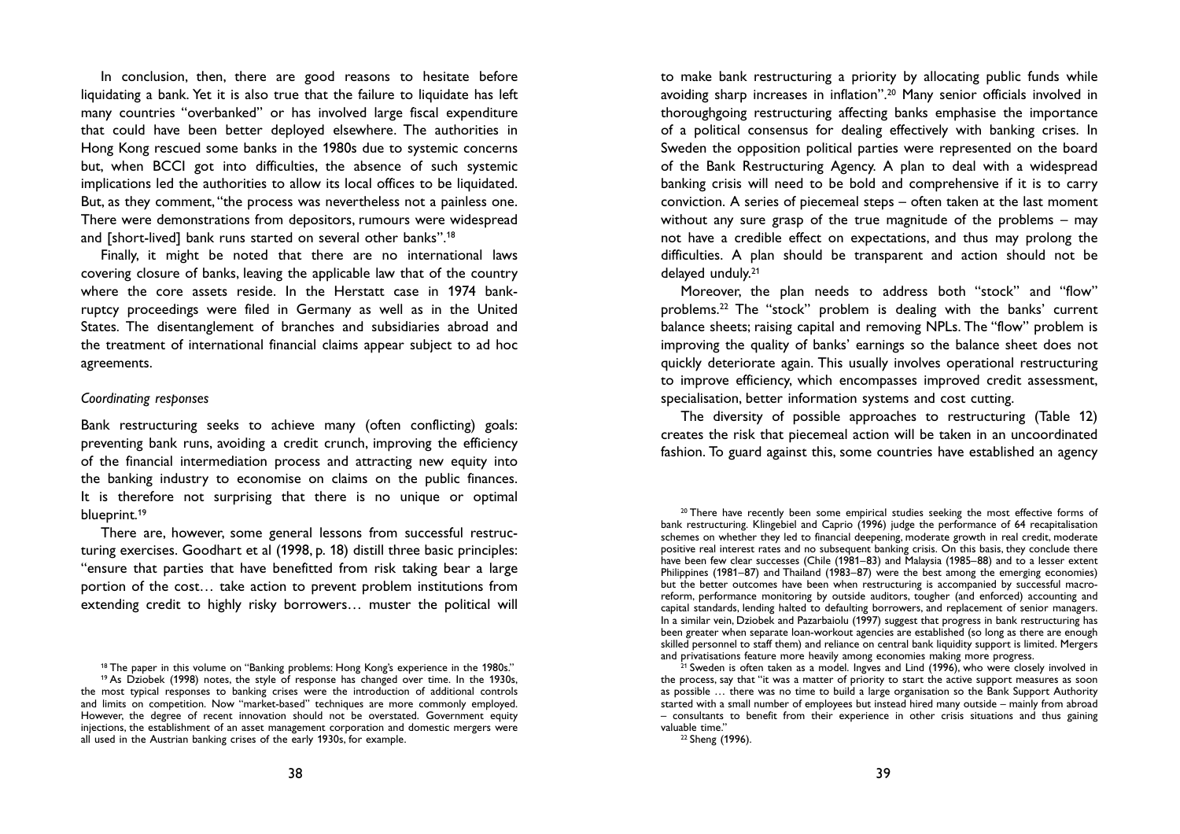In conclusion, then, there are good reasons to hesitate before liquidating a bank. Yet it is also true that the failure to liquidate has left many countries "overbanked" or has involved large fiscal expenditure that could have been better deployed elsewhere. The authorities in Hong Kong rescued some banks in the 1980s due to systemic concerns but, when BCCI got into difficulties, the absence of such systemic implications led the authorities to allow its local offices to be liquidated. But, as they comment, "the process was nevertheless not a painless one. There were demonstrations from depositors, rumours were widespread and [short-lived] bank runs started on several other banks".[18]

Finally, it might be noted that there are no international laws covering closure of banks, leaving the applicable law that of the country where the core assets reside. In the Herstatt case in 1974 bankruptcy proceedings were filed in Germany as well as in the United States. The disentanglement of branches and subsidiaries abroad and the treatment of international financial claims appear subject to ad hoc agreements.

*Coordinating responses*

Bank restructuring seeks to achieve many (often conflicting) goals: preventing bank runs, avoiding a credit crunch, improving the efficiency of the financial intermediation process and attracting new equity into the banking industry to economise on claims on the public finances. It is therefore not surprising that there is no unique or optimal blueprint.[19]

There are, however, some general lessons from successful restructuring exercises. Goodhart et al (1998, p. 18) distill three basic principles: "ensure that parties that have benefitted from risk taking bear a large portion of the cost… take action to prevent problem institutions from extending credit to highly risky borrowers… muster the political will to make bank restructuring a priority by allocating public funds while avoiding sharp increases in inflation".[20] Many senior officials involved in thoroughgoing restructuring affecting banks emphasise the importance of a political consensus for dealing effectively with banking crises. In Sweden the opposition political parties were represented on the board of the Bank Restructuring Agency. A plan to deal with a widespread banking crisis will need to be bold and comprehensive if it is to carry conviction. A series of piecemeal steps – often taken at the last moment without any sure grasp of the true magnitude of the problems – may not have a credible effect on expectations, and thus may prolong the difficulties. A plan should be transparent and action should not be delayed unduly.[21]

Moreover, the plan needs to address both "stock" and "flow" problems.[22] The "stock" problem is dealing with the banks' current balance sheets; raising capital and removing NPLs. The "flow" problem is improving the quality of banks' earnings so the balance sheet does not quickly deteriorate again. This usually involves operational restructuring to improve efficiency, which encompasses improved credit assessment, specialisation, better information systems and cost cutting.

The diversity of possible approaches to restructuring (Table 12) creates the risk that piecemeal action will be taken in an uncoordinated fashion. To guard against this, some countries have established an agency

---

[18] The paper in this volume on "Banking problems: Hong Kong's experience in the 1980s."

[19] As Dziobek (1998) notes, the style of response has changed over time. In the 1930s, the most typical responses to banking crises were the introduction of additional controls and limits on competition. Now "market-based" techniques are more commonly employed. However, the degree of recent innovation should not be overstated. Government equity injections, the establishment of an asset management corporation and domestic mergers were all used in the Austrian banking crises of the early 1930s, for example.

[20] There have recently been some empirical studies seeking the most effective forms of bank restructuring. Klingebiel and Caprio (1996) judge the performance of 64 recapitalisation schemes on whether they led to financial deepening, moderate growth in real credit, moderate positive real interest rates and no subsequent banking crisis. On this basis, they conclude there have been few clear successes (Chile (1981–83) and Malaysia (1985–88) and to a lesser extent Philippines (1981–87) and Thailand (1983–87) were the best among the emerging economies) but the better outcomes have been when restructuring is accompanied by successful macro-reform, performance monitoring by outside auditors, tougher (and enforced) accounting and capital standards, lending halted to defaulting borrowers, and replacement of senior managers. In a similar vein, Dziobek and Pazarbaiolu (1997) suggest that progress in bank restructuring has been greater when separate loan-workout agencies are established (so long as there are enough skilled personnel to staff them) and reliance on central bank liquidity support is limited. Mergers and privatisations feature more heavily among economies making more progress.

[21] Sweden is often taken as a model. Ingves and Lind (1996), who were closely involved in the process, say that "it was a matter of priority to start the active support measures as soon as possible … there was no time to build a large organisation so the Bank Support Authority started with a small number of employees but instead hired many outside – mainly from abroad – consultants to benefit from their experience in other crisis situations and thus gaining valuable time."

[22] Sheng (1996).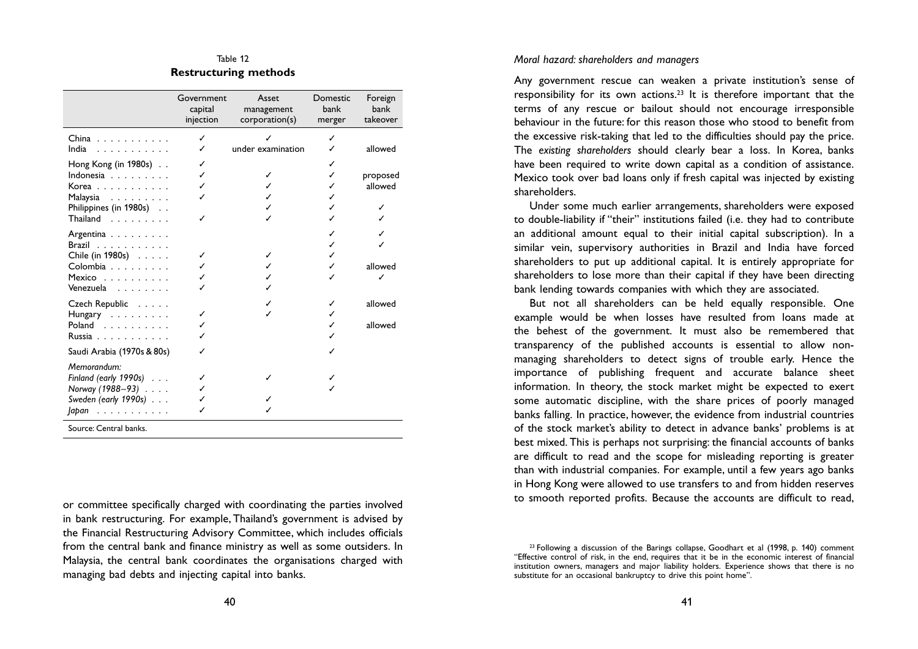Table 12

**Restructuring methods**

| | Government capital injection | Asset management corporation(s) | Domestic bank merger | Foreign bank takeover |
|---|---|---|---|---|
| China | ✓ | ✓ | ✓ | |
| India | ✓ | under examination | ✓ | allowed |
| Hong Kong (in 1980s) | ✓ | | ✓ | |
| Indonesia | ✓ | ✓ | ✓ | proposed |
| Korea | ✓ | ✓ | ✓ | allowed |
| Malaysia | ✓ | ✓ | ✓ | |
| Philippines (in 1980s) | | ✓ | ✓ | ✓ |
| Thailand | ✓ | ✓ | ✓ | ✓ |
| Argentina | | | ✓ | ✓ |
| Brazil | | | ✓ | ✓ |
| Chile (in 1980s) | ✓ | ✓ | ✓ | |
| Colombia | ✓ | ✓ | ✓ | allowed |
| Mexico | ✓ | ✓ | ✓ | ✓ |
| Venezuela | ✓ | ✓ | | |
| Czech Republic | | ✓ | ✓ | allowed |
| Hungary | ✓ | ✓ | ✓ | |
| Poland | ✓ | | ✓ | allowed |
| Russia | ✓ | | ✓ | |
| Saudi Arabia (1970s & 80s) | ✓ | | ✓ | |
| *Memorandum:* | | | | |
| *Finland (early 1990s)* | ✓ | ✓ | ✓ | |
| *Norway (1988–93)* | ✓ | | ✓ | |
| *Sweden (early 1990s)* | ✓ | ✓ | | |
| *Japan* | ✓ | ✓ | | |

Source: Central banks.

or committee specifically charged with coordinating the parties involved in bank restructuring. For example, Thailand's government is advised by the Financial Restructuring Advisory Committee, which includes officials from the central bank and finance ministry as well as some outsiders. In Malaysia, the central bank coordinates the organisations charged with managing bad debts and injecting capital into banks.

*Moral hazard: shareholders and managers*

Any government rescue can weaken a private institution's sense of responsibility for its own actions.[23] It is therefore important that the terms of any rescue or bailout should not encourage irresponsible behaviour in the future: for this reason those who stood to benefit from the excessive risk-taking that led to the difficulties should pay the price. The *existing shareholders* should clearly bear a loss. In Korea, banks have been required to write down capital as a condition of assistance. Mexico took over bad loans only if fresh capital was injected by existing shareholders.

Under some much earlier arrangements, shareholders were exposed to double-liability if "their" institutions failed (i.e. they had to contribute an additional amount equal to their initial capital subscription). In a similar vein, supervisory authorities in Brazil and India have forced shareholders to put up additional capital. It is entirely appropriate for shareholders to lose more than their capital if they have been directing bank lending towards companies with which they are associated.

But not all shareholders can be held equally responsible. One example would be when losses have resulted from loans made at the behest of the government. It must also be remembered that transparency of the published accounts is essential to allow non-managing shareholders to detect signs of trouble early. Hence the importance of publishing frequent and accurate balance sheet information. In theory, the stock market might be expected to exert some automatic discipline, with the share prices of poorly managed banks falling. In practice, however, the evidence from industrial countries of the stock market's ability to detect in advance banks' problems is at best mixed. This is perhaps not surprising: the financial accounts of banks are difficult to read and the scope for misleading reporting is greater than with industrial companies. For example, until a few years ago banks in Hong Kong were allowed to use transfers to and from hidden reserves to smooth reported profits. Because the accounts are difficult to read,

[23] Following a discussion of the Barings collapse, Goodhart et al (1998, p. 140) comment "Effective control of risk, in the end, requires that it be in the economic interest of financial institution owners, managers and major liability holders. Experience shows that there is no substitute for an occasional bankruptcy to drive this point home".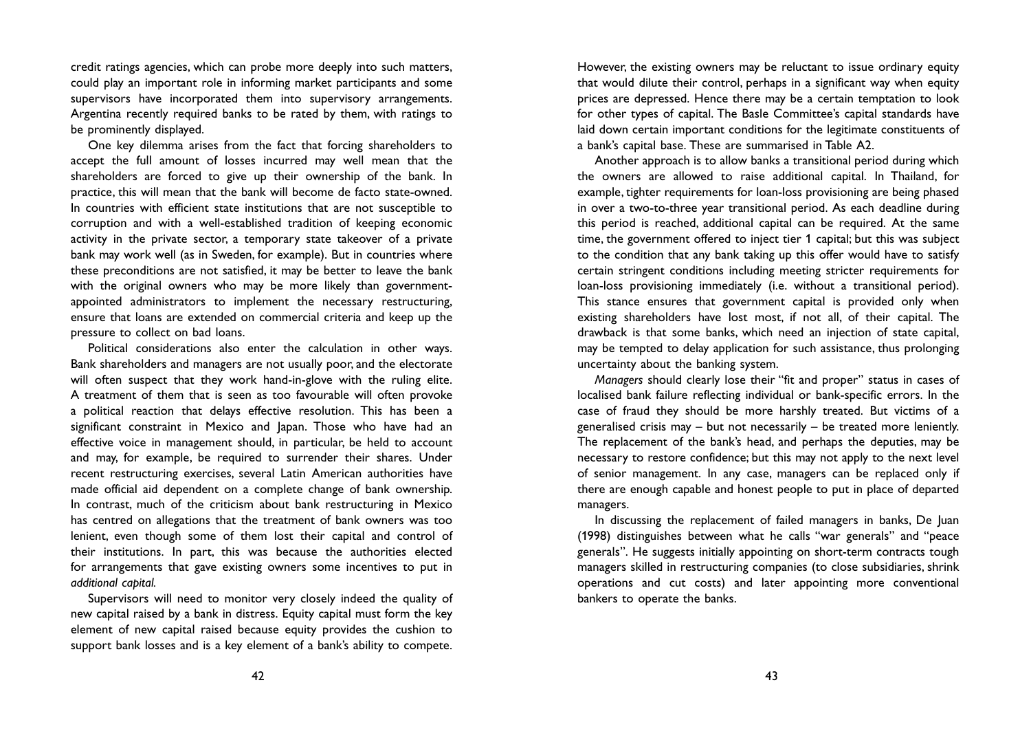credit ratings agencies, which can probe more deeply into such matters, could play an important role in informing market participants and some supervisors have incorporated them into supervisory arrangements. Argentina recently required banks to be rated by them, with ratings to be prominently displayed.

One key dilemma arises from the fact that forcing shareholders to accept the full amount of losses incurred may well mean that the shareholders are forced to give up their ownership of the bank. In practice, this will mean that the bank will become de facto state-owned. In countries with efficient state institutions that are not susceptible to corruption and with a well-established tradition of keeping economic activity in the private sector, a temporary state takeover of a private bank may work well (as in Sweden, for example). But in countries where these preconditions are not satisfied, it may be better to leave the bank with the original owners who may be more likely than government-appointed administrators to implement the necessary restructuring, ensure that loans are extended on commercial criteria and keep up the pressure to collect on bad loans.

Political considerations also enter the calculation in other ways. Bank shareholders and managers are not usually poor, and the electorate will often suspect that they work hand-in-glove with the ruling elite. A treatment of them that is seen as too favourable will often provoke a political reaction that delays effective resolution. This has been a significant constraint in Mexico and Japan. Those who have had an effective voice in management should, in particular, be held to account and may, for example, be required to surrender their shares. Under recent restructuring exercises, several Latin American authorities have made official aid dependent on a complete change of bank ownership. In contrast, much of the criticism about bank restructuring in Mexico has centred on allegations that the treatment of bank owners was too lenient, even though some of them lost their capital and control of their institutions. In part, this was because the authorities elected for arrangements that gave existing owners some incentives to put in *additional capital.*

Supervisors will need to monitor very closely indeed the quality of new capital raised by a bank in distress. Equity capital must form the key element of new capital raised because equity provides the cushion to support bank losses and is a key element of a bank's ability to compete. However, the existing owners may be reluctant to issue ordinary equity that would dilute their control, perhaps in a significant way when equity prices are depressed. Hence there may be a certain temptation to look for other types of capital. The Basle Committee's capital standards have laid down certain important conditions for the legitimate constituents of a bank's capital base. These are summarised in Table A2.

Another approach is to allow banks a transitional period during which the owners are allowed to raise additional capital. In Thailand, for example, tighter requirements for loan-loss provisioning are being phased in over a two-to-three year transitional period. As each deadline during this period is reached, additional capital can be required. At the same time, the government offered to inject tier 1 capital; but this was subject to the condition that any bank taking up this offer would have to satisfy certain stringent conditions including meeting stricter requirements for loan-loss provisioning immediately (i.e. without a transitional period). This stance ensures that government capital is provided only when existing shareholders have lost most, if not all, of their capital. The drawback is that some banks, which need an injection of state capital, may be tempted to delay application for such assistance, thus prolonging uncertainty about the banking system.

*Managers* should clearly lose their "fit and proper" status in cases of localised bank failure reflecting individual or bank-specific errors. In the case of fraud they should be more harshly treated. But victims of a generalised crisis may – but not necessarily – be treated more leniently. The replacement of the bank's head, and perhaps the deputies, may be necessary to restore confidence; but this may not apply to the next level of senior management. In any case, managers can be replaced only if there are enough capable and honest people to put in place of departed managers.

In discussing the replacement of failed managers in banks, De Juan (1998) distinguishes between what he calls "war generals" and "peace generals". He suggests initially appointing on short-term contracts tough managers skilled in restructuring companies (to close subsidiaries, shrink operations and cut costs) and later appointing more conventional bankers to operate the banks.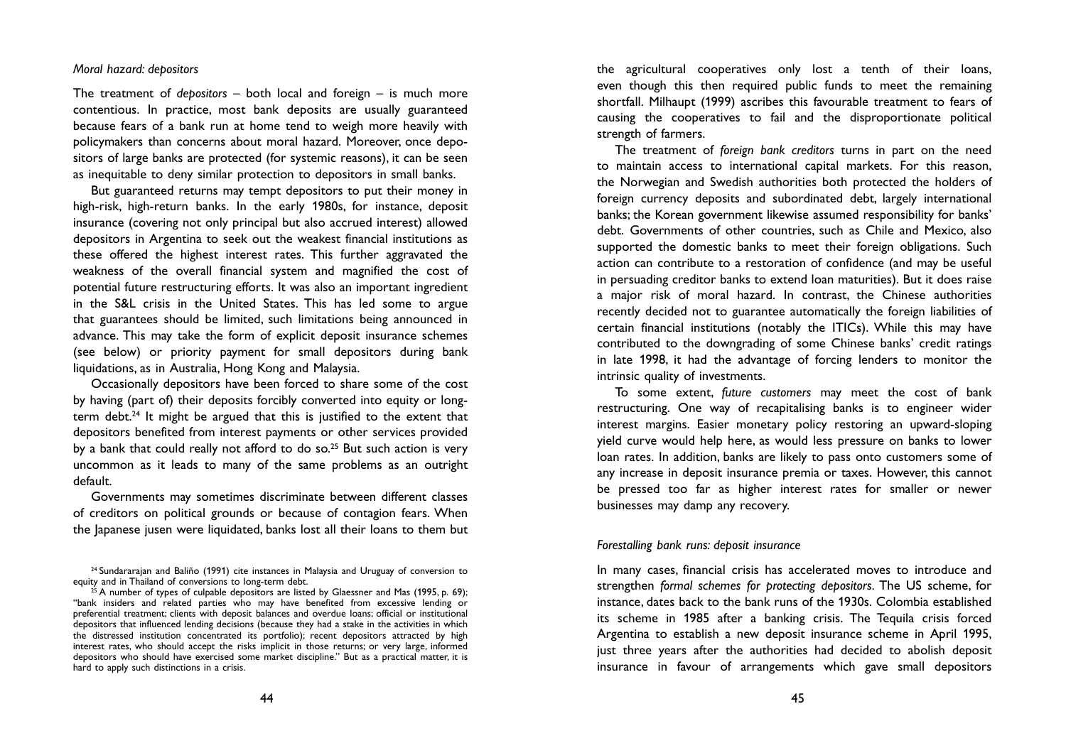*Moral hazard: depositors*

The treatment of *depositors* – both local and foreign – is much more contentious. In practice, most bank deposits are usually guaranteed because fears of a bank run at home tend to weigh more heavily with policymakers than concerns about moral hazard. Moreover, once depositors of large banks are protected (for systemic reasons), it can be seen as inequitable to deny similar protection to depositors in small banks.

But guaranteed returns may tempt depositors to put their money in high-risk, high-return banks. In the early 1980s, for instance, deposit insurance (covering not only principal but also accrued interest) allowed depositors in Argentina to seek out the weakest financial institutions as these offered the highest interest rates. This further aggravated the weakness of the overall financial system and magnified the cost of potential future restructuring efforts. It was also an important ingredient in the S&L crisis in the United States. This has led some to argue that guarantees should be limited, such limitations being announced in advance. This may take the form of explicit deposit insurance schemes (see below) or priority payment for small depositors during bank liquidations, as in Australia, Hong Kong and Malaysia.

Occasionally depositors have been forced to share some of the cost by having (part of) their deposits forcibly converted into equity or long-term debt.[24] It might be argued that this is justified to the extent that depositors benefited from interest payments or other services provided by a bank that could really not afford to do so.[25] But such action is very uncommon as it leads to many of the same problems as an outright default.

Governments may sometimes discriminate between different classes of creditors on political grounds or because of contagion fears. When the Japanese jusen were liquidated, banks lost all their loans to them but the agricultural cooperatives only lost a tenth of their loans, even though this then required public funds to meet the remaining shortfall. Milhaupt (1999) ascribes this favourable treatment to fears of causing the cooperatives to fail and the disproportionate political strength of farmers.

The treatment of *foreign bank creditors* turns in part on the need to maintain access to international capital markets. For this reason, the Norwegian and Swedish authorities both protected the holders of foreign currency deposits and subordinated debt, largely international banks; the Korean government likewise assumed responsibility for banks' debt. Governments of other countries, such as Chile and Mexico, also supported the domestic banks to meet their foreign obligations. Such action can contribute to a restoration of confidence (and may be useful in persuading creditor banks to extend loan maturities). But it does raise a major risk of moral hazard. In contrast, the Chinese authorities recently decided not to guarantee automatically the foreign liabilities of certain financial institutions (notably the ITICs). While this may have contributed to the downgrading of some Chinese banks' credit ratings in late 1998, it had the advantage of forcing lenders to monitor the intrinsic quality of investments.

To some extent, *future customers* may meet the cost of bank restructuring. One way of recapitalising banks is to engineer wider interest margins. Easier monetary policy restoring an upward-sloping yield curve would help here, as would less pressure on banks to lower loan rates. In addition, banks are likely to pass onto customers some of any increase in deposit insurance premia or taxes. However, this cannot be pressed too far as higher interest rates for smaller or newer businesses may damp any recovery.

*Forestalling bank runs: deposit insurance*

In many cases, financial crisis has accelerated moves to introduce and strengthen *formal schemes for protecting depositors*. The US scheme, for instance, dates back to the bank runs of the 1930s. Colombia established its scheme in 1985 after a banking crisis. The Tequila crisis forced Argentina to establish a new deposit insurance scheme in April 1995, just three years after the authorities had decided to abolish deposit insurance in favour of arrangements which gave small depositors

---

[24] Sundararajan and Baliño (1991) cite instances in Malaysia and Uruguay of conversion to equity and in Thailand of conversions to long-term debt.

[25] A number of types of culpable depositors are listed by Glaessner and Mas (1995, p. 69); "bank insiders and related parties who may have benefited from excessive lending or preferential treatment; clients with deposit balances and overdue loans; official or institutional depositors that influenced lending decisions (because they had a stake in the activities in which the distressed institution concentrated its portfolio); recent depositors attracted by high interest rates, who should accept the risks implicit in those returns; or very large, informed depositors who should have exercised some market discipline." But as a practical matter, it is hard to apply such distinctions in a crisis.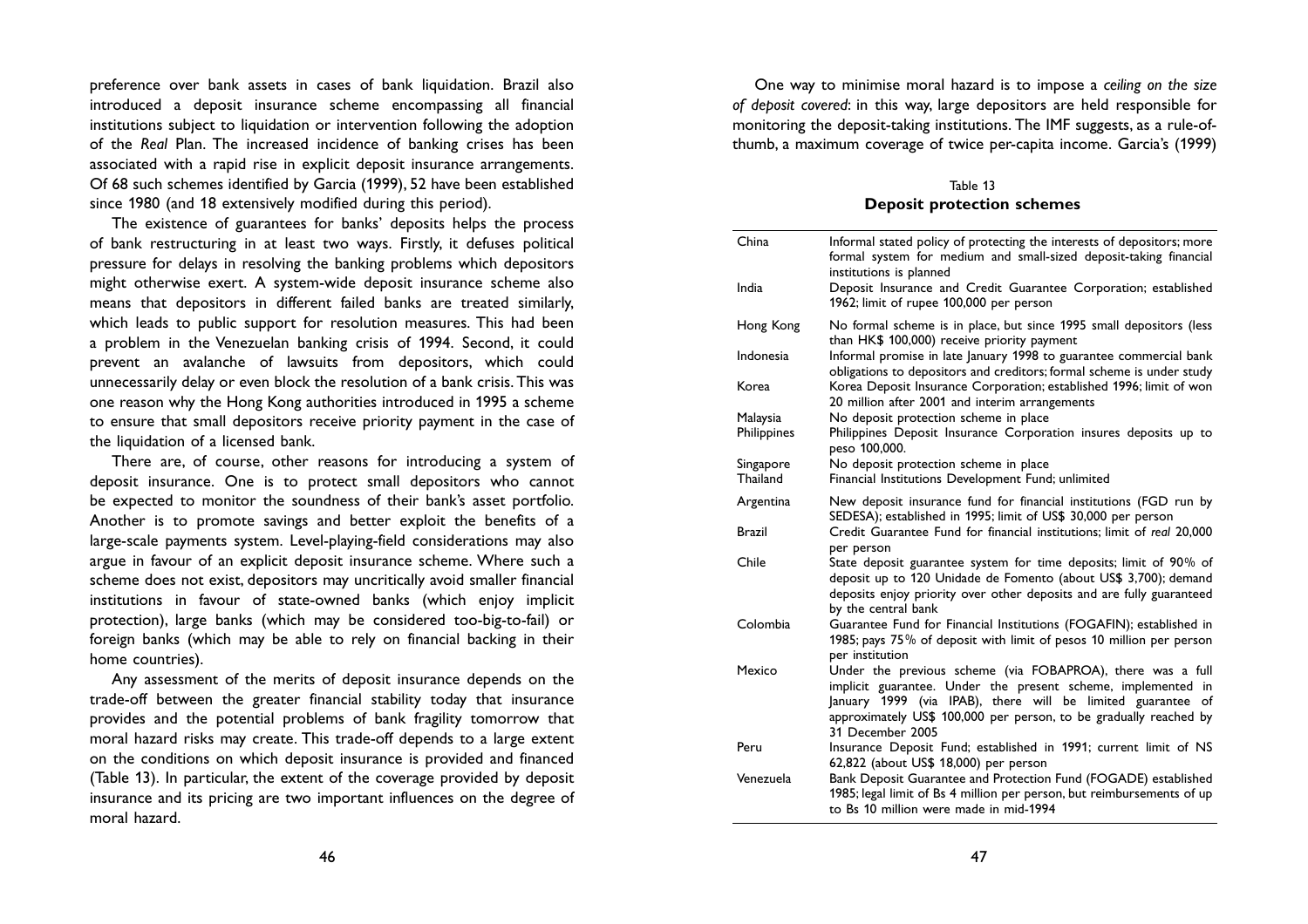preference over bank assets in cases of bank liquidation. Brazil also introduced a deposit insurance scheme encompassing all financial institutions subject to liquidation or intervention following the adoption of the *Real* Plan. The increased incidence of banking crises has been associated with a rapid rise in explicit deposit insurance arrangements. Of 68 such schemes identified by Garcia (1999), 52 have been established since 1980 (and 18 extensively modified during this period).

The existence of guarantees for banks' deposits helps the process of bank restructuring in at least two ways. Firstly, it defuses political pressure for delays in resolving the banking problems which depositors might otherwise exert. A system-wide deposit insurance scheme also means that depositors in different failed banks are treated similarly, which leads to public support for resolution measures. This had been a problem in the Venezuelan banking crisis of 1994. Second, it could prevent an avalanche of lawsuits from depositors, which could unnecessarily delay or even block the resolution of a bank crisis. This was one reason why the Hong Kong authorities introduced in 1995 a scheme to ensure that small depositors receive priority payment in the case of the liquidation of a licensed bank.

There are, of course, other reasons for introducing a system of deposit insurance. One is to protect small depositors who cannot be expected to monitor the soundness of their bank's asset portfolio. Another is to promote savings and better exploit the benefits of a large-scale payments system. Level-playing-field considerations may also argue in favour of an explicit deposit insurance scheme. Where such a scheme does not exist, depositors may uncritically avoid smaller financial institutions in favour of state-owned banks (which enjoy implicit protection), large banks (which may be considered too-big-to-fail) or foreign banks (which may be able to rely on financial backing in their home countries).

Any assessment of the merits of deposit insurance depends on the trade-off between the greater financial stability today that insurance provides and the potential problems of bank fragility tomorrow that moral hazard risks may create. This trade-off depends to a large extent on the conditions on which deposit insurance is provided and financed (Table 13). In particular, the extent of the coverage provided by deposit insurance and its pricing are two important influences on the degree of moral hazard.

One way to minimise moral hazard is to impose a *ceiling on the size of deposit covered*: in this way, large depositors are held responsible for monitoring the deposit-taking institutions. The IMF suggests, as a rule-of-thumb, a maximum coverage of twice per-capita income. Garcia's (1999)

Table 13

**Deposit protection schemes**

| | |
|---|---|
| China | Informal stated policy of protecting the interests of depositors; more formal system for medium and small-sized deposit-taking financial institutions is planned |
| India | Deposit Insurance and Credit Guarantee Corporation; established 1962; limit of rupee 100,000 per person |
| Hong Kong | No formal scheme is in place, but since 1995 small depositors (less than HK$ 100,000) receive priority payment |
| Indonesia | Informal promise in late January 1998 to guarantee commercial bank obligations to depositors and creditors; formal scheme is under study |
| Korea | Korea Deposit Insurance Corporation; established 1996; limit of won 20 million after 2001 and interim arrangements |
| Malaysia | No deposit protection scheme in place |
| Philippines | Philippines Deposit Insurance Corporation insures deposits up to peso 100,000. |
| Singapore | No deposit protection scheme in place |
| Thailand | Financial Institutions Development Fund; unlimited |
| Argentina | New deposit insurance fund for financial institutions (FGD run by SEDESA); established in 1995; limit of US$ 30,000 per person |
| Brazil | Credit Guarantee Fund for financial institutions; limit of *real* 20,000 per person |
| Chile | State deposit guarantee system for time deposits; limit of 90% of deposit up to 120 Unidade de Fomento (about US$ 3,700); demand deposits enjoy priority over other deposits and are fully guaranteed by the central bank |
| Colombia | Guarantee Fund for Financial Institutions (FOGAFIN); established in 1985; pays 75% of deposit with limit of pesos 10 million per person per institution |
| Mexico | Under the previous scheme (via FOBAPROA), there was a full implicit guarantee. Under the present scheme, implemented in January 1999 (via IPAB), there will be limited guarantee of approximately US$ 100,000 per person, to be gradually reached by 31 December 2005 |
| Peru | Insurance Deposit Fund; established in 1991; current limit of NS 62,822 (about US$ 18,000) per person |
| Venezuela | Bank Deposit Guarantee and Protection Fund (FOGADE) established 1985; legal limit of Bs 4 million per person, but reimbursements of up to Bs 10 million were made in mid-1994 |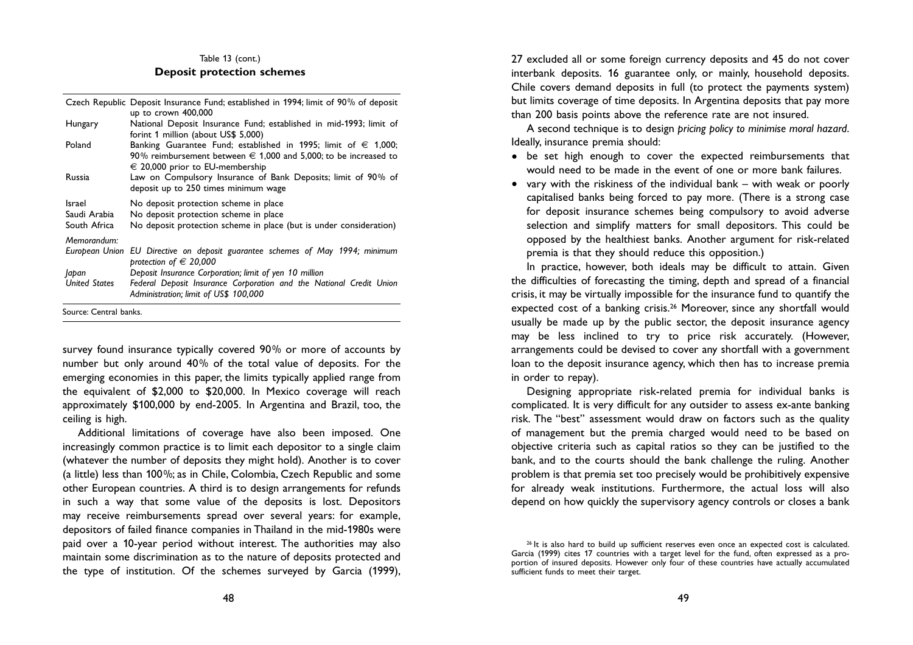Table 13 (cont.)

**Deposit protection schemes**

| | |
|---|---|
| Czech Republic | Deposit Insurance Fund; established in 1994; limit of 90% of deposit up to crown 400,000 |
| Hungary | National Deposit Insurance Fund; established in mid-1993; limit of forint 1 million (about US$ 5,000) |
| Poland | Banking Guarantee Fund; established in 1995; limit of € 1,000; 90% reimbursement between € 1,000 and 5,000; to be increased to € 20,000 prior to EU-membership |
| Russia | Law on Compulsory Insurance of Bank Deposits; limit of 90% of deposit up to 250 times minimum wage |
| Israel | No deposit protection scheme in place |
| Saudi Arabia | No deposit protection scheme in place |
| South Africa | No deposit protection scheme in place (but is under consideration) |
| *Memorandum:* | |
| *European Union* | *EU Directive on deposit guarantee schemes of May 1994; minimum protection of € 20,000* |
| *Japan* | *Deposit Insurance Corporation; limit of yen 10 million* |
| *United States* | *Federal Deposit Insurance Corporation and the National Credit Union Administration; limit of US$ 100,000* |

Source: Central banks.

survey found insurance typically covered 90% or more of accounts by number but only around 40% of the total value of deposits. For the emerging economies in this paper, the limits typically applied range from the equivalent of $2,000 to $20,000. In Mexico coverage will reach approximately $100,000 by end-2005. In Argentina and Brazil, too, the ceiling is high.

Additional limitations of coverage have also been imposed. One increasingly common practice is to limit each depositor to a single claim (whatever the number of deposits they might hold). Another is to cover (a little) less than 100%; as in Chile, Colombia, Czech Republic and some other European countries. A third is to design arrangements for refunds in such a way that some value of the deposits is lost. Depositors may receive reimbursements spread over several years: for example, depositors of failed finance companies in Thailand in the mid-1980s were paid over a 10-year period without interest. The authorities may also maintain some discrimination as to the nature of deposits protected and the type of institution. Of the schemes surveyed by Garcia (1999), 27 excluded all or some foreign currency deposits and 45 do not cover interbank deposits. 16 guarantee only, or mainly, household deposits. Chile covers demand deposits in full (to protect the payments system) but limits coverage of time deposits. In Argentina deposits that pay more than 200 basis points above the reference rate are not insured.

A second technique is to design *pricing policy to minimise moral hazard*. Ideally, insurance premia should:

- be set high enough to cover the expected reimbursements that would need to be made in the event of one or more bank failures.
- vary with the riskiness of the individual bank – with weak or poorly capitalised banks being forced to pay more. (There is a strong case for deposit insurance schemes being compulsory to avoid adverse selection and simplify matters for small depositors. This could be opposed by the healthiest banks. Another argument for risk-related premia is that they should reduce this opposition.)

In practice, however, both ideals may be difficult to attain. Given the difficulties of forecasting the timing, depth and spread of a financial crisis, it may be virtually impossible for the insurance fund to quantify the expected cost of a banking crisis.[26] Moreover, since any shortfall would usually be made up by the public sector, the deposit insurance agency may be less inclined to try to price risk accurately. (However, arrangements could be devised to cover any shortfall with a government loan to the deposit insurance agency, which then has to increase premia in order to repay).

Designing appropriate risk-related premia for individual banks is complicated. It is very difficult for any outsider to assess ex-ante banking risk. The "best" assessment would draw on factors such as the quality of management but the premia charged would need to be based on objective criteria such as capital ratios so they can be justified to the bank, and to the courts should the bank challenge the ruling. Another problem is that premia set too precisely would be prohibitively expensive for already weak institutions. Furthermore, the actual loss will also depend on how quickly the supervisory agency controls or closes a bank

[26] It is also hard to build up sufficient reserves even once an expected cost is calculated. Garcia (1999) cites 17 countries with a target level for the fund, often expressed as a proportion of insured deposits. However only four of these countries have actually accumulated sufficient funds to meet their target.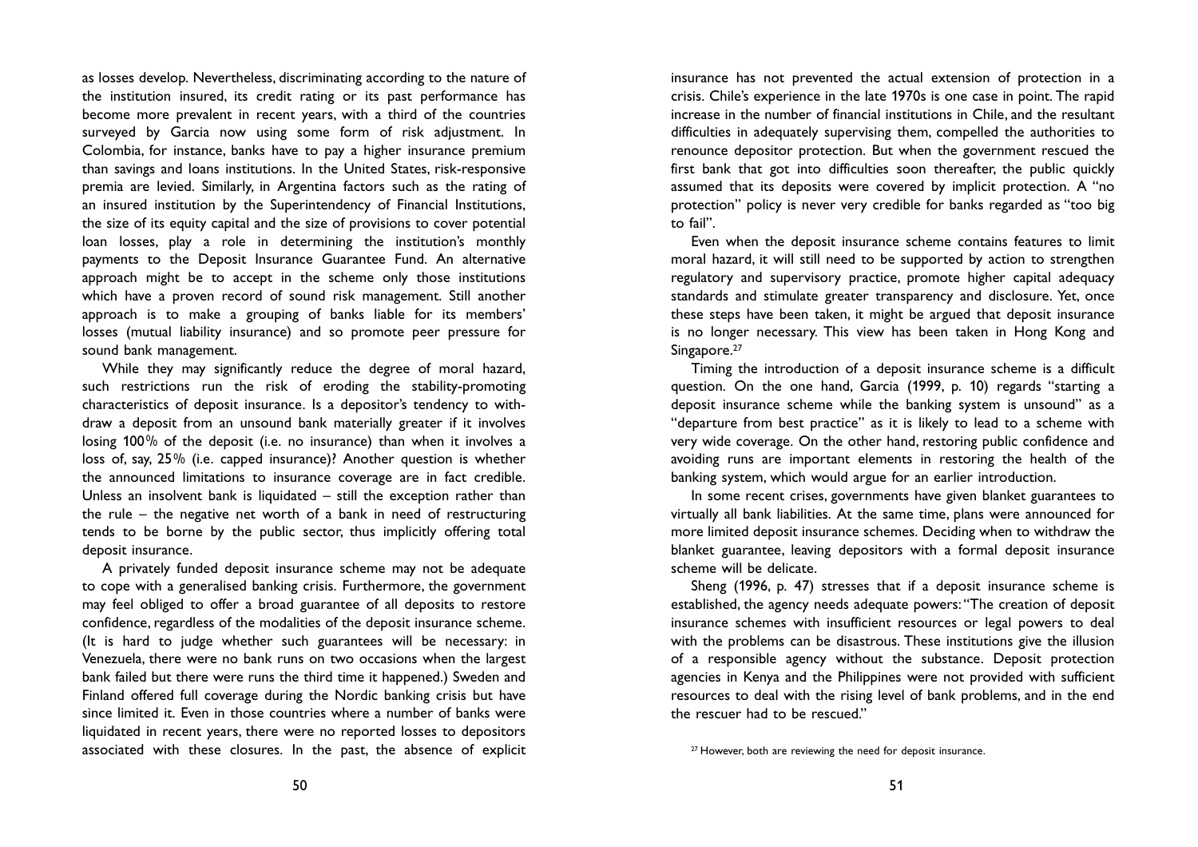as losses develop. Nevertheless, discriminating according to the nature of the institution insured, its credit rating or its past performance has become more prevalent in recent years, with a third of the countries surveyed by Garcia now using some form of risk adjustment. In Colombia, for instance, banks have to pay a higher insurance premium than savings and loans institutions. In the United States, risk-responsive premia are levied. Similarly, in Argentina factors such as the rating of an insured institution by the Superintendency of Financial Institutions, the size of its equity capital and the size of provisions to cover potential loan losses, play a role in determining the institution's monthly payments to the Deposit Insurance Guarantee Fund. An alternative approach might be to accept in the scheme only those institutions which have a proven record of sound risk management. Still another approach is to make a grouping of banks liable for its members' losses (mutual liability insurance) and so promote peer pressure for sound bank management.

While they may significantly reduce the degree of moral hazard, such restrictions run the risk of eroding the stability-promoting characteristics of deposit insurance. Is a depositor's tendency to withdraw a deposit from an unsound bank materially greater if it involves losing 100% of the deposit (i.e. no insurance) than when it involves a loss of, say, 25% (i.e. capped insurance)? Another question is whether the announced limitations to insurance coverage are in fact credible. Unless an insolvent bank is liquidated – still the exception rather than the rule – the negative net worth of a bank in need of restructuring tends to be borne by the public sector, thus implicitly offering total deposit insurance.

A privately funded deposit insurance scheme may not be adequate to cope with a generalised banking crisis. Furthermore, the government may feel obliged to offer a broad guarantee of all deposits to restore confidence, regardless of the modalities of the deposit insurance scheme. (It is hard to judge whether such guarantees will be necessary: in Venezuela, there were no bank runs on two occasions when the largest bank failed but there were runs the third time it happened.) Sweden and Finland offered full coverage during the Nordic banking crisis but have since limited it. Even in those countries where a number of banks were liquidated in recent years, there were no reported losses to depositors associated with these closures. In the past, the absence of explicit insurance has not prevented the actual extension of protection in a crisis. Chile's experience in the late 1970s is one case in point. The rapid increase in the number of financial institutions in Chile, and the resultant difficulties in adequately supervising them, compelled the authorities to renounce depositor protection. But when the government rescued the first bank that got into difficulties soon thereafter, the public quickly assumed that its deposits were covered by implicit protection. A "no protection" policy is never very credible for banks regarded as "too big to fail".

Even when the deposit insurance scheme contains features to limit moral hazard, it will still need to be supported by action to strengthen regulatory and supervisory practice, promote higher capital adequacy standards and stimulate greater transparency and disclosure. Yet, once these steps have been taken, it might be argued that deposit insurance is no longer necessary. This view has been taken in Hong Kong and Singapore.[27]

Timing the introduction of a deposit insurance scheme is a difficult question. On the one hand, Garcia (1999, p. 10) regards "starting a deposit insurance scheme while the banking system is unsound" as a "departure from best practice" as it is likely to lead to a scheme with very wide coverage. On the other hand, restoring public confidence and avoiding runs are important elements in restoring the health of the banking system, which would argue for an earlier introduction.

In some recent crises, governments have given blanket guarantees to virtually all bank liabilities. At the same time, plans were announced for more limited deposit insurance schemes. Deciding when to withdraw the blanket guarantee, leaving depositors with a formal deposit insurance scheme will be delicate.

Sheng (1996, p. 47) stresses that if a deposit insurance scheme is established, the agency needs adequate powers: "The creation of deposit insurance schemes with insufficient resources or legal powers to deal with the problems can be disastrous. These institutions give the illusion of a responsible agency without the substance. Deposit protection agencies in Kenya and the Philippines were not provided with sufficient resources to deal with the rising level of bank problems, and in the end the rescuer had to be rescued."

[27] However, both are reviewing the need for deposit insurance.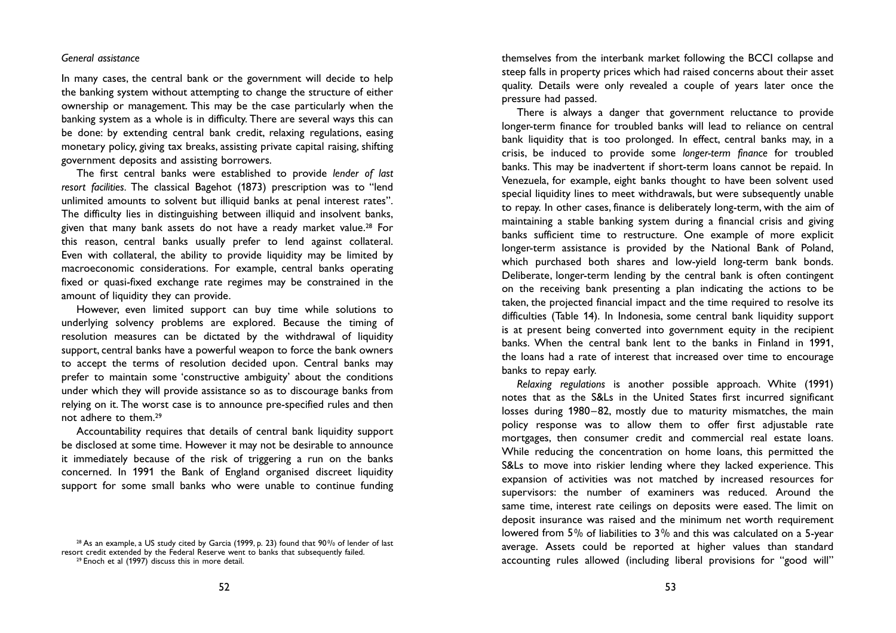*General assistance*

In many cases, the central bank or the government will decide to help the banking system without attempting to change the structure of either ownership or management. This may be the case particularly when the banking system as a whole is in difficulty. There are several ways this can be done: by extending central bank credit, relaxing regulations, easing monetary policy, giving tax breaks, assisting private capital raising, shifting government deposits and assisting borrowers.

The first central banks were established to provide *lender of last resort facilities*. The classical Bagehot (1873) prescription was to "lend unlimited amounts to solvent but illiquid banks at penal interest rates". The difficulty lies in distinguishing between illiquid and insolvent banks, given that many bank assets do not have a ready market value.[28] For this reason, central banks usually prefer to lend against collateral. Even with collateral, the ability to provide liquidity may be limited by macroeconomic considerations. For example, central banks operating fixed or quasi-fixed exchange rate regimes may be constrained in the amount of liquidity they can provide.

However, even limited support can buy time while solutions to underlying solvency problems are explored. Because the timing of resolution measures can be dictated by the withdrawal of liquidity support, central banks have a powerful weapon to force the bank owners to accept the terms of resolution decided upon. Central banks may prefer to maintain some 'constructive ambiguity' about the conditions under which they will provide assistance so as to discourage banks from relying on it. The worst case is to announce pre-specified rules and then not adhere to them.[29]

Accountability requires that details of central bank liquidity support be disclosed at some time. However it may not be desirable to announce it immediately because of the risk of triggering a run on the banks concerned. In 1991 the Bank of England organised discreet liquidity support for some small banks who were unable to continue funding themselves from the interbank market following the BCCI collapse and steep falls in property prices which had raised concerns about their asset quality. Details were only revealed a couple of years later once the pressure had passed.

There is always a danger that government reluctance to provide longer-term finance for troubled banks will lead to reliance on central bank liquidity that is too prolonged. In effect, central banks may, in a crisis, be induced to provide some *longer-term finance* for troubled banks. This may be inadvertent if short-term loans cannot be repaid. In Venezuela, for example, eight banks thought to have been solvent used special liquidity lines to meet withdrawals, but were subsequently unable to repay. In other cases, finance is deliberately long-term, with the aim of maintaining a stable banking system during a financial crisis and giving banks sufficient time to restructure. One example of more explicit longer-term assistance is provided by the National Bank of Poland, which purchased both shares and low-yield long-term bank bonds. Deliberate, longer-term lending by the central bank is often contingent on the receiving bank presenting a plan indicating the actions to be taken, the projected financial impact and the time required to resolve its difficulties (Table 14). In Indonesia, some central bank liquidity support is at present being converted into government equity in the recipient banks. When the central bank lent to the banks in Finland in 1991, the loans had a rate of interest that increased over time to encourage banks to repay early.

*Relaxing regulations* is another possible approach. White (1991) notes that as the S&Ls in the United States first incurred significant losses during 1980–82, mostly due to maturity mismatches, the main policy response was to allow them to offer first adjustable rate mortgages, then consumer credit and commercial real estate loans. While reducing the concentration on home loans, this permitted the S&Ls to move into riskier lending where they lacked experience. This expansion of activities was not matched by increased resources for supervisors: the number of examiners was reduced. Around the same time, interest rate ceilings on deposits were eased. The limit on deposit insurance was raised and the minimum net worth requirement lowered from 5% of liabilities to 3% and this was calculated on a 5-year average. Assets could be reported at higher values than standard accounting rules allowed (including liberal provisions for "good will"

[28] As an example, a US study cited by Garcia (1999, p. 23) found that 90% of lender of last resort credit extended by the Federal Reserve went to banks that subsequently failed.

[29] Enoch et al (1997) discuss this in more detail.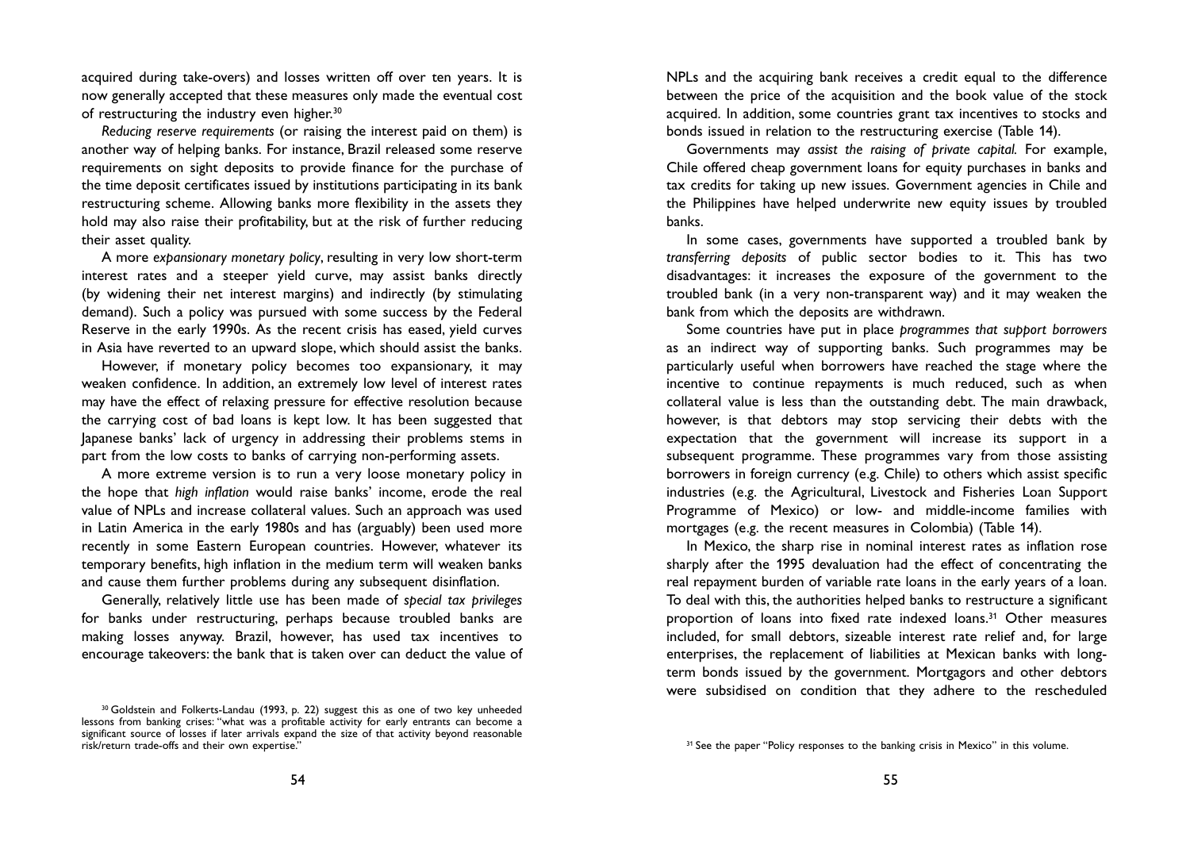acquired during take-overs) and losses written off over ten years. It is now generally accepted that these measures only made the eventual cost of restructuring the industry even higher.[30]

*Reducing reserve requirements* (or raising the interest paid on them) is another way of helping banks. For instance, Brazil released some reserve requirements on sight deposits to provide finance for the purchase of the time deposit certificates issued by institutions participating in its bank restructuring scheme. Allowing banks more flexibility in the assets they hold may also raise their profitability, but at the risk of further reducing their asset quality.

A more *expansionary monetary policy*, resulting in very low short-term interest rates and a steeper yield curve, may assist banks directly (by widening their net interest margins) and indirectly (by stimulating demand). Such a policy was pursued with some success by the Federal Reserve in the early 1990s. As the recent crisis has eased, yield curves in Asia have reverted to an upward slope, which should assist the banks.

However, if monetary policy becomes too expansionary, it may weaken confidence. In addition, an extremely low level of interest rates may have the effect of relaxing pressure for effective resolution because the carrying cost of bad loans is kept low. It has been suggested that Japanese banks' lack of urgency in addressing their problems stems in part from the low costs to banks of carrying non-performing assets.

A more extreme version is to run a very loose monetary policy in the hope that *high inflation* would raise banks' income, erode the real value of NPLs and increase collateral values. Such an approach was used in Latin America in the early 1980s and has (arguably) been used more recently in some Eastern European countries. However, whatever its temporary benefits, high inflation in the medium term will weaken banks and cause them further problems during any subsequent disinflation.

Generally, relatively little use has been made of *special tax privileges* for banks under restructuring, perhaps because troubled banks are making losses anyway. Brazil, however, has used tax incentives to encourage takeovers: the bank that is taken over can deduct the value of NPLs and the acquiring bank receives a credit equal to the difference between the price of the acquisition and the book value of the stock acquired. In addition, some countries grant tax incentives to stocks and bonds issued in relation to the restructuring exercise (Table 14).

Governments may *assist the raising of private capital.* For example, Chile offered cheap government loans for equity purchases in banks and tax credits for taking up new issues. Government agencies in Chile and the Philippines have helped underwrite new equity issues by troubled banks.

In some cases, governments have supported a troubled bank by *transferring deposits* of public sector bodies to it. This has two disadvantages: it increases the exposure of the government to the troubled bank (in a very non-transparent way) and it may weaken the bank from which the deposits are withdrawn.

Some countries have put in place *programmes that support borrowers* as an indirect way of supporting banks. Such programmes may be particularly useful when borrowers have reached the stage where the incentive to continue repayments is much reduced, such as when collateral value is less than the outstanding debt. The main drawback, however, is that debtors may stop servicing their debts with the expectation that the government will increase its support in a subsequent programme. These programmes vary from those assisting borrowers in foreign currency (e.g. Chile) to others which assist specific industries (e.g. the Agricultural, Livestock and Fisheries Loan Support Programme of Mexico) or low- and middle-income families with mortgages (e.g. the recent measures in Colombia) (Table 14).

In Mexico, the sharp rise in nominal interest rates as inflation rose sharply after the 1995 devaluation had the effect of concentrating the real repayment burden of variable rate loans in the early years of a loan. To deal with this, the authorities helped banks to restructure a significant proportion of loans into fixed rate indexed loans.[31] Other measures included, for small debtors, sizeable interest rate relief and, for large enterprises, the replacement of liabilities at Mexican banks with long-term bonds issued by the government. Mortgagors and other debtors were subsidised on condition that they adhere to the rescheduled

[30] Goldstein and Folkerts-Landau (1993, p. 22) suggest this as one of two key unheeded lessons from banking crises: "what was a profitable activity for early entrants can become a significant source of losses if later arrivals expand the size of that activity beyond reasonable risk/return trade-offs and their own expertise."

[31] See the paper "Policy responses to the banking crisis in Mexico" in this volume.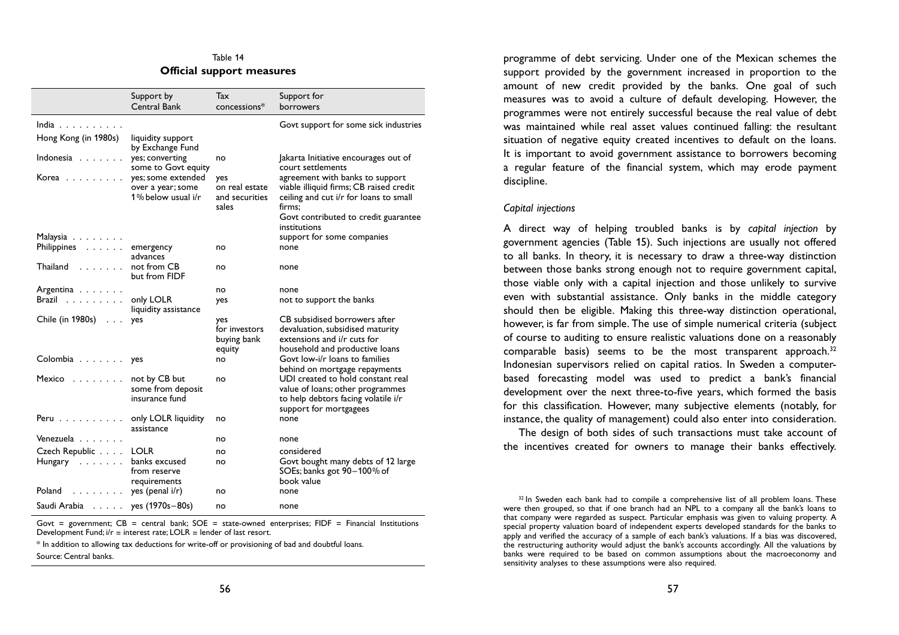Table 14

**Official support measures**

| | Support by Central Bank | Tax concessions* | Support for borrowers |
|---|---|---|---|
| India | | | Govt support for some sick industries |
| Hong Kong (in 1980s) | liquidity support by Exchange Fund | | |
| Indonesia | yes; converting some to Govt equity | no | Jakarta Initiative encourages out of court settlements |
| Korea | yes; some extended over a year; some 1% below usual i/r | yes on real estate and securities sales | agreement with banks to support viable illiquid firms; CB raised credit ceiling and cut i/r for loans to small firms; Govt contributed to credit guarantee institutions |
| Malaysia | | | support for some companies |
| Philippines | emergency advances | no | none |
| Thailand | not from CB but from FIDF | no | none |
| Argentina | | no | none |
| Brazil | only LOLR liquidity assistance | yes | not to support the banks |
| Chile (in 1980s) | yes | yes for investors buying bank equity | CB subsidised borrowers after devaluation, subsidised maturity extensions and i/r cuts for household and productive loans |
| Colombia | yes | no | Govt low-i/r loans to families behind on mortgage repayments |
| Mexico | not by CB but some from deposit insurance fund | no | UDI created to hold constant real value of loans; other programmes to help debtors facing volatile i/r support for mortgagees |
| Peru | only LOLR liquidity assistance | no | none |
| Venezuela | | no | none |
| Czech Republic | LOLR | no | considered |
| Hungary | banks excused from reserve requirements | no | Govt bought many debts of 12 large SOEs; banks got 90–100% of book value |
| Poland | yes (penal i/r) | no | none |
| Saudi Arabia | yes (1970s–80s) | no | none |

Govt = government; CB = central bank; SOE = state-owned enterprises; FIDF = Financial Institutions Development Fund; i/r = interest rate; LOLR = lender of last resort.

* In addition to allowing tax deductions for write-off or provisioning of bad and doubtful loans.

Source: Central banks.

programme of debt servicing. Under one of the Mexican schemes the support provided by the government increased in proportion to the amount of new credit provided by the banks. One goal of such measures was to avoid a culture of default developing. However, the programmes were not entirely successful because the real value of debt was maintained while real asset values continued falling: the resultant situation of negative equity created incentives to default on the loans. It is important to avoid government assistance to borrowers becoming a regular feature of the financial system, which may erode payment discipline.

### *Capital injections*

A direct way of helping troubled banks is by *capital injection* by government agencies (Table 15). Such injections are usually not offered to all banks. In theory, it is necessary to draw a three-way distinction between those banks strong enough not to require government capital, those viable only with a capital injection and those unlikely to survive even with substantial assistance. Only banks in the middle category should then be eligible. Making this three-way distinction operational, however, is far from simple. The use of simple numerical criteria (subject of course to auditing to ensure realistic valuations done on a reasonably comparable basis) seems to be the most transparent approach.[32] Indonesian supervisors relied on capital ratios. In Sweden a computer-based forecasting model was used to predict a bank's financial development over the next three-to-five years, which formed the basis for this classification. However, many subjective elements (notably, for instance, the quality of management) could also enter into consideration.

The design of both sides of such transactions must take account of the incentives created for owners to manage their banks effectively.

[32] In Sweden each bank had to compile a comprehensive list of all problem loans. These were then grouped, so that if one branch had an NPL to a company all the bank's loans to that company were regarded as suspect. Particular emphasis was given to valuing property. A special property valuation board of independent experts developed standards for the banks to apply and verified the accuracy of a sample of each bank's valuations. If a bias was discovered, the restructuring authority would adjust the bank's accounts accordingly. All the valuations by banks were required to be based on common assumptions about the macroeconomy and sensitivity analyses to these assumptions were also required.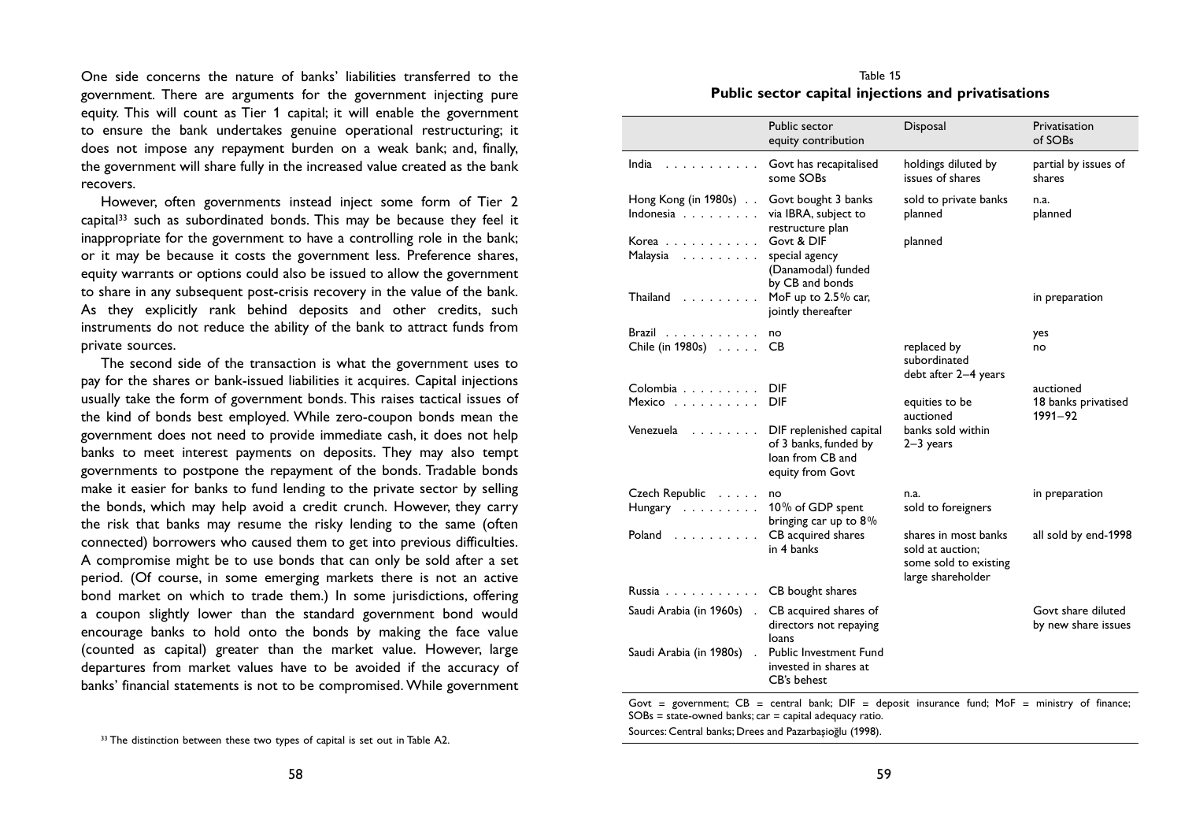One side concerns the nature of banks' liabilities transferred to the government. There are arguments for the government injecting pure equity. This will count as Tier 1 capital; it will enable the government to ensure the bank undertakes genuine operational restructuring; it does not impose any repayment burden on a weak bank; and, finally, the government will share fully in the increased value created as the bank recovers.

However, often governments instead inject some form of Tier 2 capital[33] such as subordinated bonds. This may be because they feel it inappropriate for the government to have a controlling role in the bank; or it may be because it costs the government less. Preference shares, equity warrants or options could also be issued to allow the government to share in any subsequent post-crisis recovery in the value of the bank. As they explicitly rank behind deposits and other credits, such instruments do not reduce the ability of the bank to attract funds from private sources.

The second side of the transaction is what the government uses to pay for the shares or bank-issued liabilities it acquires. Capital injections usually take the form of government bonds. This raises tactical issues of the kind of bonds best employed. While zero-coupon bonds mean the government does not need to provide immediate cash, it does not help banks to meet interest payments on deposits. They may also tempt governments to postpone the repayment of the bonds. Tradable bonds make it easier for banks to fund lending to the private sector by selling the bonds, which may help avoid a credit crunch. However, they carry the risk that banks may resume the risky lending to the same (often connected) borrowers who caused them to get into previous difficulties. A compromise might be to use bonds that can only be sold after a set period. (Of course, in some emerging markets there is not an active bond market on which to trade them.) In some jurisdictions, offering a coupon slightly lower than the standard government bond would encourage banks to hold onto the bonds by making the face value (counted as capital) greater than the market value. However, large departures from market values have to be avoided if the accuracy of banks' financial statements is not to be compromised. While government

[33] The distinction between these two types of capital is set out in Table A2.

Table 15
**Public sector capital injections and privatisations**

| | Public sector equity contribution | Disposal | Privatisation of SOBs |
|---|---|---|---|
| India | Govt has recapitalised some SOBs | holdings diluted by issues of shares | partial by issues of shares |
| Hong Kong (in 1980s) | Govt bought 3 banks | sold to private banks | n.a. |
| Indonesia | via IBRA, subject to restructure plan | planned | planned |
| Korea | Govt & DIF | planned | |
| Malaysia | special agency (Danamodal) funded by CB and bonds | | |
| Thailand | MoF up to 2.5% car, jointly thereafter | | in preparation |
| Brazil | no | | yes |
| Chile (in 1980s) | CB | replaced by subordinated debt after 2–4 years | no |
| Colombia | DIF | | auctioned |
| Mexico | DIF | equities to be auctioned | 18 banks privatised 1991–92 |
| Venezuela | DIF replenished capital of 3 banks, funded by loan from CB and equity from Govt | banks sold within 2–3 years | |
| Czech Republic | no | n.a. | in preparation |
| Hungary | 10% of GDP spent bringing car up to 8% | sold to foreigners | |
| Poland | CB acquired shares in 4 banks | shares in most banks sold at auction; some sold to existing large shareholder | all sold by end-1998 |
| Russia | CB bought shares | | |
| Saudi Arabia (in 1960s) | CB acquired shares of directors not repaying loans | | Govt share diluted by new share issues |
| Saudi Arabia (in 1980s) | Public Investment Fund invested in shares at CB's behest | | |

Govt = government; CB = central bank; DIF = deposit insurance fund; MoF = ministry of finance; SOBs = state-owned banks; car = capital adequacy ratio.

Sources: Central banks; Drees and Pazarbaşioğlu (1998).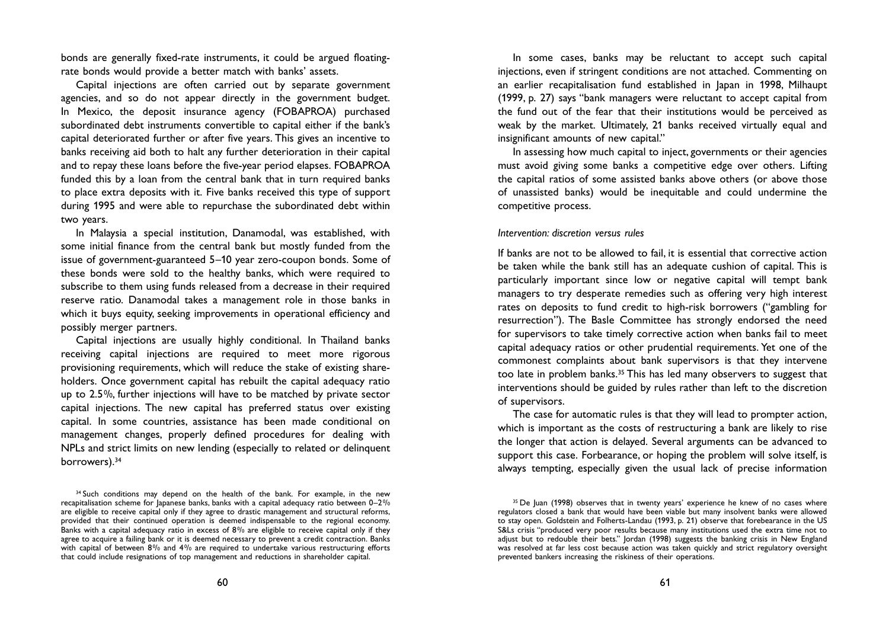bonds are generally fixed-rate instruments, it could be argued floating-rate bonds would provide a better match with banks' assets.

Capital injections are often carried out by separate government agencies, and so do not appear directly in the government budget. In Mexico, the deposit insurance agency (FOBAPROA) purchased subordinated debt instruments convertible to capital either if the bank's capital deteriorated further or after five years. This gives an incentive to banks receiving aid both to halt any further deterioration in their capital and to repay these loans before the five-year period elapses. FOBAPROA funded this by a loan from the central bank that in turn required banks to place extra deposits with it. Five banks received this type of support during 1995 and were able to repurchase the subordinated debt within two years.

In Malaysia a special institution, Danamodal, was established, with some initial finance from the central bank but mostly funded from the issue of government-guaranteed 5–10 year zero-coupon bonds. Some of these bonds were sold to the healthy banks, which were required to subscribe to them using funds released from a decrease in their required reserve ratio. Danamodal takes a management role in those banks in which it buys equity, seeking improvements in operational efficiency and possibly merger partners.

Capital injections are usually highly conditional. In Thailand banks receiving capital injections are required to meet more rigorous provisioning requirements, which will reduce the stake of existing shareholders. Once government capital has rebuilt the capital adequacy ratio up to 2.5%, further injections will have to be matched by private sector capital injections. The new capital has preferred status over existing capital. In some countries, assistance has been made conditional on management changes, properly defined procedures for dealing with NPLs and strict limits on new lending (especially to related or delinquent borrowers).[34]

In some cases, banks may be reluctant to accept such capital injections, even if stringent conditions are not attached. Commenting on an earlier recapitalisation fund established in Japan in 1998, Milhaupt (1999, p. 27) says "bank managers were reluctant to accept capital from the fund out of the fear that their institutions would be perceived as weak by the market. Ultimately, 21 banks received virtually equal and insignificant amounts of new capital."

In assessing how much capital to inject, governments or their agencies must avoid giving some banks a competitive edge over others. Lifting the capital ratios of some assisted banks above others (or above those of unassisted banks) would be inequitable and could undermine the competitive process.

*Intervention: discretion versus rules*

If banks are not to be allowed to fail, it is essential that corrective action be taken while the bank still has an adequate cushion of capital. This is particularly important since low or negative capital will tempt bank managers to try desperate remedies such as offering very high interest rates on deposits to fund credit to high-risk borrowers ("gambling for resurrection"). The Basle Committee has strongly endorsed the need for supervisors to take timely corrective action when banks fail to meet capital adequacy ratios or other prudential requirements. Yet one of the commonest complaints about bank supervisors is that they intervene too late in problem banks.[35] This has led many observers to suggest that interventions should be guided by rules rather than left to the discretion of supervisors.

The case for automatic rules is that they will lead to prompter action, which is important as the costs of restructuring a bank are likely to rise the longer that action is delayed. Several arguments can be advanced to support this case. Forbearance, or hoping the problem will solve itself, is always tempting, especially given the usual lack of precise information

---

[34] Such conditions may depend on the health of the bank. For example, in the new recapitalisation scheme for Japanese banks, banks with a capital adequacy ratio between 0–2% are eligible to receive capital only if they agree to drastic management and structural reforms, provided that their continued operation is deemed indispensable to the regional economy. Banks with a capital adequacy ratio in excess of 8% are eligible to receive capital only if they agree to acquire a failing bank or it is deemed necessary to prevent a credit contraction. Banks with capital of between 8% and 4% are required to undertake various restructuring efforts that could include resignations of top management and reductions in shareholder capital.

[35] De Juan (1998) observes that in twenty years' experience he knew of no cases where regulators closed a bank that would have been viable but many insolvent banks were allowed to stay open. Goldstein and Folherts-Landau (1993, p. 21) observe that forebearance in the US S&Ls crisis "produced very poor results because many institutions used the extra time not to adjust but to redouble their bets." Jordan (1998) suggests the banking crisis in New England was resolved at far less cost because action was taken quickly and strict regulatory oversight prevented bankers increasing the riskiness of their operations.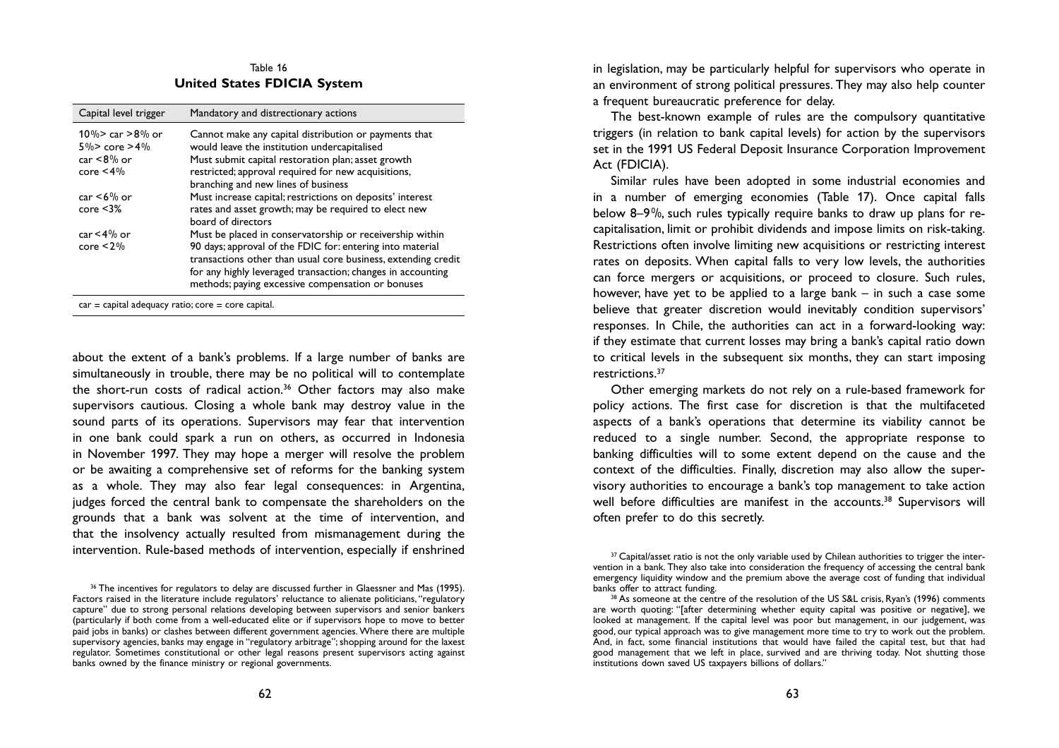Table 16

**United States FDICIA System**

| Capital level trigger | Mandatory and distrectionary actions |
|---|---|
| 10%> car >8% or 5%> core >4% car <8% or core <4% | Cannot make any capital distribution or payments that would leave the institution undercapitalised Must submit capital restoration plan; asset growth restricted; approval required for new acquisitions, branching and new lines of business |
| car <6% or core <3% | Must increase capital; restrictions on deposits' interest rates and asset growth; may be required to elect new board of directors |
| car <4% or core <2% | Must be placed in conservatorship or receivership within 90 days; approval of the FDIC for: entering into material transactions other than usual core business, extending credit for any highly leveraged transaction; changes in accounting methods; paying excessive compensation or bonuses |

car = capital adequacy ratio; core = core capital.

about the extent of a bank's problems. If a large number of banks are simultaneously in trouble, there may be no political will to contemplate the short-run costs of radical action.[36] Other factors may also make supervisors cautious. Closing a whole bank may destroy value in the sound parts of its operations. Supervisors may fear that intervention in one bank could spark a run on others, as occurred in Indonesia in November 1997. They may hope a merger will resolve the problem or be awaiting a comprehensive set of reforms for the banking system as a whole. They may also fear legal consequences: in Argentina, judges forced the central bank to compensate the shareholders on the grounds that a bank was solvent at the time of intervention, and that the insolvency actually resulted from mismanagement during the intervention. Rule-based methods of intervention, especially if enshrined in legislation, may be particularly helpful for supervisors who operate in an environment of strong political pressures. They may also help counter a frequent bureaucratic preference for delay.

The best-known example of rules are the compulsory quantitative triggers (in relation to bank capital levels) for action by the supervisors set in the 1991 US Federal Deposit Insurance Corporation Improvement Act (FDICIA).

Similar rules have been adopted in some industrial economies and in a number of emerging economies (Table 17). Once capital falls below 8–9%, such rules typically require banks to draw up plans for re-capitalisation, limit or prohibit dividends and impose limits on risk-taking. Restrictions often involve limiting new acquisitions or restricting interest rates on deposits. When capital falls to very low levels, the authorities can force mergers or acquisitions, or proceed to closure. Such rules, however, have yet to be applied to a large bank – in such a case some believe that greater discretion would inevitably condition supervisors' responses. In Chile, the authorities can act in a forward-looking way: if they estimate that current losses may bring a bank's capital ratio down to critical levels in the subsequent six months, they can start imposing restrictions.[37]

Other emerging markets do not rely on a rule-based framework for policy actions. The first case for discretion is that the multifaceted aspects of a bank's operations that determine its viability cannot be reduced to a single number. Second, the appropriate response to banking difficulties will to some extent depend on the cause and the context of the difficulties. Finally, discretion may also allow the supervisory authorities to encourage a bank's top management to take action well before difficulties are manifest in the accounts.[38] Supervisors will often prefer to do this secretly.

[36] The incentives for regulators to delay are discussed further in Glaessner and Mas (1995). Factors raised in the literature include regulators' reluctance to alienate politicians, "regulatory capture" due to strong personal relations developing between supervisors and senior bankers (particularly if both come from a well-educated elite or if supervisors hope to move to better paid jobs in banks) or clashes between different government agencies. Where there are multiple supervisory agencies, banks may engage in "regulatory arbitrage"; shopping around for the laxest regulator. Sometimes constitutional or other legal reasons present supervisors acting against banks owned by the finance ministry or regional governments.

[37] Capital/asset ratio is not the only variable used by Chilean authorities to trigger the intervention in a bank. They also take into consideration the frequency of accessing the central bank emergency liquidity window and the premium above the average cost of funding that individual banks offer to attract funding.

[38] As someone at the centre of the resolution of the US S&L crisis, Ryan's (1996) comments are worth quoting: "[after determining whether equity capital was positive or negative], we looked at management. If the capital level was poor but management, in our judgement, was good, our typical approach was to give management more time to try to work out the problem. And, in fact, some financial institutions that would have failed the capital test, but that had good management that we left in place, survived and are thriving today. Not shutting those institutions down saved US taxpayers billions of dollars."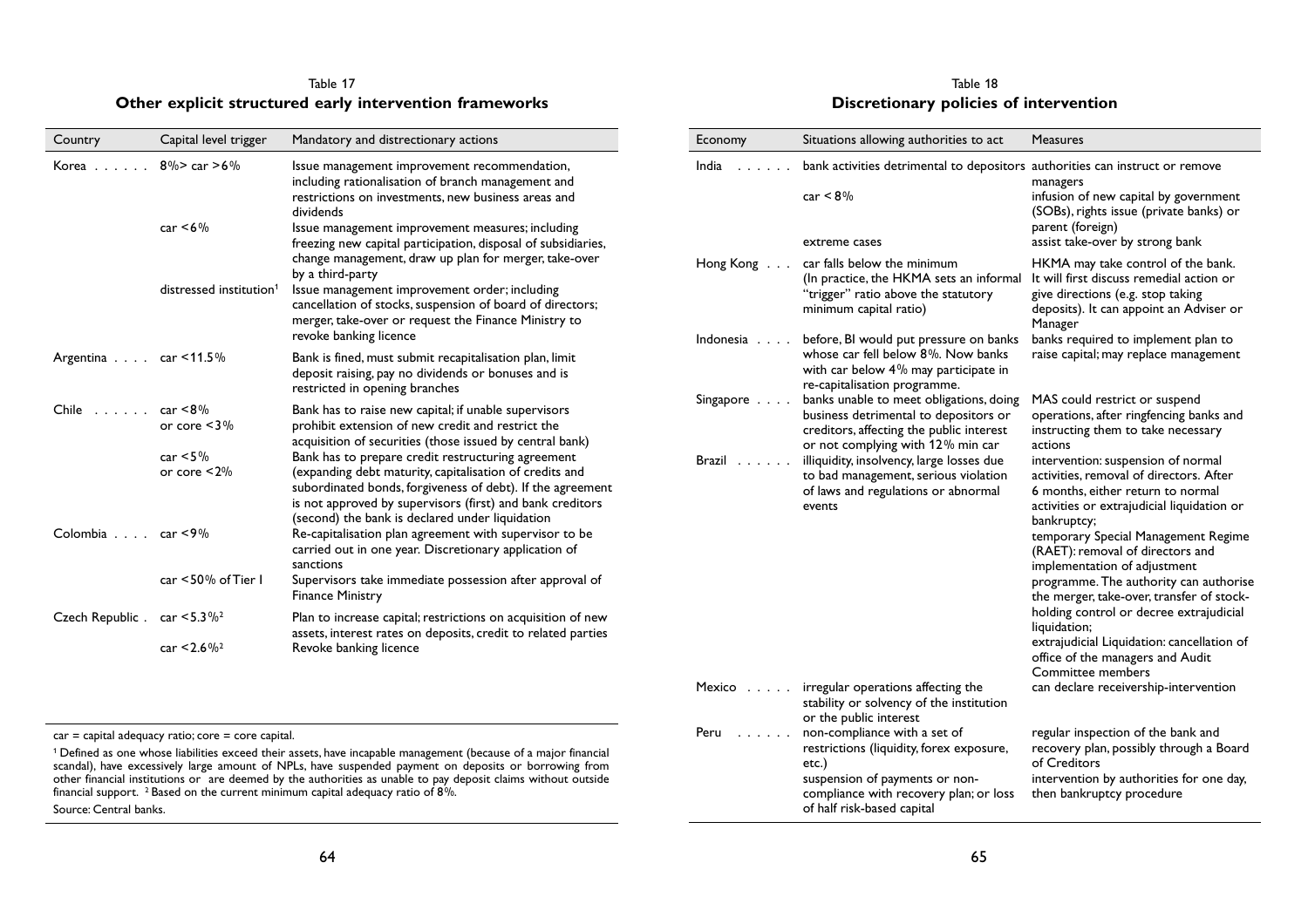Table 17

**Other explicit structured early intervention frameworks**

| Country | Capital level trigger | Mandatory and distrectionary actions |
|---|---|---|
| Korea | 8%> car >6% | Issue management improvement recommendation, including rationalisation of branch management and restrictions on investments, new business areas and dividends |
| | car <6% | Issue management improvement measures; including freezing new capital participation, disposal of subsidiaries, change management, draw up plan for merger, take-over by a third-party |
| | distressed institution[1] | Issue management improvement order; including cancellation of stocks, suspension of board of directors; merger, take-over or request the Finance Ministry to revoke banking licence |
| Argentina | car <11.5% | Bank is fined, must submit recapitalisation plan, limit deposit raising, pay no dividends or bonuses and is restricted in opening branches |
| Chile | car <8% or core <3% | Bank has to raise new capital; if unable supervisors prohibit extension of new credit and restrict the acquisition of securities (those issued by central bank) |
| | car <5% or core <2% | Bank has to prepare credit restructuring agreement (expanding debt maturity, capitalisation of credits and subordinated bonds, forgiveness of debt). If the agreement is not approved by supervisors (first) and bank creditors (second) the bank is declared under liquidation |
| Colombia | car <9% | Re-capitalisation plan agreement with supervisor to be carried out in one year. Discretionary application of sanctions |
| | car <50% of Tier I | Supervisors take immediate possession after approval of Finance Ministry |
| Czech Republic | car <5.3%[2] | Plan to increase capital; restrictions on acquisition of new assets, interest rates on deposits, credit to related parties |
| | car <2.6%[2] | Revoke banking licence |

car = capital adequacy ratio; core = core capital.

[1] Defined as one whose liabilities exceed their assets, have incapable management (because of a major financial scandal), have excessively large amount of NPLs, have suspended payment on deposits or borrowing from other financial institutions or are deemed by the authorities as unable to pay deposit claims without outside financial support. [2] Based on the current minimum capital adequacy ratio of 8%.

Source: Central banks.

Table 18

**Discretionary policies of intervention**

| Economy | Situations allowing authorities to act | Measures |
|---|---|---|
| India | bank activities detrimental to depositors | authorities can instruct or remove managers |
| | car < 8% | infusion of new capital by government (SOBs), rights issue (private banks) or parent (foreign) |
| | extreme cases | assist take-over by strong bank |
| Hong Kong | car falls below the minimum (In practice, the HKMA sets an informal "trigger" ratio above the statutory minimum capital ratio) | HKMA may take control of the bank. It will first discuss remedial action or give directions (e.g. stop taking deposits). It can appoint an Adviser or Manager |
| Indonesia | before, BI would put pressure on banks whose car fell below 8%. Now banks with car below 4% may participate in re-capitalisation programme. | banks required to implement plan to raise capital; may replace management |
| Singapore | banks unable to meet obligations, doing business detrimental to depositors or creditors, affecting the public interest or not complying with 12% min car | MAS could restrict or suspend operations, after ringfencing banks and instructing them to take necessary actions |
| Brazil | illiquidity, insolvency, large losses due to bad management, serious violation of laws and regulations or abnormal events | intervention: suspension of normal activities, removal of directors. After 6 months, either return to normal activities or extrajudicial liquidation or bankruptcy; temporary Special Management Regime (RAET): removal of directors and implementation of adjustment programme. The authority can authorise the merger, take-over, transfer of stock-holding control or decree extrajudicial liquidation; extrajudicial Liquidation: cancellation of office of the managers and Audit Committee members |
| Mexico | irregular operations affecting the stability or solvency of the institution or the public interest | can declare receivership-intervention |
| Peru | non-compliance with a set of restrictions (liquidity, forex exposure, etc.) | regular inspection of the bank and recovery plan, possibly through a Board of Creditors |
| | suspension of payments or non-compliance with recovery plan; or loss of half risk-based capital | intervention by authorities for one day, then bankruptcy procedure |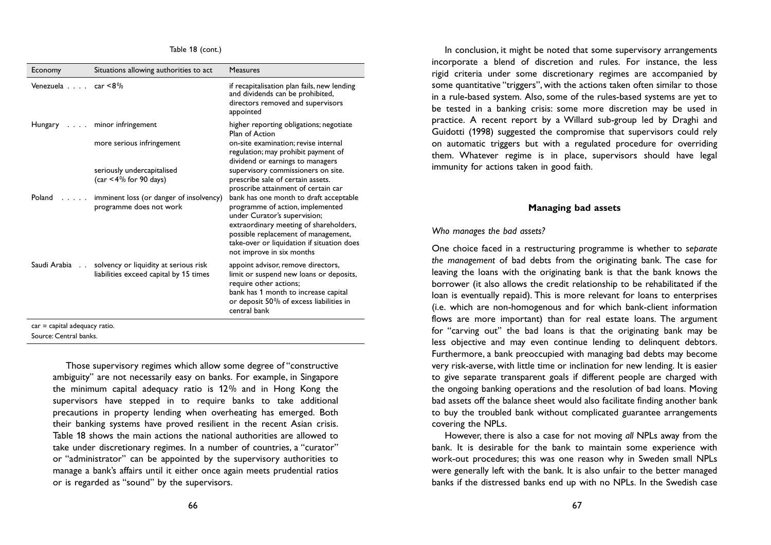Table 18 (cont.)

| Economy | Situations allowing authorities to act | Measures |
|---|---|---|
| Venezuela . . . . | car <8% | if recapitalisation plan fails, new lending and dividends can be prohibited, directors removed and supervisors appointed |
| Hungary . . . . | minor infringement | higher reporting obligations; negotiate Plan of Action |
| | more serious infringement | on-site examination; revise internal regulation; may prohibit payment of dividend or earnings to managers |
| | seriously undercapitalised (car <4% for 90 days) | supervisory commissioners on site. prescribe sale of certain assets. proscribe attainment of certain car |
| Poland . . . . . | imminent loss (or danger of insolvency) programme does not work | bank has one month to draft acceptable programme of action, implemented under Curator's supervision; extraordinary meeting of shareholders, possible replacement of management, take-over or liquidation if situation does not improve in six months |
| Saudi Arabia . . | solvency or liquidity at serious risk liabilities exceed capital by 15 times | appoint advisor, remove directors, limit or suspend new loans or deposits, require other actions; bank has 1 month to increase capital or deposit 50% of excess liabilities in central bank |

car = capital adequacy ratio.
Source: Central banks.

Those supervisory regimes which allow some degree of "constructive ambiguity" are not necessarily easy on banks. For example, in Singapore the minimum capital adequacy ratio is 12% and in Hong Kong the supervisors have stepped in to require banks to take additional precautions in property lending when overheating has emerged. Both their banking systems have proved resilient in the recent Asian crisis. Table 18 shows the main actions the national authorities are allowed to take under discretionary regimes. In a number of countries, a "curator" or "administrator" can be appointed by the supervisory authorities to manage a bank's affairs until it either once again meets prudential ratios or is regarded as "sound" by the supervisors.

In conclusion, it might be noted that some supervisory arrangements incorporate a blend of discretion and rules. For instance, the less rigid criteria under some discretionary regimes are accompanied by some quantitative "triggers", with the actions taken often similar to those in a rule-based system. Also, some of the rules-based systems are yet to be tested in a banking crisis: some more discretion may be used in practice. A recent report by a Willard sub-group led by Draghi and Guidotti (1998) suggested the compromise that supervisors could rely on automatic triggers but with a regulated procedure for overriding them. Whatever regime is in place, supervisors should have legal immunity for actions taken in good faith.

## Managing bad assets

*Who manages the bad assets?*

One choice faced in a restructuring programme is whether to *separate the management* of bad debts from the originating bank. The case for leaving the loans with the originating bank is that the bank knows the borrower (it also allows the credit relationship to be rehabilitated if the loan is eventually repaid). This is more relevant for loans to enterprises (i.e. which are non-homogenous and for which bank-client information flows are more important) than for real estate loans. The argument for "carving out" the bad loans is that the originating bank may be less objective and may even continue lending to delinquent debtors. Furthermore, a bank preoccupied with managing bad debts may become very risk-averse, with little time or inclination for new lending. It is easier to give separate transparent goals if different people are charged with the ongoing banking operations and the resolution of bad loans. Moving bad assets off the balance sheet would also facilitate finding another bank to buy the troubled bank without complicated guarantee arrangements covering the NPLs.

However, there is also a case for not moving *all* NPLs away from the bank. It is desirable for the bank to maintain some experience with work-out procedures; this was one reason why in Sweden small NPLs were generally left with the bank. It is also unfair to the better managed banks if the distressed banks end up with no NPLs. In the Swedish case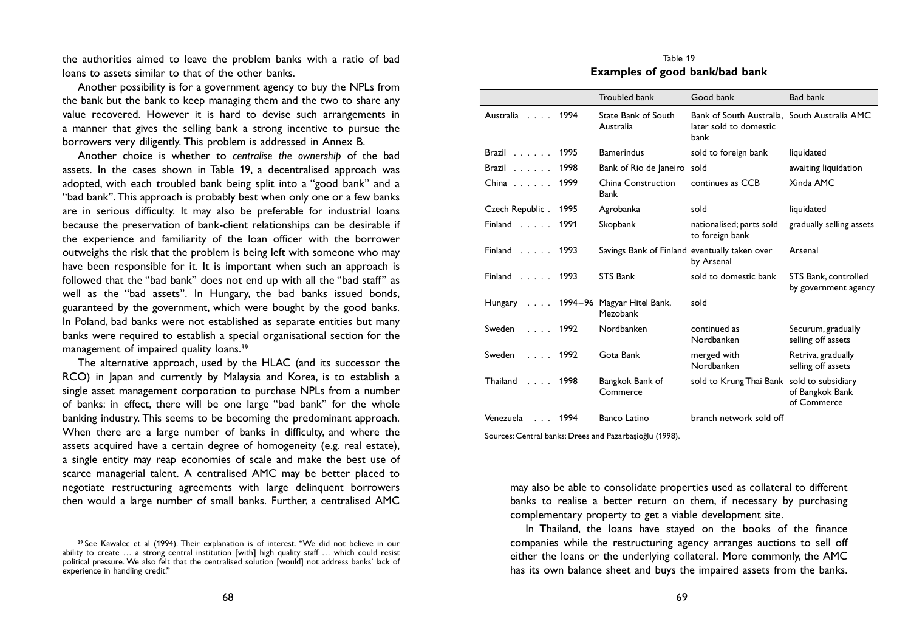the authorities aimed to leave the problem banks with a ratio of bad loans to assets similar to that of the other banks.

Another possibility is for a government agency to buy the NPLs from the bank but the bank to keep managing them and the two to share any value recovered. However it is hard to devise such arrangements in a manner that gives the selling bank a strong incentive to pursue the borrowers very diligently. This problem is addressed in Annex B.

Another choice is whether to *centralise the ownership* of the bad assets. In the cases shown in Table 19, a decentralised approach was adopted, with each troubled bank being split into a "good bank" and a "bad bank". This approach is probably best when only one or a few banks are in serious difficulty. It may also be preferable for industrial loans because the preservation of bank-client relationships can be desirable if the experience and familiarity of the loan officer with the borrower outweighs the risk that the problem is being left with someone who may have been responsible for it. It is important when such an approach is followed that the "bad bank" does not end up with all the "bad staff" as well as the "bad assets". In Hungary, the bad banks issued bonds, guaranteed by the government, which were bought by the good banks. In Poland, bad banks were not established as separate entities but many banks were required to establish a special organisational section for the management of impaired quality loans.[39]

The alternative approach, used by the HLAC (and its successor the RCO) in Japan and currently by Malaysia and Korea, is to establish a single asset management corporation to purchase NPLs from a number of banks: in effect, there will be one large "bad bank" for the whole banking industry. This seems to be becoming the predominant approach. When there are a large number of banks in difficulty, and where the assets acquired have a certain degree of homogeneity (e.g. real estate), a single entity may reap economies of scale and make the best use of scarce managerial talent. A centralised AMC may be better placed to negotiate restructuring agreements with large delinquent borrowers then would a large number of small banks. Further, a centralised AMC may also be able to consolidate properties used as collateral to different banks to realise a better return on them, if necessary by purchasing complementary property to get a viable development site.

In Thailand, the loans have stayed on the books of the finance companies while the restructuring agency arranges auctions to sell off either the loans or the underlying collateral. More commonly, the AMC has its own balance sheet and buys the impaired assets from the banks.

[39] See Kawalec et al (1994). Their explanation is of interest. "We did not believe in our ability to create … a strong central institution [with] high quality staff … which could resist political pressure. We also felt that the centralised solution [would] not address banks' lack of experience in handling credit."

Table 19

**Examples of good bank/bad bank**

| | | Troubled bank | Good bank | Bad bank |
|---|---|---|---|---|
| Australia | 1994 | State Bank of South Australia | Bank of South Australia, later sold to domestic bank | South Australia AMC |
| Brazil | 1995 | Bamerindus | sold to foreign bank | liquidated |
| Brazil | 1998 | Bank of Rio de Janeiro | sold | awaiting liquidation |
| China | 1999 | China Construction Bank | continues as CCB | Xinda AMC |
| Czech Republic | 1995 | Agrobanka | sold | liquidated |
| Finland | 1991 | Skopbank | nationalised; parts sold to foreign bank | gradually selling assets |
| Finland | 1993 | Savings Bank of Finland | eventually taken over by Arsenal | Arsenal |
| Finland | 1993 | STS Bank | sold to domestic bank | STS Bank, controlled by government agency |
| Hungary | 1994–96 | Magyar Hitel Bank, Mezobank | sold | |
| Sweden | 1992 | Nordbanken | continued as Nordbanken | Securum, gradually selling off assets |
| Sweden | 1992 | Gota Bank | merged with Nordbanken | Retriva, gradually selling off assets |
| Thailand | 1998 | Bangkok Bank of Commerce | sold to Krung Thai Bank | sold to subsidiary of Bangkok Bank of Commerce |
| Venezuela | 1994 | Banco Latino | branch network sold off | |

Sources: Central banks; Drees and Pazarbaşioğlu (1998).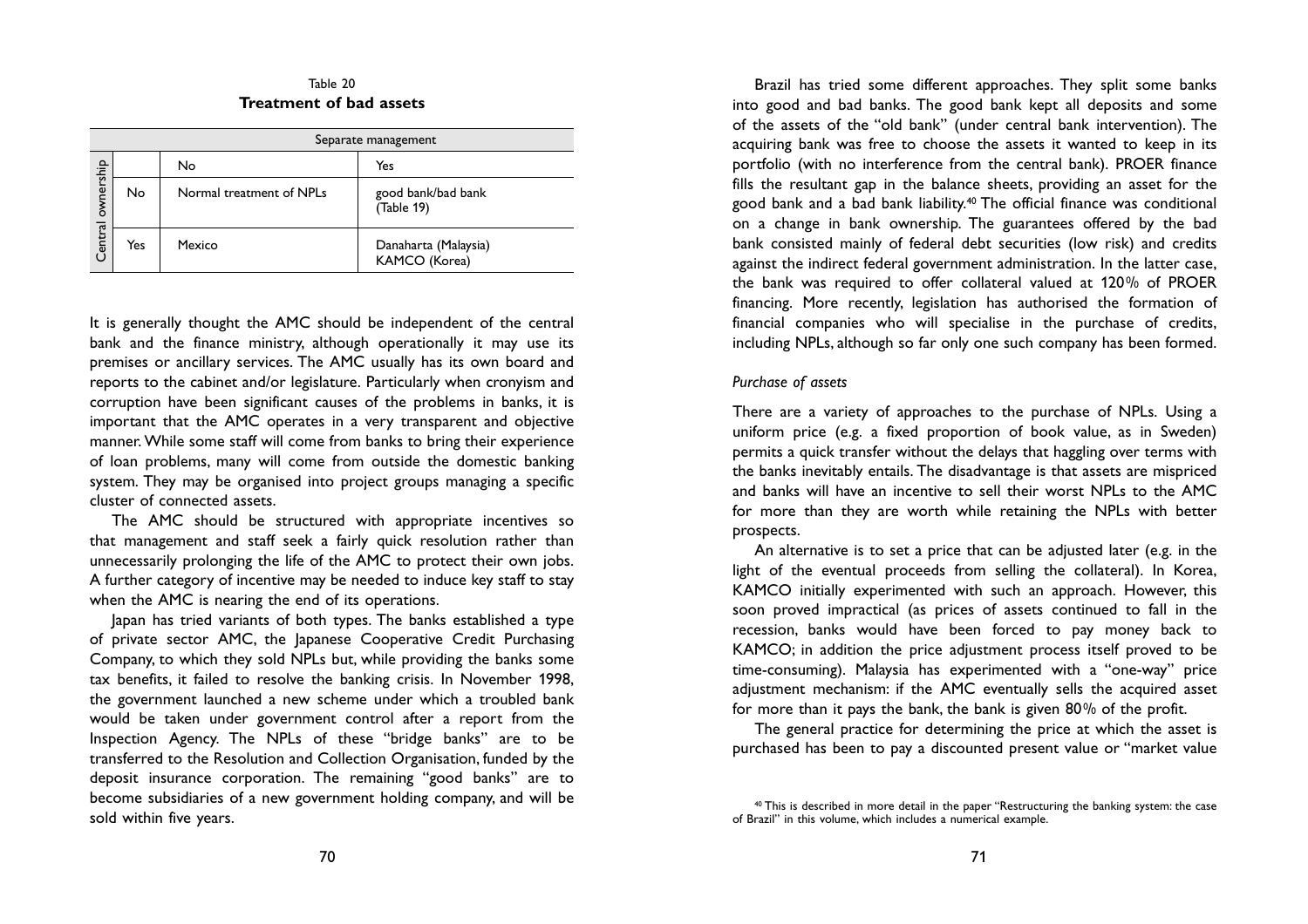Table 20
**Treatment of bad assets**

| | | Separate management | |
|---|---|---|---|
| | | No | Yes |
| Central ownership | No | Normal treatment of NPLs | good bank/bad bank (Table 19) |
| | Yes | Mexico | Danaharta (Malaysia) KAMCO (Korea) |

It is generally thought the AMC should be independent of the central bank and the finance ministry, although operationally it may use its premises or ancillary services. The AMC usually has its own board and reports to the cabinet and/or legislature. Particularly when cronyism and corruption have been significant causes of the problems in banks, it is important that the AMC operates in a very transparent and objective manner. While some staff will come from banks to bring their experience of loan problems, many will come from outside the domestic banking system. They may be organised into project groups managing a specific cluster of connected assets.

The AMC should be structured with appropriate incentives so that management and staff seek a fairly quick resolution rather than unnecessarily prolonging the life of the AMC to protect their own jobs. A further category of incentive may be needed to induce key staff to stay when the AMC is nearing the end of its operations.

Japan has tried variants of both types. The banks established a type of private sector AMC, the Japanese Cooperative Credit Purchasing Company, to which they sold NPLs but, while providing the banks some tax benefits, it failed to resolve the banking crisis. In November 1998, the government launched a new scheme under which a troubled bank would be taken under government control after a report from the Inspection Agency. The NPLs of these "bridge banks" are to be transferred to the Resolution and Collection Organisation, funded by the deposit insurance corporation. The remaining "good banks" are to become subsidiaries of a new government holding company, and will be sold within five years.

Brazil has tried some different approaches. They split some banks into good and bad banks. The good bank kept all deposits and some of the assets of the "old bank" (under central bank intervention). The acquiring bank was free to choose the assets it wanted to keep in its portfolio (with no interference from the central bank). PROER finance fills the resultant gap in the balance sheets, providing an asset for the good bank and a bad bank liability.[40] The official finance was conditional on a change in bank ownership. The guarantees offered by the bad bank consisted mainly of federal debt securities (low risk) and credits against the indirect federal government administration. In the latter case, the bank was required to offer collateral valued at 120% of PROER financing. More recently, legislation has authorised the formation of financial companies who will specialise in the purchase of credits, including NPLs, although so far only one such company has been formed.

*Purchase of assets*

There are a variety of approaches to the purchase of NPLs. Using a uniform price (e.g. a fixed proportion of book value, as in Sweden) permits a quick transfer without the delays that haggling over terms with the banks inevitably entails. The disadvantage is that assets are mispriced and banks will have an incentive to sell their worst NPLs to the AMC for more than they are worth while retaining the NPLs with better prospects.

An alternative is to set a price that can be adjusted later (e.g. in the light of the eventual proceeds from selling the collateral). In Korea, KAMCO initially experimented with such an approach. However, this soon proved impractical (as prices of assets continued to fall in the recession, banks would have been forced to pay money back to KAMCO; in addition the price adjustment process itself proved to be time-consuming). Malaysia has experimented with a "one-way" price adjustment mechanism: if the AMC eventually sells the acquired asset for more than it pays the bank, the bank is given 80% of the profit.

The general practice for determining the price at which the asset is purchased has been to pay a discounted present value or "market value

[40] This is described in more detail in the paper "Restructuring the banking system: the case of Brazil" in this volume, which includes a numerical example.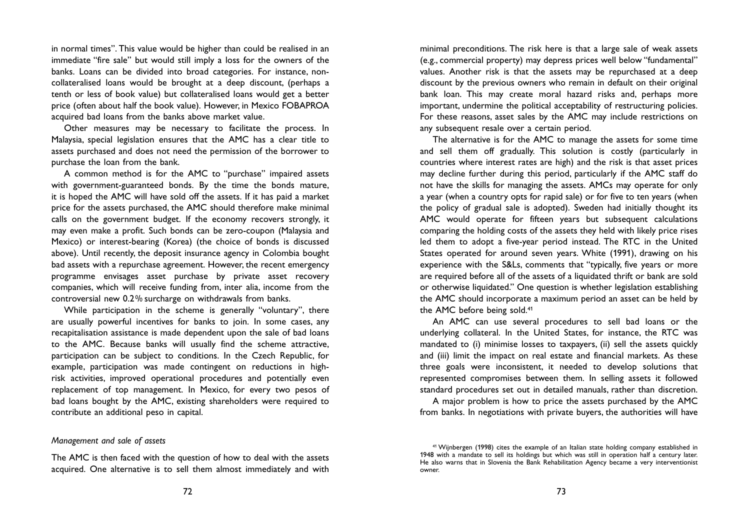in normal times". This value would be higher than could be realised in an immediate "fire sale" but would still imply a loss for the owners of the banks. Loans can be divided into broad categories. For instance, non-collateralised loans would be brought at a deep discount, (perhaps a tenth or less of book value) but collateralised loans would get a better price (often about half the book value). However, in Mexico FOBAPROA acquired bad loans from the banks above market value.

Other measures may be necessary to facilitate the process. In Malaysia, special legislation ensures that the AMC has a clear title to assets purchased and does not need the permission of the borrower to purchase the loan from the bank.

A common method is for the AMC to "purchase" impaired assets with government-guaranteed bonds. By the time the bonds mature, it is hoped the AMC will have sold off the assets. If it has paid a market price for the assets purchased, the AMC should therefore make minimal calls on the government budget. If the economy recovers strongly, it may even make a profit. Such bonds can be zero-coupon (Malaysia and Mexico) or interest-bearing (Korea) (the choice of bonds is discussed above). Until recently, the deposit insurance agency in Colombia bought bad assets with a repurchase agreement. However, the recent emergency programme envisages asset purchase by private asset recovery companies, which will receive funding from, inter alia, income from the controversial new 0.2% surcharge on withdrawals from banks.

While participation in the scheme is generally "voluntary", there are usually powerful incentives for banks to join. In some cases, any recapitalisation assistance is made dependent upon the sale of bad loans to the AMC. Because banks will usually find the scheme attractive, participation can be subject to conditions. In the Czech Republic, for example, participation was made contingent on reductions in high-risk activities, improved operational procedures and potentially even replacement of top management. In Mexico, for every two pesos of bad loans bought by the AMC, existing shareholders were required to contribute an additional peso in capital.

*Management and sale of assets*

The AMC is then faced with the question of how to deal with the assets acquired. One alternative is to sell them almost immediately and with minimal preconditions. The risk here is that a large sale of weak assets (e.g., commercial property) may depress prices well below "fundamental" values. Another risk is that the assets may be repurchased at a deep discount by the previous owners who remain in default on their original bank loan. This may create moral hazard risks and, perhaps more important, undermine the political acceptability of restructuring policies. For these reasons, asset sales by the AMC may include restrictions on any subsequent resale over a certain period.

The alternative is for the AMC to manage the assets for some time and sell them off gradually. This solution is costly (particularly in countries where interest rates are high) and the risk is that asset prices may decline further during this period, particularly if the AMC staff do not have the skills for managing the assets. AMCs may operate for only a year (when a country opts for rapid sale) or for five to ten years (when the policy of gradual sale is adopted). Sweden had initially thought its AMC would operate for fifteen years but subsequent calculations comparing the holding costs of the assets they held with likely price rises led them to adopt a five-year period instead. The RTC in the United States operated for around seven years. White (1991), drawing on his experience with the S&Ls, comments that "typically, five years or more are required before all of the assets of a liquidated thrift or bank are sold or otherwise liquidated." One question is whether legislation establishing the AMC should incorporate a maximum period an asset can be held by the AMC before being sold.[41]

An AMC can use several procedures to sell bad loans or the underlying collateral. In the United States, for instance, the RTC was mandated to (i) minimise losses to taxpayers, (ii) sell the assets quickly and (iii) limit the impact on real estate and financial markets. As these three goals were inconsistent, it needed to develop solutions that represented compromises between them. In selling assets it followed standard procedures set out in detailed manuals, rather than discretion.

A major problem is how to price the assets purchased by the AMC from banks. In negotiations with private buyers, the authorities will have

[41] Wijnbergen (1998) cites the example of an Italian state holding company established in 1948 with a mandate to sell its holdings but which was still in operation half a century later. He also warns that in Slovenia the Bank Rehabilitation Agency became a very interventionist owner.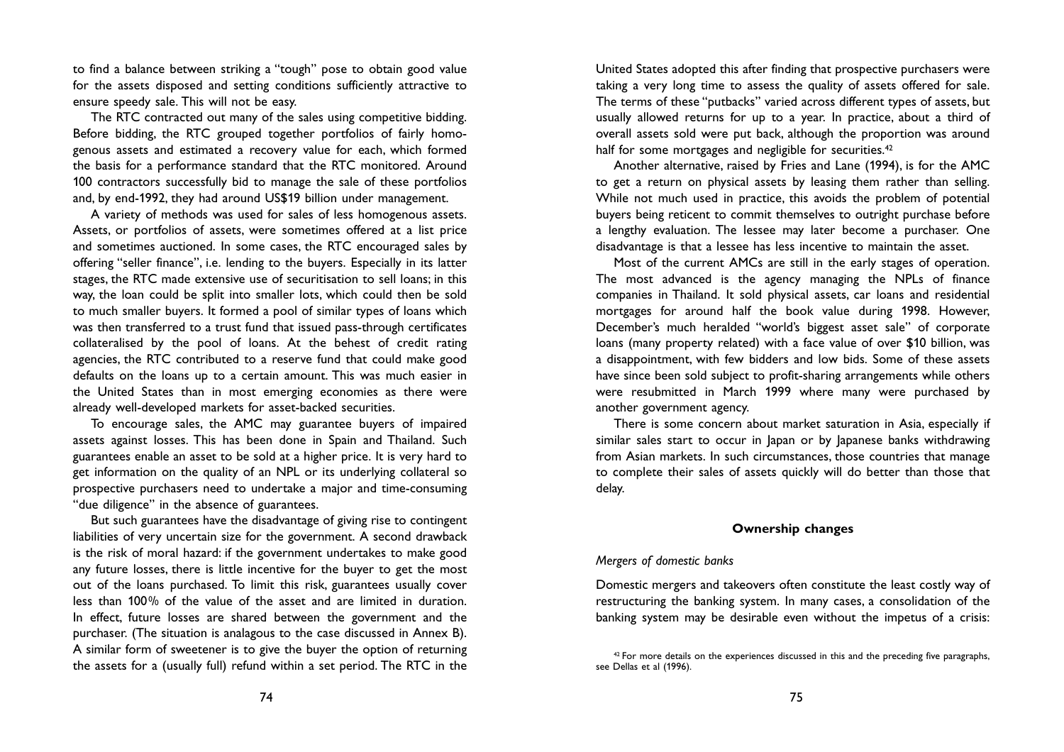to find a balance between striking a "tough" pose to obtain good value for the assets disposed and setting conditions sufficiently attractive to ensure speedy sale. This will not be easy.

The RTC contracted out many of the sales using competitive bidding. Before bidding, the RTC grouped together portfolios of fairly homogenous assets and estimated a recovery value for each, which formed the basis for a performance standard that the RTC monitored. Around 100 contractors successfully bid to manage the sale of these portfolios and, by end-1992, they had around US$19 billion under management.

A variety of methods was used for sales of less homogenous assets. Assets, or portfolios of assets, were sometimes offered at a list price and sometimes auctioned. In some cases, the RTC encouraged sales by offering "seller finance", i.e. lending to the buyers. Especially in its latter stages, the RTC made extensive use of securitisation to sell loans; in this way, the loan could be split into smaller lots, which could then be sold to much smaller buyers. It formed a pool of similar types of loans which was then transferred to a trust fund that issued pass-through certificates collateralised by the pool of loans. At the behest of credit rating agencies, the RTC contributed to a reserve fund that could make good defaults on the loans up to a certain amount. This was much easier in the United States than in most emerging economies as there were already well-developed markets for asset-backed securities.

To encourage sales, the AMC may guarantee buyers of impaired assets against losses. This has been done in Spain and Thailand. Such guarantees enable an asset to be sold at a higher price. It is very hard to get information on the quality of an NPL or its underlying collateral so prospective purchasers need to undertake a major and time-consuming "due diligence" in the absence of guarantees.

But such guarantees have the disadvantage of giving rise to contingent liabilities of very uncertain size for the government. A second drawback is the risk of moral hazard: if the government undertakes to make good any future losses, there is little incentive for the buyer to get the most out of the loans purchased. To limit this risk, guarantees usually cover less than 100% of the value of the asset and are limited in duration. In effect, future losses are shared between the government and the purchaser. (The situation is analagous to the case discussed in Annex B). A similar form of sweetener is to give the buyer the option of returning the assets for a (usually full) refund within a set period. The RTC in the United States adopted this after finding that prospective purchasers were taking a very long time to assess the quality of assets offered for sale. The terms of these "putbacks" varied across different types of assets, but usually allowed returns for up to a year. In practice, about a third of overall assets sold were put back, although the proportion was around half for some mortgages and negligible for securities.[42]

Another alternative, raised by Fries and Lane (1994), is for the AMC to get a return on physical assets by leasing them rather than selling. While not much used in practice, this avoids the problem of potential buyers being reticent to commit themselves to outright purchase before a lengthy evaluation. The lessee may later become a purchaser. One disadvantage is that a lessee has less incentive to maintain the asset.

Most of the current AMCs are still in the early stages of operation. The most advanced is the agency managing the NPLs of finance companies in Thailand. It sold physical assets, car loans and residential mortgages for around half the book value during 1998. However, December's much heralded "world's biggest asset sale" of corporate loans (many property related) with a face value of over $10 billion, was a disappointment, with few bidders and low bids. Some of these assets have since been sold subject to profit-sharing arrangements while others were resubmitted in March 1999 where many were purchased by another government agency.

There is some concern about market saturation in Asia, especially if similar sales start to occur in Japan or by Japanese banks withdrawing from Asian markets. In such circumstances, those countries that manage to complete their sales of assets quickly will do better than those that delay.

## Ownership changes

*Mergers of domestic banks*

Domestic mergers and takeovers often constitute the least costly way of restructuring the banking system. In many cases, a consolidation of the banking system may be desirable even without the impetus of a crisis:

[42] For more details on the experiences discussed in this and the preceding five paragraphs, see Dellas et al (1996).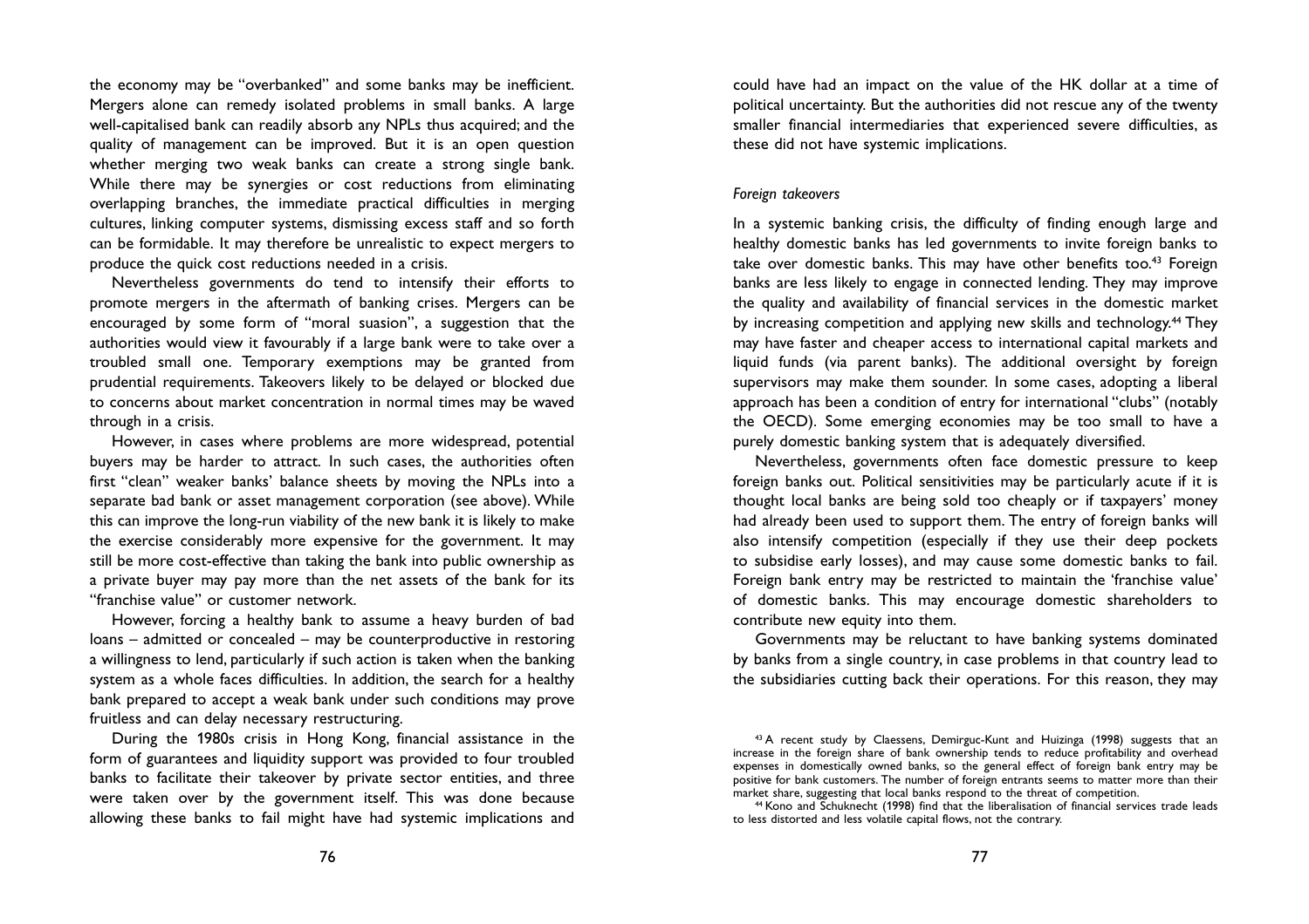the economy may be "overbanked" and some banks may be inefficient. Mergers alone can remedy isolated problems in small banks. A large well-capitalised bank can readily absorb any NPLs thus acquired; and the quality of management can be improved. But it is an open question whether merging two weak banks can create a strong single bank. While there may be synergies or cost reductions from eliminating overlapping branches, the immediate practical difficulties in merging cultures, linking computer systems, dismissing excess staff and so forth can be formidable. It may therefore be unrealistic to expect mergers to produce the quick cost reductions needed in a crisis.

Nevertheless governments do tend to intensify their efforts to promote mergers in the aftermath of banking crises. Mergers can be encouraged by some form of "moral suasion", a suggestion that the authorities would view it favourably if a large bank were to take over a troubled small one. Temporary exemptions may be granted from prudential requirements. Takeovers likely to be delayed or blocked due to concerns about market concentration in normal times may be waved through in a crisis.

However, in cases where problems are more widespread, potential buyers may be harder to attract. In such cases, the authorities often first "clean" weaker banks' balance sheets by moving the NPLs into a separate bad bank or asset management corporation (see above). While this can improve the long-run viability of the new bank it is likely to make the exercise considerably more expensive for the government. It may still be more cost-effective than taking the bank into public ownership as a private buyer may pay more than the net assets of the bank for its "franchise value" or customer network.

However, forcing a healthy bank to assume a heavy burden of bad loans – admitted or concealed – may be counterproductive in restoring a willingness to lend, particularly if such action is taken when the banking system as a whole faces difficulties. In addition, the search for a healthy bank prepared to accept a weak bank under such conditions may prove fruitless and can delay necessary restructuring.

During the 1980s crisis in Hong Kong, financial assistance in the form of guarantees and liquidity support was provided to four troubled banks to facilitate their takeover by private sector entities, and three were taken over by the government itself. This was done because allowing these banks to fail might have had systemic implications and could have had an impact on the value of the HK dollar at a time of political uncertainty. But the authorities did not rescue any of the twenty smaller financial intermediaries that experienced severe difficulties, as these did not have systemic implications.

*Foreign takeovers*

In a systemic banking crisis, the difficulty of finding enough large and healthy domestic banks has led governments to invite foreign banks to take over domestic banks. This may have other benefits too.[43] Foreign banks are less likely to engage in connected lending. They may improve the quality and availability of financial services in the domestic market by increasing competition and applying new skills and technology.[44] They may have faster and cheaper access to international capital markets and liquid funds (via parent banks). The additional oversight by foreign supervisors may make them sounder. In some cases, adopting a liberal approach has been a condition of entry for international "clubs" (notably the OECD). Some emerging economies may be too small to have a purely domestic banking system that is adequately diversified.

Nevertheless, governments often face domestic pressure to keep foreign banks out. Political sensitivities may be particularly acute if it is thought local banks are being sold too cheaply or if taxpayers' money had already been used to support them. The entry of foreign banks will also intensify competition (especially if they use their deep pockets to subsidise early losses), and may cause some domestic banks to fail. Foreign bank entry may be restricted to maintain the 'franchise value' of domestic banks. This may encourage domestic shareholders to contribute new equity into them.

Governments may be reluctant to have banking systems dominated by banks from a single country, in case problems in that country lead to the subsidiaries cutting back their operations. For this reason, they may

[43] A recent study by Claessens, Demirguc-Kunt and Huizinga (1998) suggests that an increase in the foreign share of bank ownership tends to reduce profitability and overhead expenses in domestically owned banks, so the general effect of foreign bank entry may be positive for bank customers. The number of foreign entrants seems to matter more than their market share, suggesting that local banks respond to the threat of competition.

[44] Kono and Schuknecht (1998) find that the liberalisation of financial services trade leads to less distorted and less volatile capital flows, not the contrary.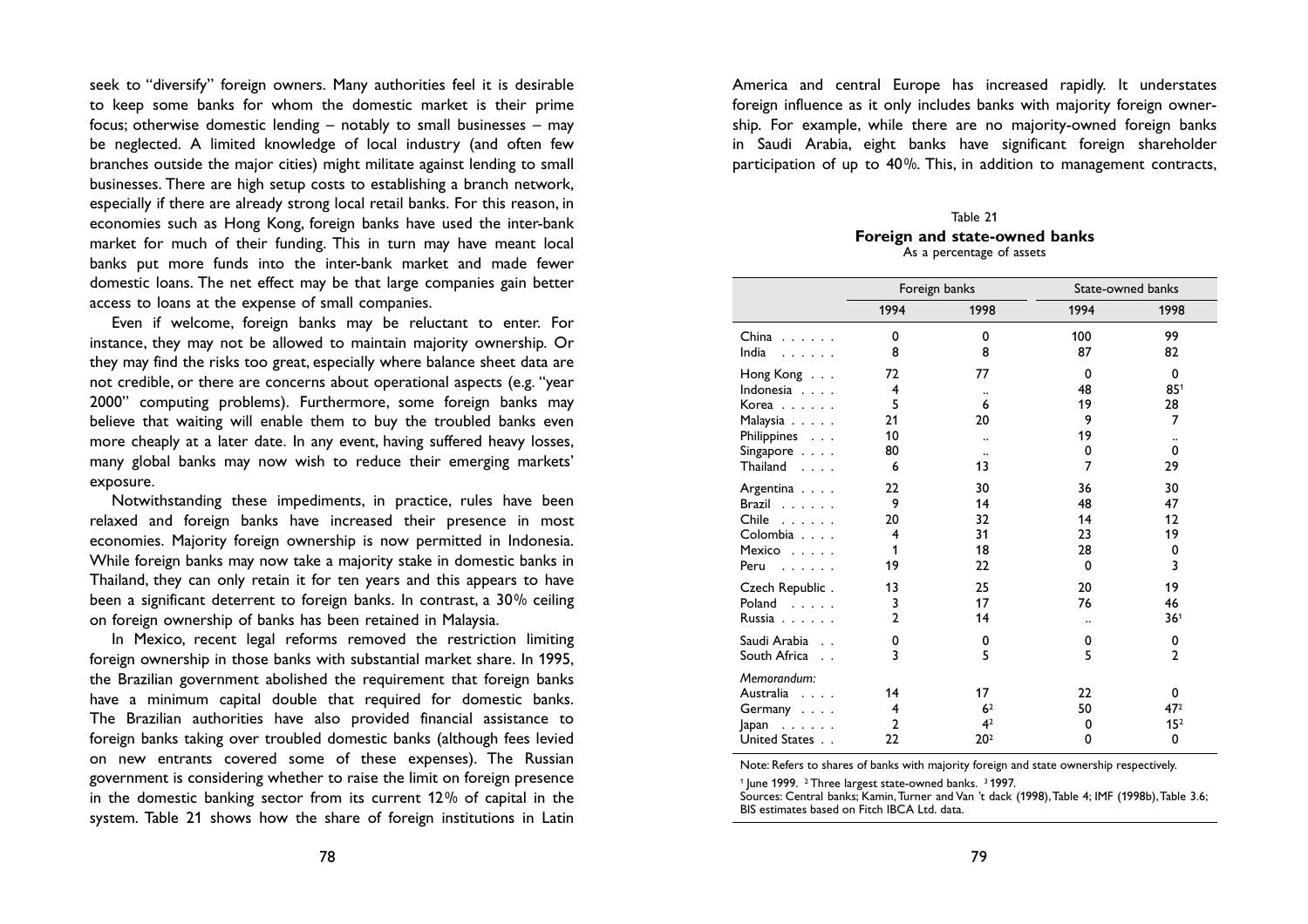seek to "diversify" foreign owners. Many authorities feel it is desirable to keep some banks for whom the domestic market is their prime focus; otherwise domestic lending – notably to small businesses – may be neglected. A limited knowledge of local industry (and often few branches outside the major cities) might militate against lending to small businesses. There are high setup costs to establishing a branch network, especially if there are already strong local retail banks. For this reason, in economies such as Hong Kong, foreign banks have used the inter-bank market for much of their funding. This in turn may have meant local banks put more funds into the inter-bank market and made fewer domestic loans. The net effect may be that large companies gain better access to loans at the expense of small companies.

Even if welcome, foreign banks may be reluctant to enter. For instance, they may not be allowed to maintain majority ownership. Or they may find the risks too great, especially where balance sheet data are not credible, or there are concerns about operational aspects (e.g. "year 2000" computing problems). Furthermore, some foreign banks may believe that waiting will enable them to buy the troubled banks even more cheaply at a later date. In any event, having suffered heavy losses, many global banks may now wish to reduce their emerging markets' exposure.

Notwithstanding these impediments, in practice, rules have been relaxed and foreign banks have increased their presence in most economies. Majority foreign ownership is now permitted in Indonesia. While foreign banks may now take a majority stake in domestic banks in Thailand, they can only retain it for ten years and this appears to have been a significant deterrent to foreign banks. In contrast, a 30% ceiling on foreign ownership of banks has been retained in Malaysia.

In Mexico, recent legal reforms removed the restriction limiting foreign ownership in those banks with substantial market share. In 1995, the Brazilian government abolished the requirement that foreign banks have a minimum capital double that required for domestic banks. The Brazilian authorities have also provided financial assistance to foreign banks taking over troubled domestic banks (although fees levied on new entrants covered some of these expenses). The Russian government is considering whether to raise the limit on foreign presence in the domestic banking sector from its current 12% of capital in the system. Table 21 shows how the share of foreign institutions in Latin America and central Europe has increased rapidly. It understates foreign influence as it only includes banks with majority foreign ownership. For example, while there are no majority-owned foreign banks in Saudi Arabia, eight banks have significant foreign shareholder participation of up to 40%. This, in addition to management contracts,

Table 21

**Foreign and state-owned banks**

As a percentage of assets

| | Foreign banks | | State-owned banks | |
|---|---|---|---|---|
| | 1994 | 1998 | 1994 | 1998 |
| China | 0 | 0 | 100 | 99 |
| India | 8 | 8 | 87 | 82 |
| Hong Kong | 72 | 77 | 0 | 0 |
| Indonesia | 4 | .. | 48 | 85[1] |
| Korea | 5 | 6 | 19 | 28 |
| Malaysia | 21 | 20 | 9 | 7 |
| Philippines | 10 | .. | 19 | .. |
| Singapore | 80 | .. | 0 | 0 |
| Thailand | 6 | 13 | 7 | 29 |
| Argentina | 22 | 30 | 36 | 30 |
| Brazil | 9 | 14 | 48 | 47 |
| Chile | 20 | 32 | 14 | 12 |
| Colombia | 4 | 31 | 23 | 19 |
| Mexico | 1 | 18 | 28 | 0 |
| Peru | 19 | 22 | 0 | 3 |
| Czech Republic | 13 | 25 | 20 | 19 |
| Poland | 3 | 17 | 76 | 46 |
| Russia | 2 | 14 | .. | 36[1] |
| Saudi Arabia | 0 | 0 | 0 | 0 |
| South Africa | 3 | 5 | 5 | 2 |
| *Memorandum:* | | | | |
| Australia | 14 | 17 | 22 | 0 |
| Germany | 4 | 6[2] | 50 | 47[2] |
| Japan | 2 | 4[2] | 0 | 15[2] |
| United States | 22 | 20[2] | 0 | 0 |

Note: Refers to shares of banks with majority foreign and state ownership respectively.

[1] June 1999. [2] Three largest state-owned banks. [3] 1997.

Sources: Central banks; Kamin, Turner and Van 't dack (1998), Table 4; IMF (1998b), Table 3.6; BIS estimates based on Fitch IBCA Ltd. data.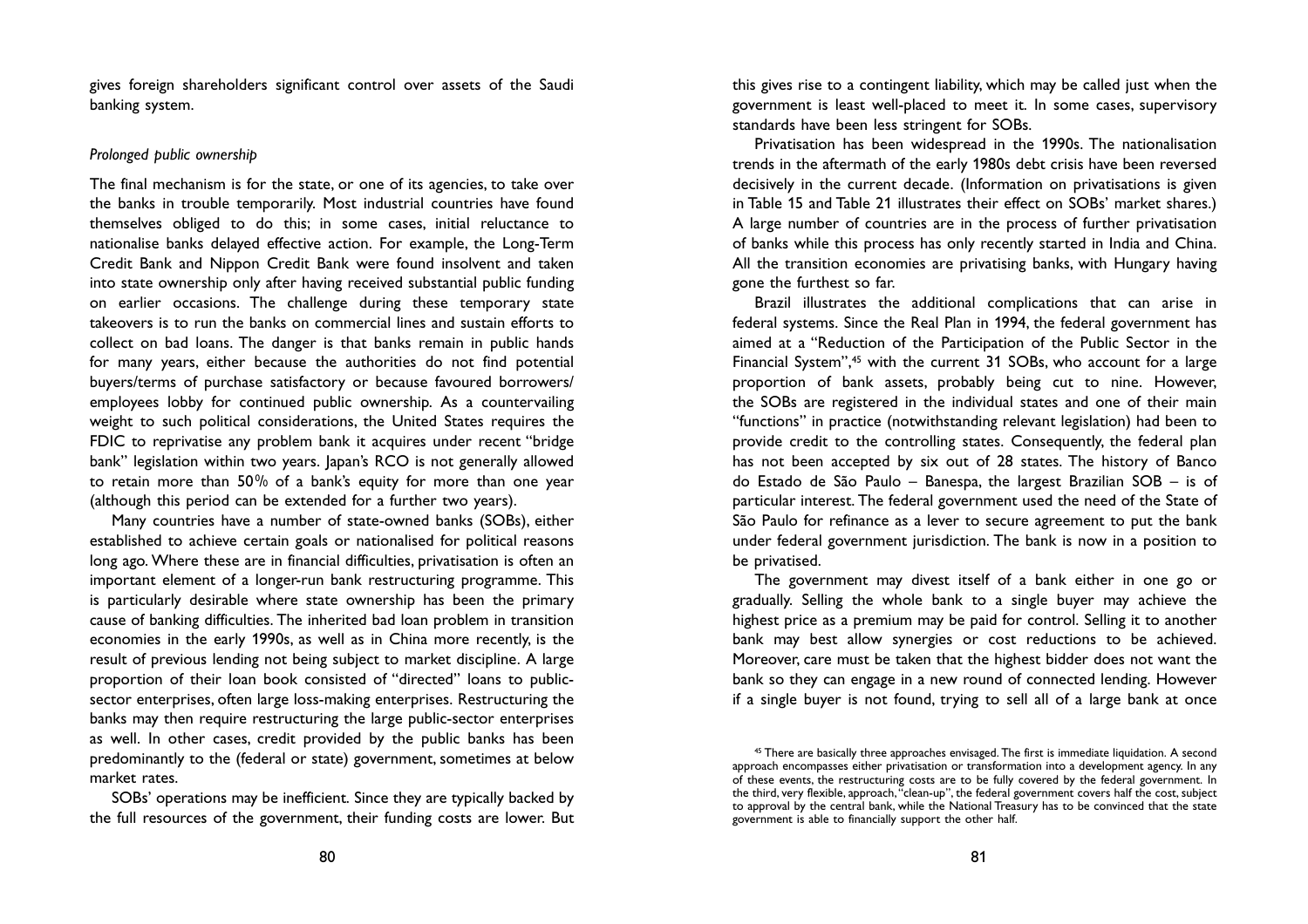gives foreign shareholders significant control over assets of the Saudi banking system.

*Prolonged public ownership*

The final mechanism is for the state, or one of its agencies, to take over the banks in trouble temporarily. Most industrial countries have found themselves obliged to do this; in some cases, initial reluctance to nationalise banks delayed effective action. For example, the Long-Term Credit Bank and Nippon Credit Bank were found insolvent and taken into state ownership only after having received substantial public funding on earlier occasions. The challenge during these temporary state takeovers is to run the banks on commercial lines and sustain efforts to collect on bad loans. The danger is that banks remain in public hands for many years, either because the authorities do not find potential buyers/terms of purchase satisfactory or because favoured borrowers/employees lobby for continued public ownership. As a countervailing weight to such political considerations, the United States requires the FDIC to reprivatise any problem bank it acquires under recent "bridge bank" legislation within two years. Japan's RCO is not generally allowed to retain more than 50% of a bank's equity for more than one year (although this period can be extended for a further two years).

Many countries have a number of state-owned banks (SOBs), either established to achieve certain goals or nationalised for political reasons long ago. Where these are in financial difficulties, privatisation is often an important element of a longer-run bank restructuring programme. This is particularly desirable where state ownership has been the primary cause of banking difficulties. The inherited bad loan problem in transition economies in the early 1990s, as well as in China more recently, is the result of previous lending not being subject to market discipline. A large proportion of their loan book consisted of "directed" loans to public-sector enterprises, often large loss-making enterprises. Restructuring the banks may then require restructuring the large public-sector enterprises as well. In other cases, credit provided by the public banks has been predominantly to the (federal or state) government, sometimes at below market rates.

SOBs' operations may be inefficient. Since they are typically backed by the full resources of the government, their funding costs are lower. But this gives rise to a contingent liability, which may be called just when the government is least well-placed to meet it. In some cases, supervisory standards have been less stringent for SOBs.

Privatisation has been widespread in the 1990s. The nationalisation trends in the aftermath of the early 1980s debt crisis have been reversed decisively in the current decade. (Information on privatisations is given in Table 15 and Table 21 illustrates their effect on SOBs' market shares.) A large number of countries are in the process of further privatisation of banks while this process has only recently started in India and China. All the transition economies are privatising banks, with Hungary having gone the furthest so far.

Brazil illustrates the additional complications that can arise in federal systems. Since the Real Plan in 1994, the federal government has aimed at a "Reduction of the Participation of the Public Sector in the Financial System",[45] with the current 31 SOBs, who account for a large proportion of bank assets, probably being cut to nine. However, the SOBs are registered in the individual states and one of their main "functions" in practice (notwithstanding relevant legislation) had been to provide credit to the controlling states. Consequently, the federal plan has not been accepted by six out of 28 states. The history of Banco do Estado de São Paulo – Banespa, the largest Brazilian SOB – is of particular interest. The federal government used the need of the State of São Paulo for refinance as a lever to secure agreement to put the bank under federal government jurisdiction. The bank is now in a position to be privatised.

The government may divest itself of a bank either in one go or gradually. Selling the whole bank to a single buyer may achieve the highest price as a premium may be paid for control. Selling it to another bank may best allow synergies or cost reductions to be achieved. Moreover, care must be taken that the highest bidder does not want the bank so they can engage in a new round of connected lending. However if a single buyer is not found, trying to sell all of a large bank at once

[45] There are basically three approaches envisaged. The first is immediate liquidation. A second approach encompasses either privatisation or transformation into a development agency. In any of these events, the restructuring costs are to be fully covered by the federal government. In the third, very flexible, approach, "clean-up", the federal government covers half the cost, subject to approval by the central bank, while the National Treasury has to be convinced that the state government is able to financially support the other half.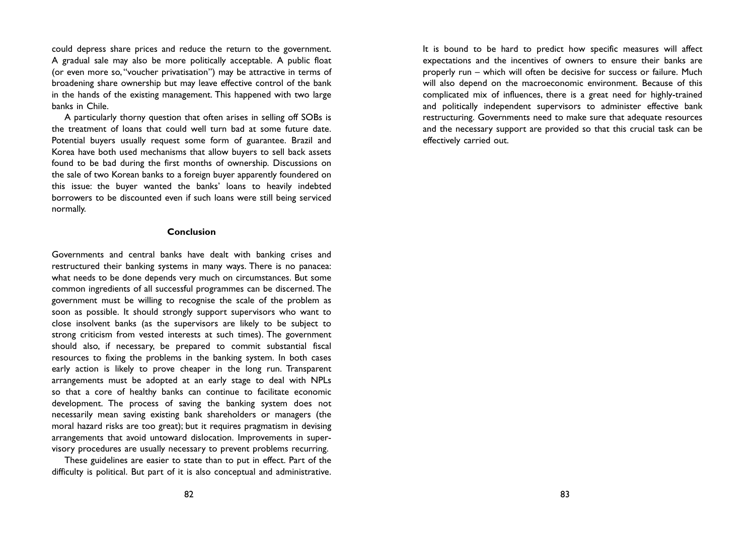could depress share prices and reduce the return to the government. A gradual sale may also be more politically acceptable. A public float (or even more so, "voucher privatisation") may be attractive in terms of broadening share ownership but may leave effective control of the bank in the hands of the existing management. This happened with two large banks in Chile.

A particularly thorny question that often arises in selling off SOBs is the treatment of loans that could well turn bad at some future date. Potential buyers usually request some form of guarantee. Brazil and Korea have both used mechanisms that allow buyers to sell back assets found to be bad during the first months of ownership. Discussions on the sale of two Korean banks to a foreign buyer apparently foundered on this issue: the buyer wanted the banks' loans to heavily indebted borrowers to be discounted even if such loans were still being serviced normally.

## Conclusion

Governments and central banks have dealt with banking crises and restructured their banking systems in many ways. There is no panacea: what needs to be done depends very much on circumstances. But some common ingredients of all successful programmes can be discerned. The government must be willing to recognise the scale of the problem as soon as possible. It should strongly support supervisors who want to close insolvent banks (as the supervisors are likely to be subject to strong criticism from vested interests at such times). The government should also, if necessary, be prepared to commit substantial fiscal resources to fixing the problems in the banking system. In both cases early action is likely to prove cheaper in the long run. Transparent arrangements must be adopted at an early stage to deal with NPLs so that a core of healthy banks can continue to facilitate economic development. The process of saving the banking system does not necessarily mean saving existing bank shareholders or managers (the moral hazard risks are too great); but it requires pragmatism in devising arrangements that avoid untoward dislocation. Improvements in supervisory procedures are usually necessary to prevent problems recurring.

These guidelines are easier to state than to put in effect. Part of the difficulty is political. But part of it is also conceptual and administrative. It is bound to be hard to predict how specific measures will affect expectations and the incentives of owners to ensure their banks are properly run – which will often be decisive for success or failure. Much will also depend on the macroeconomic environment. Because of this complicated mix of influences, there is a great need for highly-trained and politically independent supervisors to administer effective bank restructuring. Governments need to make sure that adequate resources and the necessary support are provided so that this crucial task can be effectively carried out.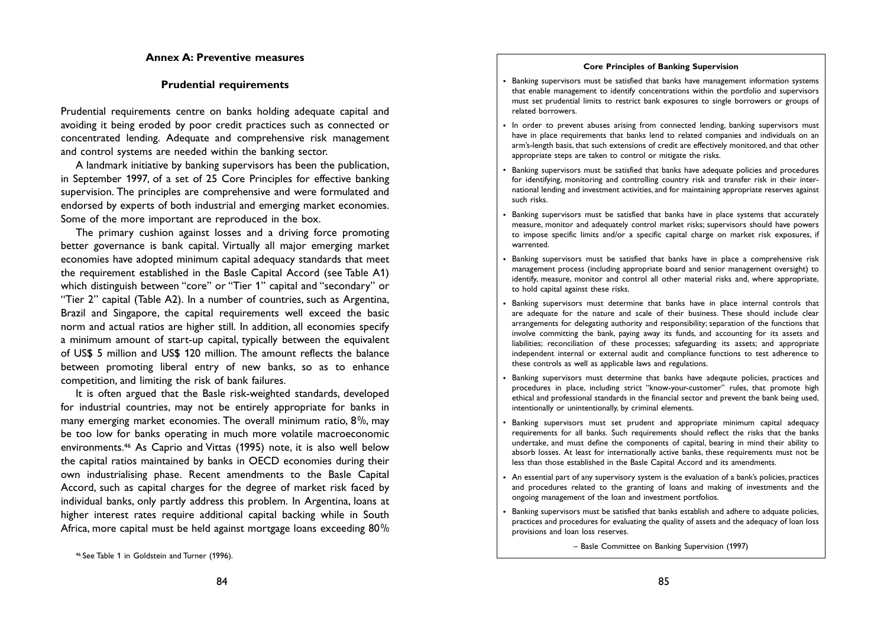## Annex A: Preventive measures

### Prudential requirements

Prudential requirements centre on banks holding adequate capital and avoiding it being eroded by poor credit practices such as connected or concentrated lending. Adequate and comprehensive risk management and control systems are needed within the banking sector.

A landmark initiative by banking supervisors has been the publication, in September 1997, of a set of 25 Core Principles for effective banking supervision. The principles are comprehensive and were formulated and endorsed by experts of both industrial and emerging market economies. Some of the more important are reproduced in the box.

The primary cushion against losses and a driving force promoting better governance is bank capital. Virtually all major emerging market economies have adopted minimum capital adequacy standards that meet the requirement established in the Basle Capital Accord (see Table A1) which distinguish between "core" or "Tier 1" capital and "secondary" or "Tier 2" capital (Table A2). In a number of countries, such as Argentina, Brazil and Singapore, the capital requirements well exceed the basic norm and actual ratios are higher still. In addition, all economies specify a minimum amount of start-up capital, typically between the equivalent of US$ 5 million and US$ 120 million. The amount reflects the balance between promoting liberal entry of new banks, so as to enhance competition, and limiting the risk of bank failures.

It is often argued that the Basle risk-weighted standards, developed for industrial countries, may not be entirely appropriate for banks in many emerging market economies. The overall minimum ratio, 8%, may be too low for banks operating in much more volatile macroeconomic environments.[46] As Caprio and Vittas (1995) note, it is also well below the capital ratios maintained by banks in OECD economies during their own industrialising phase. Recent amendments to the Basle Capital Accord, such as capital charges for the degree of market risk faced by individual banks, only partly address this problem. In Argentina, loans at higher interest rates require additional capital backing while in South Africa, more capital must be held against mortgage loans exceeding 80%

[46] See Table 1 in Goldstein and Turner (1996).

---

**Core Principles of Banking Supervision**

- Banking supervisors must be satisfied that banks have management information systems that enable management to identify concentrations within the portfolio and supervisors must set prudential limits to restrict bank exposures to single borrowers or groups of related borrowers.
- In order to prevent abuses arising from connected lending, banking supervisors must have in place requirements that banks lend to related companies and individuals on an arm's-length basis, that such extensions of credit are effectively monitored, and that other appropriate steps are taken to control or mitigate the risks.
- Banking supervisors must be satisfied that banks have adequate policies and procedures for identifying, monitoring and controlling country risk and transfer risk in their international lending and investment activities, and for maintaining appropriate reserves against such risks.
- Banking supervisors must be satisfied that banks have in place systems that accurately measure, monitor and adequately control market risks; supervisors should have powers to impose specific limits and/or a specific capital charge on market risk exposures, if warrented.
- Banking supervisors must be satisfied that banks have in place a comprehensive risk management process (including appropriate board and senior management oversight) to identify, measure, monitor and control all other material risks and, where appropriate, to hold capital against these risks.
- Banking supervisors must determine that banks have in place internal controls that are adequate for the nature and scale of their business. These should include clear arrangements for delegating authority and responsibility; separation of the functions that involve committing the bank, paying away its funds, and accounting for its assets and liabilities; reconciliation of these processes; safeguarding its assets; and appropriate independent internal or external audit and compliance functions to test adherence to these controls as well as applicable laws and regulations.
- Banking supervisors must determine that banks have adeqaute policies, practices and procedures in place, including strict "know-your-customer" rules, that promote high ethical and professional standards in the financial sector and prevent the bank being used, intentionally or unintentionally, by criminal elements.
- Banking supervisors must set prudent and appropriate minimum capital adequacy requirements for all banks. Such requirements should reflect the risks that the banks undertake, and must define the components of capital, bearing in mind their ability to absorb losses. At least for internationally active banks, these requirements must not be less than those established in the Basle Capital Accord and its amendments.
- An essential part of any supervisory system is the evaluation of a bank's policies, practices and procedures related to the granting of loans and making of investments and the ongoing management of the loan and investment portfolios.
- Banking supervisors must be satisfied that banks establish and adhere to adquate policies, practices and procedures for evaluating the quality of assets and the adequacy of loan loss provisions and loan loss reserves.

– Basle Committee on Banking Supervision (1997)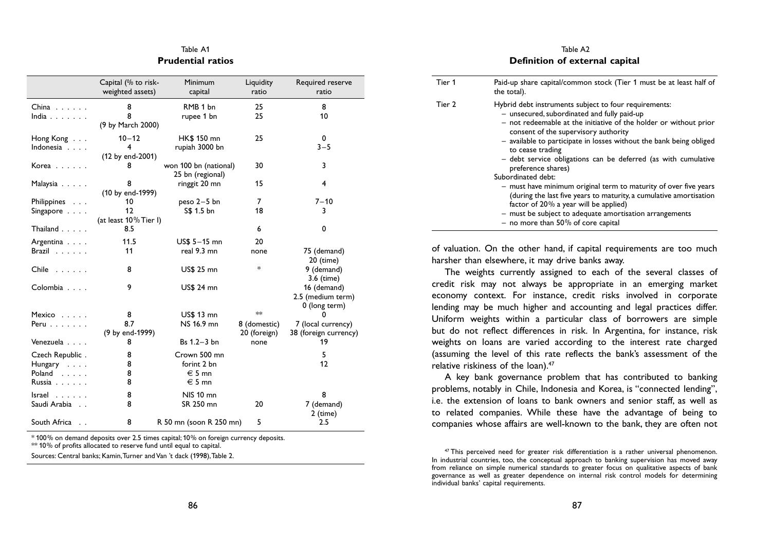Table A1

**Prudential ratios**

| | Capital (% to risk-weighted assets) | Minimum capital | Liquidity ratio | Required reserve ratio |
|---|---|---|---|---|
| China | 8 | RMB 1 bn | 25 | 8 |
| India | 8 (9 by March 2000) | rupee 1 bn | 25 | 10 |
| Hong Kong | 10–12 | HK$ 150 mn | 25 | 0 |
| Indonesia | 4 (12 by end-2001) | rupiah 3000 bn | | 3–5 |
| Korea | 8 | won 100 bn (national) 25 bn (regional) | 30 | 3 |
| Malaysia | 8 (10 by end-1999) | ringgit 20 mn | 15 | 4 |
| Philippines | 10 | peso 2–5 bn | 7 | 7–10 |
| Singapore | 12 (at least 10% Tier I) | S$ 1.5 bn | 18 | 3 |
| Thailand | 8.5 | | 6 | 0 |
| Argentina | 11.5 | US$ 5–15 mn | 20 | |
| Brazil | 11 | real 9.3 mn | none | 75 (demand) 20 (time) |
| Chile | 8 | US$ 25 mn | * | 9 (demand) 3.6 (time) |
| Colombia | 9 | US$ 24 mn | | 16 (demand) 2.5 (medium term) 0 (long term) |
| Mexico | 8 | US$ 13 mn | ** | 0 |
| Peru | 8.7 (9 by end-1999) | NS 16.9 mn | 8 (domestic) 20 (foreign) | 7 (local currency) 38 (foreign currency) |
| Venezuela | 8 | Bs 1.2–3 bn | none | 19 |
| Czech Republic | 8 | Crown 500 mn | | 5 |
| Hungary | 8 | forint 2 bn | | 12 |
| Poland | 8 | € 5 mn | | |
| Russia | 8 | € 5 mn | | |
| Israel | 8 | NIS 10 mn | | 8 |
| Saudi Arabia | 8 | SR 250 mn | 20 | 7 (demand) 2 (time) |
| South Africa | 8 | R 50 mn (soon R 250 mn) | 5 | 2.5 |

* 100% on demand deposits over 2.5 times capital; 10% on foreign currency deposits.
** 10% of profits allocated to reserve fund until equal to capital.
Sources: Central banks; Kamin, Turner and Van 't dack (1998), Table 2.

Table A2

**Definition of external capital**

| | |
|---|---|
| Tier 1 | Paid-up share capital/common stock (Tier 1 must be at least half of the total). |
| Tier 2 | Hybrid debt instruments subject to four requirements:<br>– unsecured, subordinated and fully paid-up<br>– not redeemable at the initiative of the holder or without prior consent of the supervisory authority<br>– available to participate in losses without the bank being obliged to cease trading<br>– debt service obligations can be deferred (as with cumulative preference shares)<br>Subordinated debt:<br>– must have minimum original term to maturity of over five years (during the last five years to maturity, a cumulative amortisation factor of 20% a year will be applied)<br>– must be subject to adequate amortisation arrangements<br>– no more than 50% of core capital |

of valuation. On the other hand, if capital requirements are too much harsher than elsewhere, it may drive banks away.

The weights currently assigned to each of the several classes of credit risk may not always be appropriate in an emerging market economy context. For instance, credit risks involved in corporate lending may be much higher and accounting and legal practices differ. Uniform weights within a particular class of borrowers are simple but do not reflect differences in risk. In Argentina, for instance, risk weights on loans are varied according to the interest rate charged (assuming the level of this rate reflects the bank's assessment of the relative riskiness of the loan).[47]

A key bank governance problem that has contributed to banking problems, notably in Chile, Indonesia and Korea, is "connected lending", i.e. the extension of loans to bank owners and senior staff, as well as to related companies. While these have the advantage of being to companies whose affairs are well-known to the bank, they are often not

[47] This perceived need for greater risk differentiation is a rather universal phenomenon. In industrial countries, too, the conceptual approach to banking supervision has moved away from reliance on simple numerical standards to greater focus on qualitative aspects of bank governance as well as greater dependence on internal risk control models for determining individual banks' capital requirements.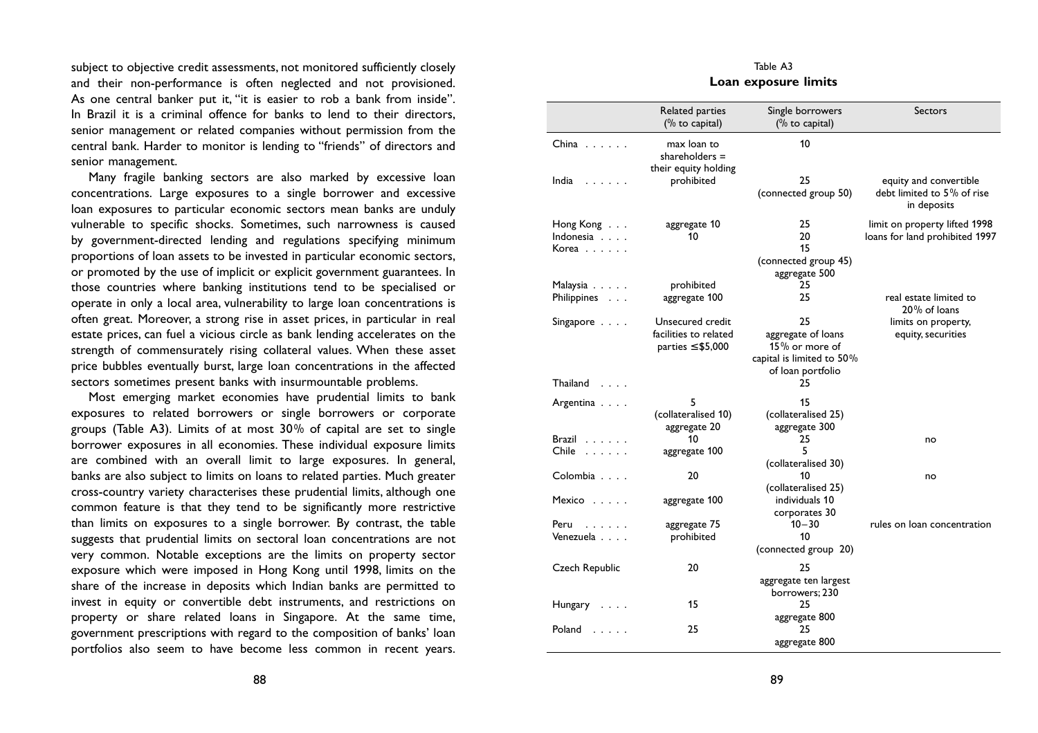subject to objective credit assessments, not monitored sufficiently closely and their non-performance is often neglected and not provisioned. As one central banker put it, "it is easier to rob a bank from inside". In Brazil it is a criminal offence for banks to lend to their directors, senior management or related companies without permission from the central bank. Harder to monitor is lending to "friends" of directors and senior management.

Many fragile banking sectors are also marked by excessive loan concentrations. Large exposures to a single borrower and excessive loan exposures to particular economic sectors mean banks are unduly vulnerable to specific shocks. Sometimes, such narrowness is caused by government-directed lending and regulations specifying minimum proportions of loan assets to be invested in particular economic sectors, or promoted by the use of implicit or explicit government guarantees. In those countries where banking institutions tend to be specialised or operate in only a local area, vulnerability to large loan concentrations is often great. Moreover, a strong rise in asset prices, in particular in real estate prices, can fuel a vicious circle as bank lending accelerates on the strength of commensurately rising collateral values. When these asset price bubbles eventually burst, large loan concentrations in the affected sectors sometimes present banks with insurmountable problems.

Most emerging market economies have prudential limits to bank exposures to related borrowers or single borrowers or corporate groups (Table A3). Limits of at most 30% of capital are set to single borrower exposures in all economies. These individual exposure limits are combined with an overall limit to large exposures. In general, banks are also subject to limits on loans to related parties. Much greater cross-country variety characterises these prudential limits, although one common feature is that they tend to be significantly more restrictive than limits on exposures to a single borrower. By contrast, the table suggests that prudential limits on sectoral loan concentrations are not very common. Notable exceptions are the limits on property sector exposure which were imposed in Hong Kong until 1998, limits on the share of the increase in deposits which Indian banks are permitted to invest in equity or convertible debt instruments, and restrictions on property or share related loans in Singapore. At the same time, government prescriptions with regard to the composition of banks' loan portfolios also seem to have become less common in recent years.

Table A3

**Loan exposure limits**

| | Related parties (% to capital) | Single borrowers (% to capital) | Sectors |
|---|---|---|---|
| China | max loan to shareholders = their equity holding | 10 | |
| India | prohibited | 25 (connected group 50) | equity and convertible debt limited to 5% of rise in deposits |
| Hong Kong | aggregate 10 | 25 | limit on property lifted 1998 |
| Indonesia | 10 | 20 | loans for land prohibited 1997 |
| Korea | | 15 (connected group 45) aggregate 500 | |
| Malaysia | prohibited | 25 | |
| Philippines | aggregate 100 | 25 | real estate limited to 20% of loans |
| Singapore | Unsecured credit facilities to related parties ≤$5,000 | 25 aggregate of loans 15% or more of capital is limited to 50% of loan portfolio | limits on property, equity, securities |
| Thailand | | 25 | |
| Argentina | 5 (collateralised 10) aggregate 20 | 15 (collateralised 25) aggregate 300 | |
| Brazil | 10 | 25 | no |
| Chile | aggregate 100 | 5 (collateralised 30) | |
| Colombia | 20 | 10 (collateralised 25) | no |
| Mexico | aggregate 100 | individuals 10 corporates 30 | |
| Peru | aggregate 75 | 10–30 | rules on loan concentration |
| Venezuela | prohibited | 10 (connected group 20) | |
| Czech Republic | 20 | 25 aggregate ten largest borrowers; 230 | |
| Hungary | 15 | 25 aggregate 800 | |
| Poland | 25 | 25 aggregate 800 | |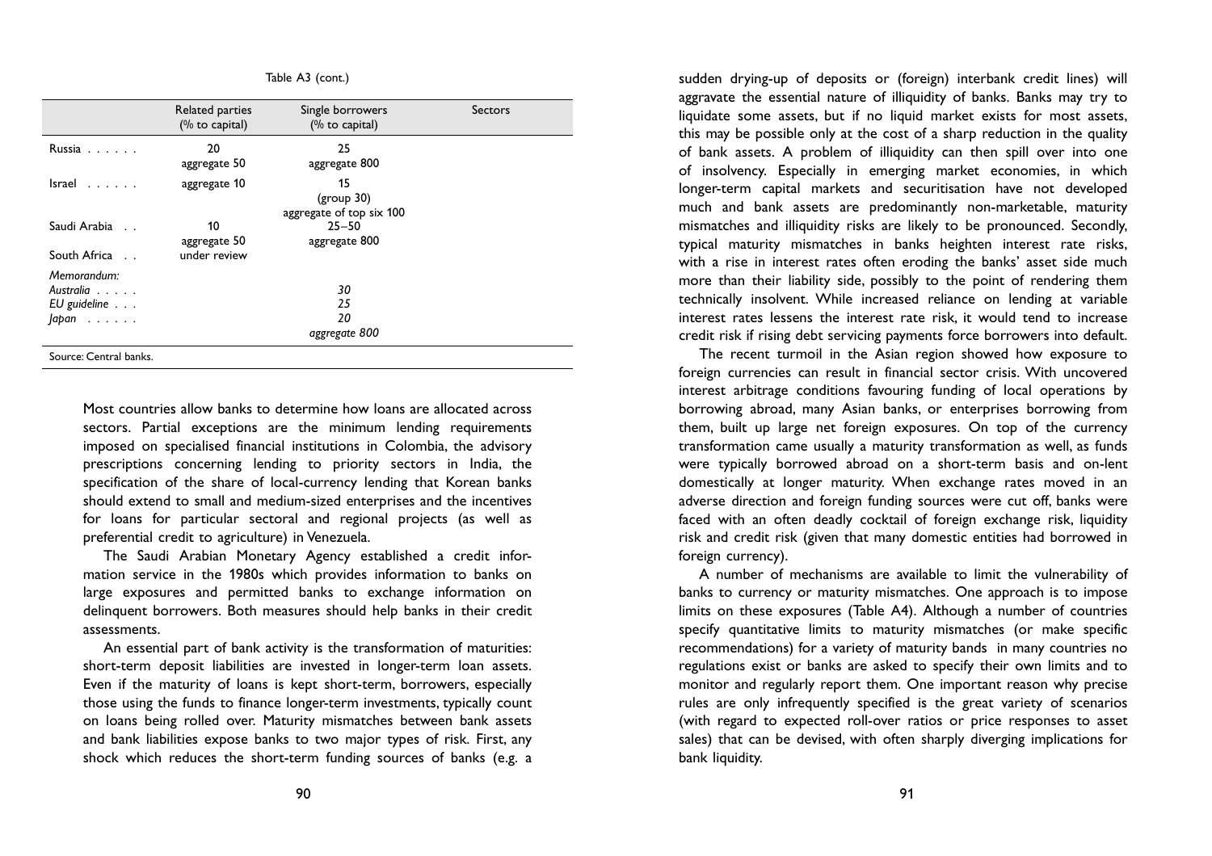Table A3 (cont.)

| | Related parties (% to capital) | Single borrowers (% to capital) | Sectors |
|---|---|---|---|
| Russia . . . . . . | 20<br>aggregate 50 | 25<br>aggregate 800 | |
| Israel . . . . . . | aggregate 10 | 15<br>(group 30)<br>aggregate of top six 100 | |
| Saudi Arabia . . | 10<br>aggregate 50 | 25–50<br>aggregate 800 | |
| South Africa . . | under review | | |
| *Memorandum:* | | | |
| *Australia . . . . .* | | *30* | |
| *EU guideline . . .* | | *25* | |
| *Japan . . . . . .* | | *20*<br>*aggregate 800* | |

Source: Central banks.

Most countries allow banks to determine how loans are allocated across sectors. Partial exceptions are the minimum lending requirements imposed on specialised financial institutions in Colombia, the advisory prescriptions concerning lending to priority sectors in India, the specification of the share of local-currency lending that Korean banks should extend to small and medium-sized enterprises and the incentives for loans for particular sectoral and regional projects (as well as preferential credit to agriculture) in Venezuela.

The Saudi Arabian Monetary Agency established a credit information service in the 1980s which provides information to banks on large exposures and permitted banks to exchange information on delinquent borrowers. Both measures should help banks in their credit assessments.

An essential part of bank activity is the transformation of maturities: short-term deposit liabilities are invested in longer-term loan assets. Even if the maturity of loans is kept short-term, borrowers, especially those using the funds to finance longer-term investments, typically count on loans being rolled over. Maturity mismatches between bank assets and bank liabilities expose banks to two major types of risk. First, any shock which reduces the short-term funding sources of banks (e.g. a sudden drying-up of deposits or (foreign) interbank credit lines) will aggravate the essential nature of illiquidity of banks. Banks may try to liquidate some assets, but if no liquid market exists for most assets, this may be possible only at the cost of a sharp reduction in the quality of bank assets. A problem of illiquidity can then spill over into one of insolvency. Especially in emerging market economies, in which longer-term capital markets and securitisation have not developed much and bank assets are predominantly non-marketable, maturity mismatches and illiquidity risks are likely to be pronounced. Secondly, typical maturity mismatches in banks heighten interest rate risks, with a rise in interest rates often eroding the banks' asset side much more than their liability side, possibly to the point of rendering them technically insolvent. While increased reliance on lending at variable interest rates lessens the interest rate risk, it would tend to increase credit risk if rising debt servicing payments force borrowers into default.

The recent turmoil in the Asian region showed how exposure to foreign currencies can result in financial sector crisis. With uncovered interest arbitrage conditions favouring funding of local operations by borrowing abroad, many Asian banks, or enterprises borrowing from them, built up large net foreign exposures. On top of the currency transformation came usually a maturity transformation as well, as funds were typically borrowed abroad on a short-term basis and on-lent domestically at longer maturity. When exchange rates moved in an adverse direction and foreign funding sources were cut off, banks were faced with an often deadly cocktail of foreign exchange risk, liquidity risk and credit risk (given that many domestic entities had borrowed in foreign currency).

A number of mechanisms are available to limit the vulnerability of banks to currency or maturity mismatches. One approach is to impose limits on these exposures (Table A4). Although a number of countries specify quantitative limits to maturity mismatches (or make specific recommendations) for a variety of maturity bands in many countries no regulations exist or banks are asked to specify their own limits and to monitor and regularly report them. One important reason why precise rules are only infrequently specified is the great variety of scenarios (with regard to expected roll-over ratios or price responses to asset sales) that can be devised, with often sharply diverging implications for bank liquidity.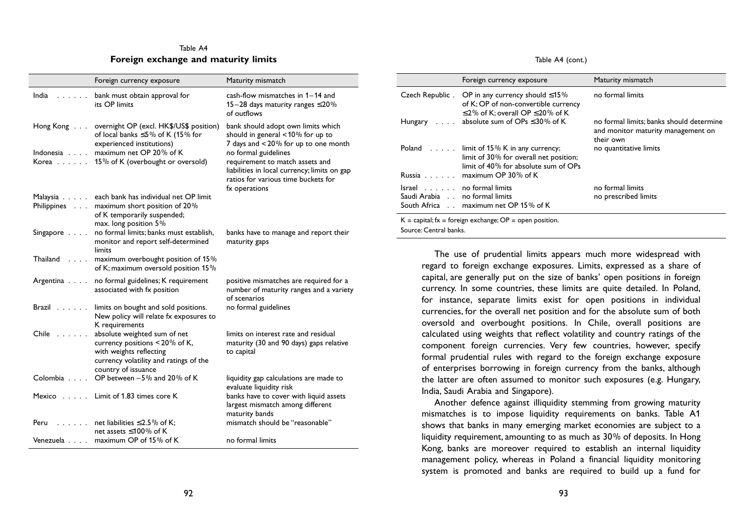Table A4

**Foreign exchange and maturity limits**

| | Foreign currency exposure | Maturity mismatch |
|---|---|---|
| India | bank must obtain approval for its OP limits | cash-flow mismatches in 1–14 and 15–28 days maturity ranges ≤20% of outflows |
| Hong Kong | overnight OP (excl. HK$/US$ position) of local banks ≤5% of K (15% for experienced institutions) | bank should adopt own limits which should in general <10% for up to 7 days and <20% for up to one month |
| Indonesia | maximum net OP 20% of K | no formal guidelines |
| Korea | 15% of K (overbought or oversold) | requirement to match assets and liabilities in local currency; limits on gap ratios for various time buckets for fx operations |
| Malaysia | each bank has individual net OP limit | |
| Philippines | maximum short position of 20% of K temporarily suspended; max. long position 5% | |
| Singapore | no formal limits; banks must establish, monitor and report self-determined limits | banks have to manage and report their maturity gaps |
| Thailand | maximum overbought position of 15% of K; maximum oversold position 15% | |
| Argentina | no formal guidelines; K requirement associated with fx position | positive mismatches are required for a number of maturity ranges and a variety of scenarios |
| Brazil | limits on bought and sold positions. New policy will relate fx exposures to K requirements | no formal guidelines |
| Chile | absolute weighted sum of net currency positions <20% of K, with weights reflecting currency volatility and ratings of the country of issuance | limits on interest rate and residual maturity (30 and 90 days) gaps relative to capital |
| Colombia | OP between –5% and 20% of K | liquidity gap calculations are made to evaluate liquidity risk |
| Mexico | Limit of 1.83 times core K | banks have to cover with liquid assets largest mismatch among different maturity bands |
| Peru | net liabilities ≤2.5% of K; net assets ≤100% of K | mismatch should be "reasonable" |
| Venezuela | maximum OP of 15% of K | no formal limits |
| Czech Republic | OP in any currency should ≤15% of K; OP of non-convertible currency ≤2% of K; overall OP ≤20% of K | no formal limits |
| Hungary | absolute sum of OPs ≤30% of K | no formal limits; banks should determine and monitor maturity management on their own |
| Poland | limit of 15% K in any currency; limit of 30% for overall net position; limit of 40% for absolute sum of OPs | no quantitative limits |
| Russia | maximum OP 30% of K | |
| Israel | no formal limits | no formal limits |
| Saudi Arabia | no formal limits | no prescribed limits |
| South Africa | maximum net OP 15% of K | |

K = capital; fx = foreign exchange; OP = open position.

Source: Central banks.

The use of prudential limits appears much more widespread with regard to foreign exchange exposures. Limits, expressed as a share of capital, are generally put on the size of banks' open positions in foreign currency. In some countries, these limits are quite detailed. In Poland, for instance, separate limits exist for open positions in individual currencies, for the overall net position and for the absolute sum of both oversold and overbought positions. In Chile, overall positions are calculated using weights that reflect volatility and country ratings of the component foreign currencies. Very few countries, however, specify formal prudential rules with regard to the foreign exchange exposure of enterprises borrowing in foreign currency from the banks, although the latter are often assumed to monitor such exposures (e.g. Hungary, India, Saudi Arabia and Singapore).

Another defence against illiquidity stemming from growing maturity mismatches is to impose liquidity requirements on banks. Table A1 shows that banks in many emerging market economies are subject to a liquidity requirement, amounting to as much as 30% of deposits. In Hong Kong, banks are moreover required to establish an internal liquidity management policy, whereas in Poland a financial liquidity monitoring system is promoted and banks are required to build up a fund for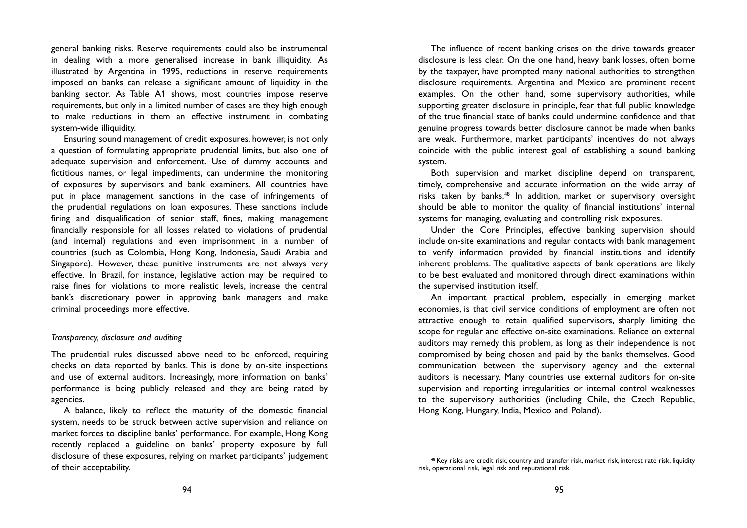general banking risks. Reserve requirements could also be instrumental in dealing with a more generalised increase in bank illiquidity. As illustrated by Argentina in 1995, reductions in reserve requirements imposed on banks can release a significant amount of liquidity in the banking sector. As Table A1 shows, most countries impose reserve requirements, but only in a limited number of cases are they high enough to make reductions in them an effective instrument in combating system-wide illiquidity.

Ensuring sound management of credit exposures, however, is not only a question of formulating appropriate prudential limits, but also one of adequate supervision and enforcement. Use of dummy accounts and fictitious names, or legal impediments, can undermine the monitoring of exposures by supervisors and bank examiners. All countries have put in place management sanctions in the case of infringements of the prudential regulations on loan exposures. These sanctions include firing and disqualification of senior staff, fines, making management financially responsible for all losses related to violations of prudential (and internal) regulations and even imprisonment in a number of countries (such as Colombia, Hong Kong, Indonesia, Saudi Arabia and Singapore). However, these punitive instruments are not always very effective. In Brazil, for instance, legislative action may be required to raise fines for violations to more realistic levels, increase the central bank's discretionary power in approving bank managers and make criminal proceedings more effective.

### *Transparency, disclosure and auditing*

The prudential rules discussed above need to be enforced, requiring checks on data reported by banks. This is done by on-site inspections and use of external auditors. Increasingly, more information on banks' performance is being publicly released and they are being rated by agencies.

A balance, likely to reflect the maturity of the domestic financial system, needs to be struck between active supervision and reliance on market forces to discipline banks' performance. For example, Hong Kong recently replaced a guideline on banks' property exposure by full disclosure of these exposures, relying on market participants' judgement of their acceptability.

The influence of recent banking crises on the drive towards greater disclosure is less clear. On the one hand, heavy bank losses, often borne by the taxpayer, have prompted many national authorities to strengthen disclosure requirements. Argentina and Mexico are prominent recent examples. On the other hand, some supervisory authorities, while supporting greater disclosure in principle, fear that full public knowledge of the true financial state of banks could undermine confidence and that genuine progress towards better disclosure cannot be made when banks are weak. Furthermore, market participants' incentives do not always coincide with the public interest goal of establishing a sound banking system.

Both supervision and market discipline depend on transparent, timely, comprehensive and accurate information on the wide array of risks taken by banks.[48] In addition, market or supervisory oversight should be able to monitor the quality of financial institutions' internal systems for managing, evaluating and controlling risk exposures.

Under the Core Principles, effective banking supervision should include on-site examinations and regular contacts with bank management to verify information provided by financial institutions and identify inherent problems. The qualitative aspects of bank operations are likely to be best evaluated and monitored through direct examinations within the supervised institution itself.

An important practical problem, especially in emerging market economies, is that civil service conditions of employment are often not attractive enough to retain qualified supervisors, sharply limiting the scope for regular and effective on-site examinations. Reliance on external auditors may remedy this problem, as long as their independence is not compromised by being chosen and paid by the banks themselves. Good communication between the supervisory agency and the external auditors is necessary. Many countries use external auditors for on-site supervision and reporting irregularities or internal control weaknesses to the supervisory authorities (including Chile, the Czech Republic, Hong Kong, Hungary, India, Mexico and Poland).

[48] Key risks are credit risk, country and transfer risk, market risk, interest rate risk, liquidity risk, operational risk, legal risk and reputational risk.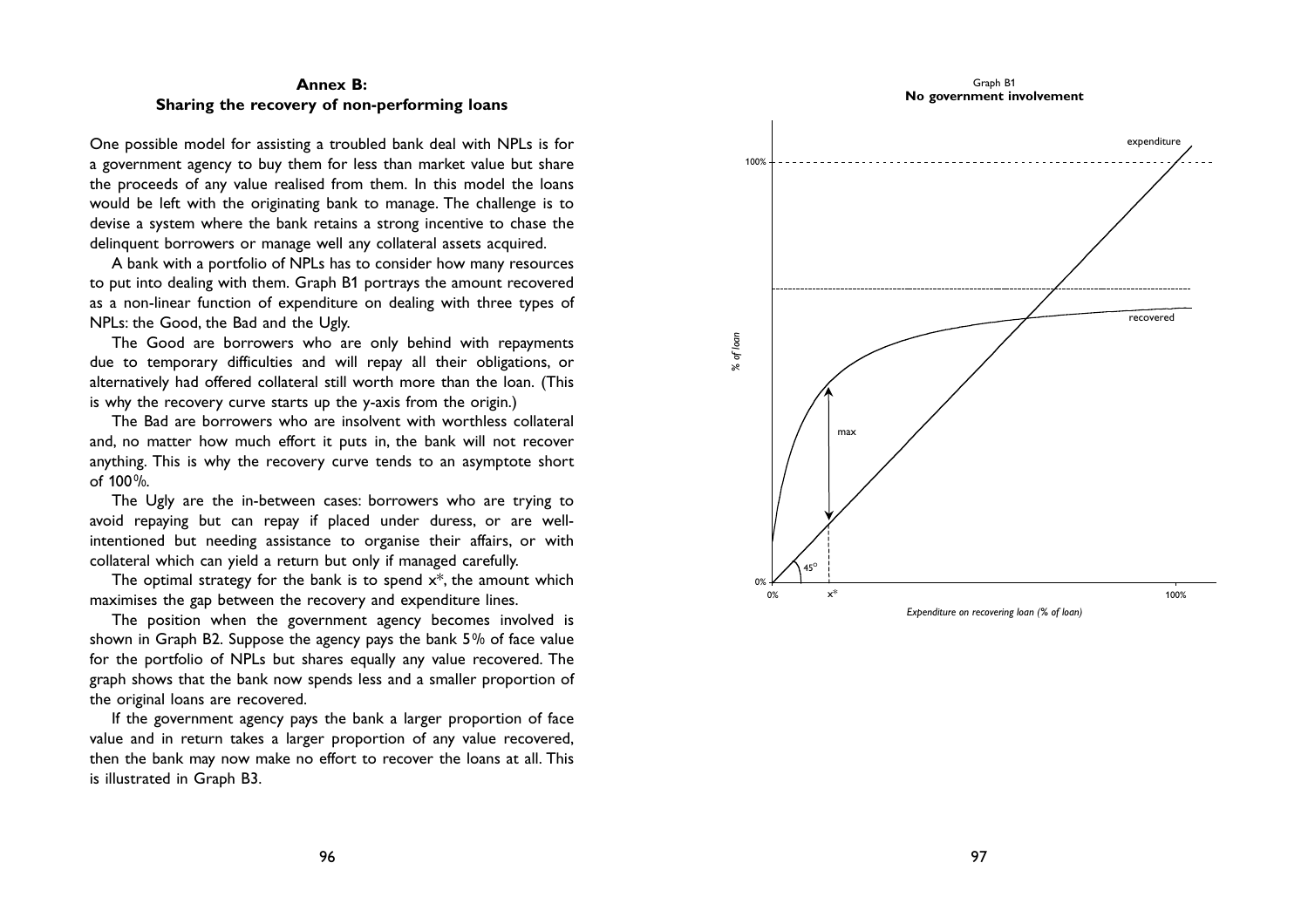## Annex B: Sharing the recovery of non-performing loans

One possible model for assisting a troubled bank deal with NPLs is for a government agency to buy them for less than market value but share the proceeds of any value realised from them. In this model the loans would be left with the originating bank to manage. The challenge is to devise a system where the bank retains a strong incentive to chase the delinquent borrowers or manage well any collateral assets acquired.

A bank with a portfolio of NPLs has to consider how many resources to put into dealing with them. Graph B1 portrays the amount recovered as a non-linear function of expenditure on dealing with three types of NPLs: the Good, the Bad and the Ugly.

The Good are borrowers who are only behind with repayments due to temporary difficulties and will repay all their obligations, or alternatively had offered collateral still worth more than the loan. (This is why the recovery curve starts up the y-axis from the origin.)

The Bad are borrowers who are insolvent with worthless collateral and, no matter how much effort it puts in, the bank will not recover anything. This is why the recovery curve tends to an asymptote short of 100%.

The Ugly are the in-between cases: borrowers who are trying to avoid repaying but can repay if placed under duress, or are well-intentioned but needing assistance to organise their affairs, or with collateral which can yield a return but only if managed carefully.

The optimal strategy for the bank is to spend $x^*$, the amount which maximises the gap between the recovery and expenditure lines.

The position when the government agency becomes involved is shown in Graph B2. Suppose the agency pays the bank 5% of face value for the portfolio of NPLs but shares equally any value recovered. The graph shows that the bank now spends less and a smaller proportion of the original loans are recovered.

If the government agency pays the bank a larger proportion of face value and in return takes a larger proportion of any value recovered, then the bank may now make no effort to recover the loans at all. This is illustrated in Graph B3.

Graph B1
**No government involvement**

[Chart: y-axis "% of loan" (0% to 100%); x-axis "Expenditure on recovering loan (% of loan)" (0% to 100%); lines labelled "expenditure" (45° line) and "recovered"; gap labelled "max" at $x^*$.]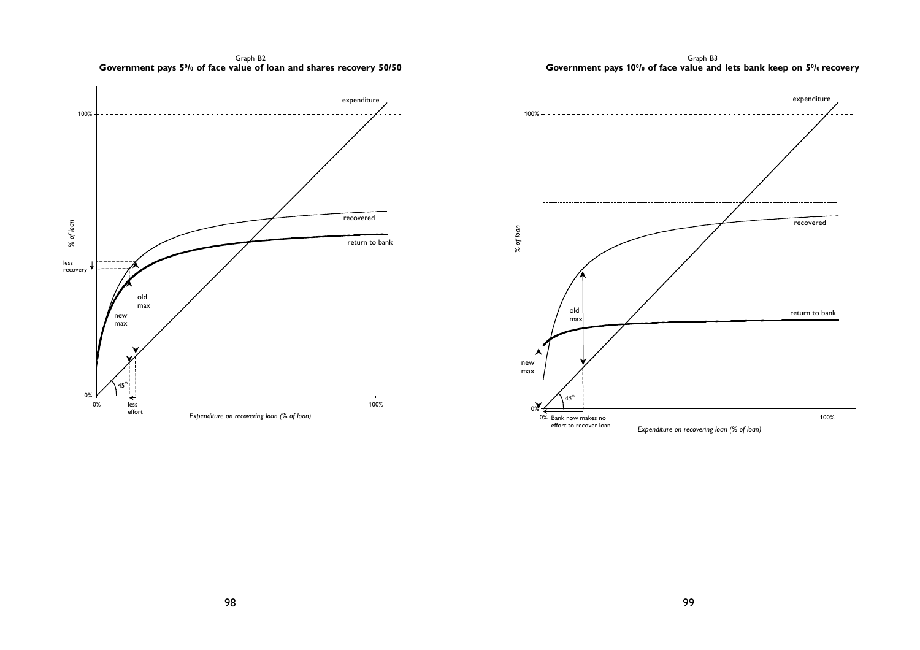Graph B2

**Government pays 5% of face value of loan and shares recovery 50/50**

Graph B3

**Government pays 10% of face value and lets bank keep on 5% recovery**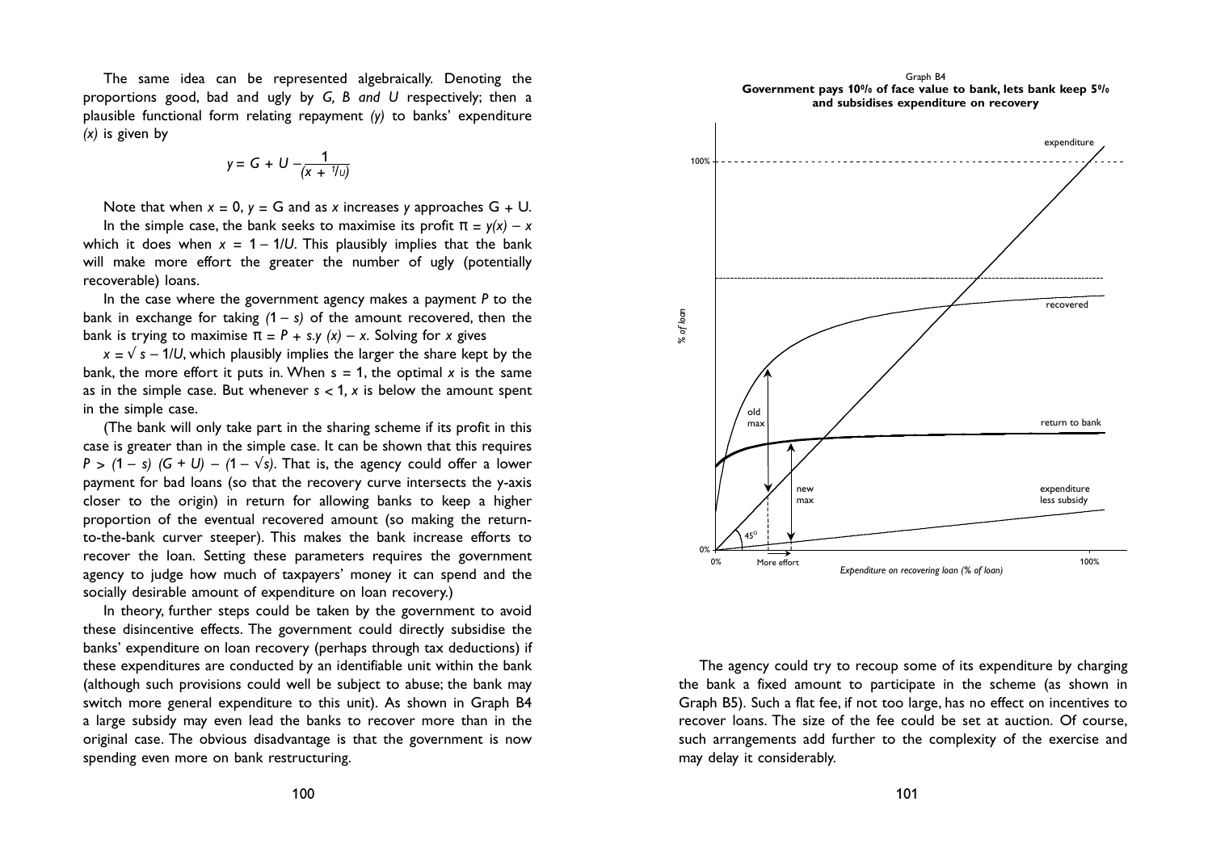The same idea can be represented algebraically. Denoting the proportions good, bad and ugly by *G, B and U* respectively; then a plausible functional form relating repayment *(y)* to banks' expenditure *(x)* is given by

$$y = G + U - \frac{1}{(x + {}^{1}/_{U})}$$

Note that when $x = 0$, $y = G$ and as $x$ increases $y$ approaches $G + U$.

In the simple case, the bank seeks to maximise its profit $\pi = y(x) - x$ which it does when $x = 1 - 1/U$. This plausibly implies that the bank will make more effort the greater the number of ugly (potentially recoverable) loans.

In the case where the government agency makes a payment $P$ to the bank in exchange for taking $(1 - s)$ of the amount recovered, then the bank is trying to maximise $\pi = P + s.y(x) - x$. Solving for $x$ gives

$x = \sqrt{s} - 1/U$, which plausibly implies the larger the share kept by the bank, the more effort it puts in. When $s = 1$, the optimal $x$ is the same as in the simple case. But whenever $s < 1$, $x$ is below the amount spent in the simple case.

(The bank will only take part in the sharing scheme if its profit in this case is greater than in the simple case. It can be shown that this requires $P > (1 - s)(G + U) - (1 - \sqrt{s})$. That is, the agency could offer a lower payment for bad loans (so that the recovery curve intersects the y-axis closer to the origin) in return for allowing banks to keep a higher proportion of the eventual recovered amount (so making the return-to-the-bank curver steeper). This makes the bank increase efforts to recover the loan. Setting these parameters requires the government agency to judge how much of taxpayers' money it can spend and the socially desirable amount of expenditure on loan recovery.)

In theory, further steps could be taken by the government to avoid these disincentive effects. The government could directly subsidise the banks' expenditure on loan recovery (perhaps through tax deductions) if these expenditures are conducted by an identifiable unit within the bank (although such provisions could well be subject to abuse; the bank may switch more general expenditure to this unit). As shown in Graph B4 a large subsidy may even lead the banks to recover more than in the original case. The obvious disadvantage is that the government is now spending even more on bank restructuring.

Graph B4
**Government pays 10% of face value to bank, lets bank keep 5% and subsidises expenditure on recovery**

The agency could try to recoup some of its expenditure by charging the bank a fixed amount to participate in the scheme (as shown in Graph B5). Such a flat fee, if not too large, has no effect on incentives to recover loans. The size of the fee could be set at auction. Of course, such arrangements add further to the complexity of the exercise and may delay it considerably.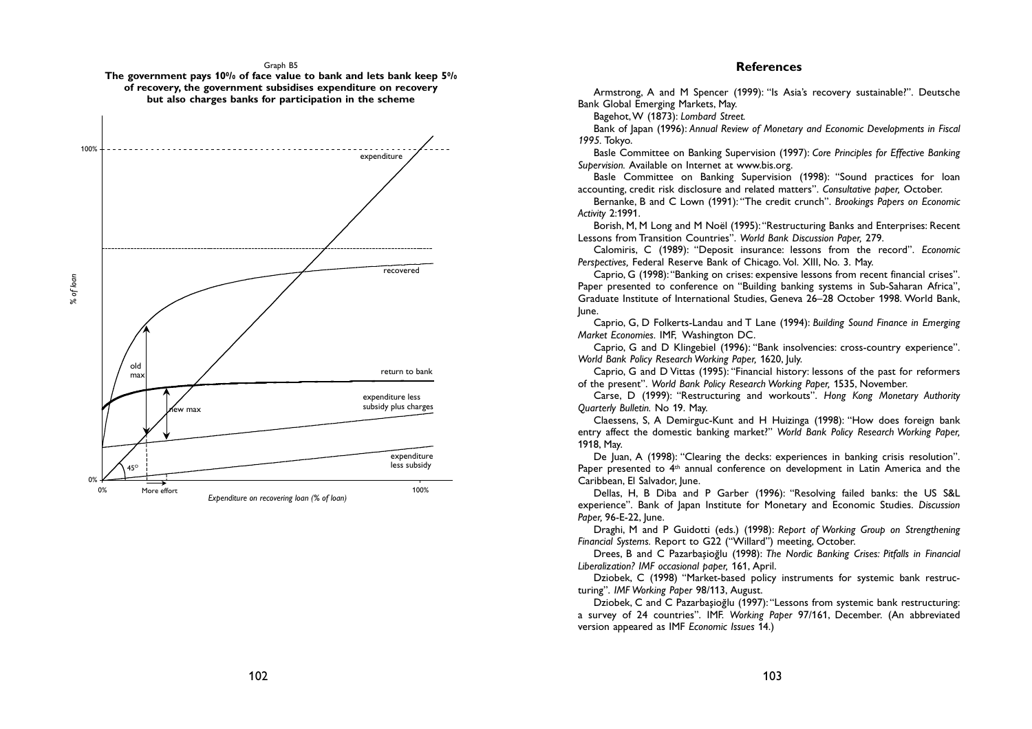Graph B5

**The government pays 10% of face value to bank and lets bank keep 5% of recovery, the government subsidises expenditure on recovery but also charges banks for participation in the scheme**

## References

Armstrong, A and M Spencer (1999): "Is Asia's recovery sustainable?". Deutsche Bank Global Emerging Markets, May.

Bagehot, W (1873): *Lombard Street.*

Bank of Japan (1996): *Annual Review of Monetary and Economic Developments in Fiscal 1995*. Tokyo.

Basle Committee on Banking Supervision (1997): *Core Principles for Effective Banking Supervision.* Available on Internet at www.bis.org.

Basle Committee on Banking Supervision (1998): "Sound practices for loan accounting, credit risk disclosure and related matters". *Consultative paper,* October.

Bernanke, B and C Lown (1991): "The credit crunch". *Brookings Papers on Economic Activity* 2:1991.

Borish, M, M Long and M Noël (1995): "Restructuring Banks and Enterprises: Recent Lessons from Transition Countries". *World Bank Discussion Paper,* 279.

Calomiris, C (1989): "Deposit insurance: lessons from the record". *Economic Perspectives,* Federal Reserve Bank of Chicago. Vol. XIII, No. 3. May.

Caprio, G (1998): "Banking on crises: expensive lessons from recent financial crises". Paper presented to conference on "Building banking systems in Sub-Saharan Africa", Graduate Institute of International Studies, Geneva 26–28 October 1998. World Bank, June.

Caprio, G, D Folkerts-Landau and T Lane (1994): *Building Sound Finance in Emerging Market Economies.* IMF, Washington DC.

Caprio, G and D Klingebiel (1996): "Bank insolvencies: cross-country experience". *World Bank Policy Research Working Paper,* 1620, July.

Caprio, G and D Vittas (1995): "Financial history: lessons of the past for reformers of the present". *World Bank Policy Research Working Paper,* 1535, November.

Carse, D (1999): "Restructuring and workouts". *Hong Kong Monetary Authority Quarterly Bulletin.* No 19. May.

Claessens, S, A Demirguc-Kunt and H Huizinga (1998): "How does foreign bank entry affect the domestic banking market?" *World Bank Policy Research Working Paper,* 1918, May.

De Juan, A (1998): "Clearing the decks: experiences in banking crisis resolution". Paper presented to 4th annual conference on development in Latin America and the Caribbean, El Salvador, June.

Dellas, H, B Diba and P Garber (1996): "Resolving failed banks: the US S&L experience". Bank of Japan Institute for Monetary and Economic Studies. *Discussion Paper,* 96-E-22, June.

Draghi, M and P Guidotti (eds.) (1998): *Report of Working Group on Strengthening Financial Systems.* Report to G22 ("Willard") meeting, October.

Drees, B and C Pazarbaşioğlu (1998): *The Nordic Banking Crises: Pitfalls in Financial Liberalization? IMF occasional paper,* 161, April.

Dziobek, C (1998) "Market-based policy instruments for systemic bank restructuring". *IMF Working Paper* 98/113, August.

Dziobek, C and C Pazarbaşioğlu (1997): "Lessons from systemic bank restructuring: a survey of 24 countries". IMF. *Working Paper* 97/161, December. (An abbreviated version appeared as IMF *Economic Issues* 14.)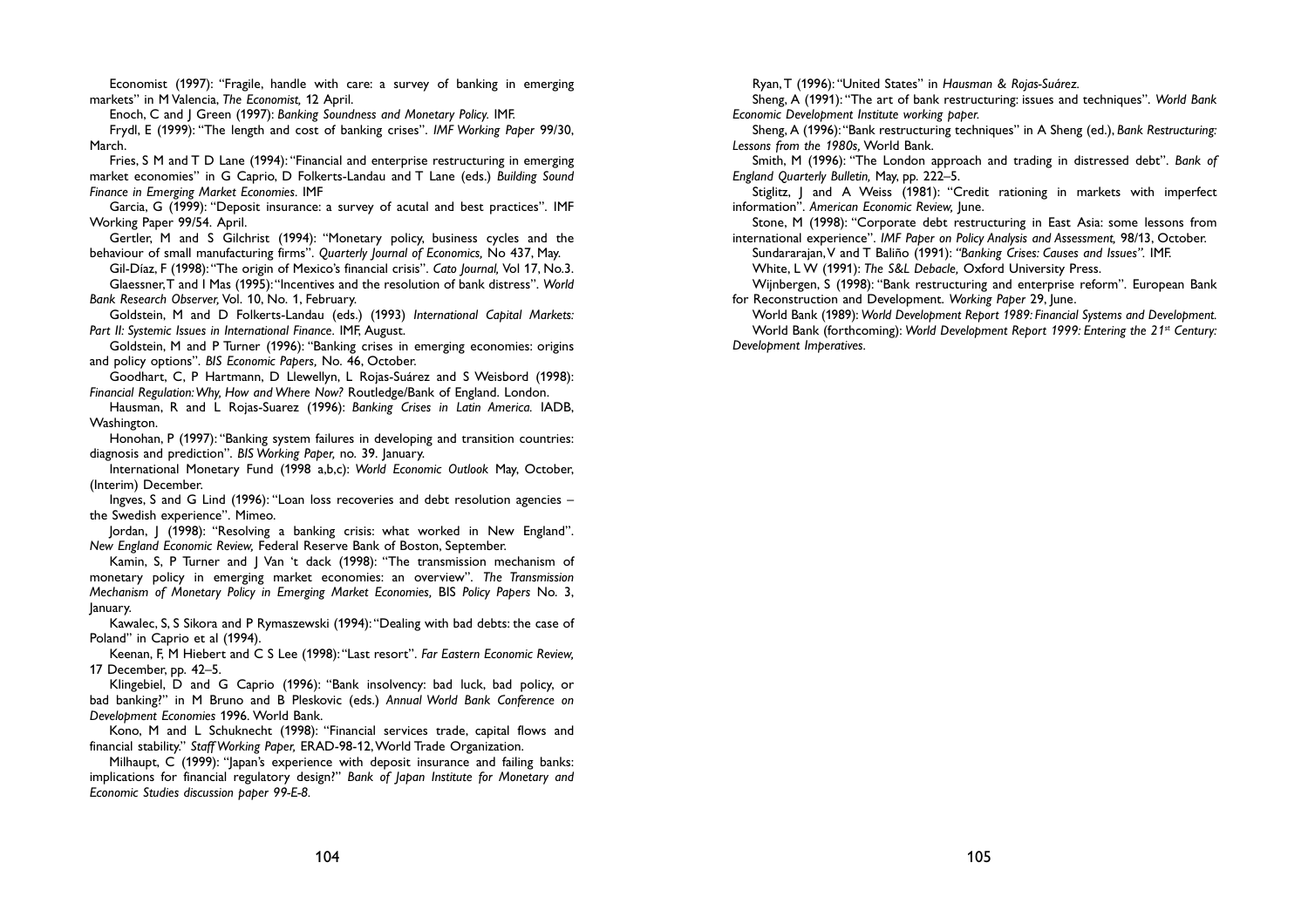Economist (1997): "Fragile, handle with care: a survey of banking in emerging markets" in M Valencia, *The Economist,* 12 April.

Enoch, C and J Green (1997): *Banking Soundness and Monetary Policy.* IMF.

Frydl, E (1999): "The length and cost of banking crises". *IMF Working Paper* 99/30, March.

Fries, S M and T D Lane (1994): "Financial and enterprise restructuring in emerging market economies" in G Caprio, D Folkerts-Landau and T Lane (eds.) *Building Sound Finance in Emerging Market Economies.* IMF

Garcia, G (1999): "Deposit insurance: a survey of acutal and best practices". IMF Working Paper 99/54. April.

Gertler, M and S Gilchrist (1994): "Monetary policy, business cycles and the behaviour of small manufacturing firms". *Quarterly Journal of Economics,* No 437, May.

Gil-Díaz, F (1998): "The origin of Mexico's financial crisis". *Cato Journal,* Vol 17, No.3.

Glaessner, T and I Mas (1995): "Incentives and the resolution of bank distress". *World Bank Research Observer,* Vol. 10, No. 1, February.

Goldstein, M and D Folkerts-Landau (eds.) (1993) *International Capital Markets: Part II: Systemic Issues in International Finance.* IMF, August.

Goldstein, M and P Turner (1996): "Banking crises in emerging economies: origins and policy options". *BIS Economic Papers,* No. 46, October.

Goodhart, C, P Hartmann, D Llewellyn, L Rojas-Suárez and S Weisbord (1998): *Financial Regulation: Why, How and Where Now?* Routledge/Bank of England. London.

Hausman, R and L Rojas-Suarez (1996): *Banking Crises in Latin America.* IADB, Washington.

Honohan, P (1997): "Banking system failures in developing and transition countries: diagnosis and prediction". *BIS Working Paper,* no. 39. January.

International Monetary Fund (1998 a,b,c): *World Economic Outlook* May, October, (Interim) December.

Ingves, S and G Lind (1996): "Loan loss recoveries and debt resolution agencies – the Swedish experience". Mimeo.

Jordan, J (1998): "Resolving a banking crisis: what worked in New England". *New England Economic Review,* Federal Reserve Bank of Boston, September.

Kamin, S, P Turner and J Van 't dack (1998): "The transmission mechanism of monetary policy in emerging market economies: an overview". *The Transmission Mechanism of Monetary Policy in Emerging Market Economies,* BIS *Policy Papers* No. 3, January.

Kawalec, S, S Sikora and P Rymaszewski (1994): "Dealing with bad debts: the case of Poland" in Caprio et al (1994).

Keenan, F, M Hiebert and C S Lee (1998): "Last resort". *Far Eastern Economic Review,* 17 December, pp. 42–5.

Klingebiel, D and G Caprio (1996): "Bank insolvency: bad luck, bad policy, or bad banking?" in M Bruno and B Pleskovic (eds.) *Annual World Bank Conference on Development Economies* 1996. World Bank.

Kono, M and L Schuknecht (1998): "Financial services trade, capital flows and financial stability." *Staff Working Paper,* ERAD-98-12, World Trade Organization.

Milhaupt, C (1999): "Japan's experience with deposit insurance and failing banks: implications for financial regulatory design?" *Bank of Japan Institute for Monetary and Economic Studies discussion paper 99-E-8.*

Ryan, T (1996): "United States" in *Hausman & Rojas-Suárez.*

Sheng, A (1991): "The art of bank restructuring: issues and techniques". *World Bank Economic Development Institute working paper.*

Sheng, A (1996): "Bank restructuring techniques" in A Sheng (ed.), *Bank Restructuring: Lessons from the 1980s,* World Bank.

Smith, M (1996): "The London approach and trading in distressed debt". *Bank of England Quarterly Bulletin,* May, pp. 222–5.

Stiglitz, J and A Weiss (1981): "Credit rationing in markets with imperfect information". *American Economic Review,* June.

Stone, M (1998): "Corporate debt restructuring in East Asia: some lessons from international experience". *IMF Paper on Policy Analysis and Assessment,* 98/13, October.

Sundararajan, V and T Baliño (1991): *"Banking Crises: Causes and Issues".* IMF.

White, L W (1991): *The S&L Debacle,* Oxford University Press.

Wijnbergen, S (1998): "Bank restructuring and enterprise reform". European Bank for Reconstruction and Development. *Working Paper* 29, June.

World Bank (1989): *World Development Report 1989: Financial Systems and Development.*

World Bank (forthcoming): *World Development Report 1999: Entering the 21st Century: Development Imperatives.*